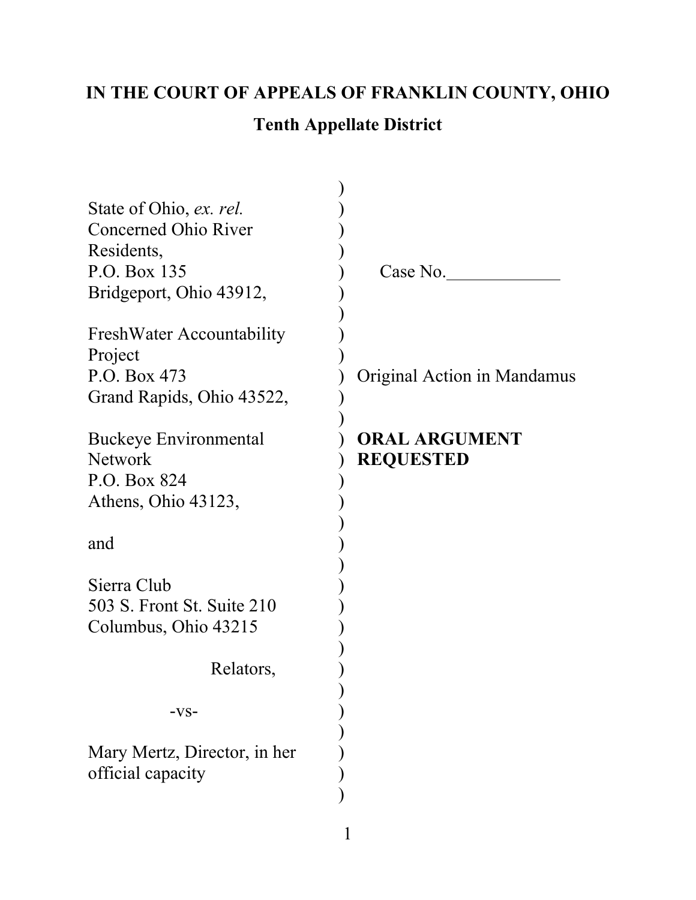# IN THE COURT OF APPEALS OF FRANKLIN COUNTY, OHIO

## Tenth Appellate District

State of Ohio, *ex. rel.*
Concerned Ohio River Residents,
P.O. Box 135
Bridgeport, Ohio 43912,

FreshWater Accountability Project
P.O. Box 473
Grand Rapids, Ohio 43522,

Buckeye Environmental Network
P.O. Box 824
Athens, Ohio 43123,

and

Sierra Club
503 S. Front St. Suite 210
Columbus, Ohio 43215

Relators,

-vs-

Mary Mertz, Director, in her official capacity

Case No.\_\_\_\_\_\_\_\_\_\_\_\_\_

Original Action in Mandamus

**ORAL ARGUMENT REQUESTED**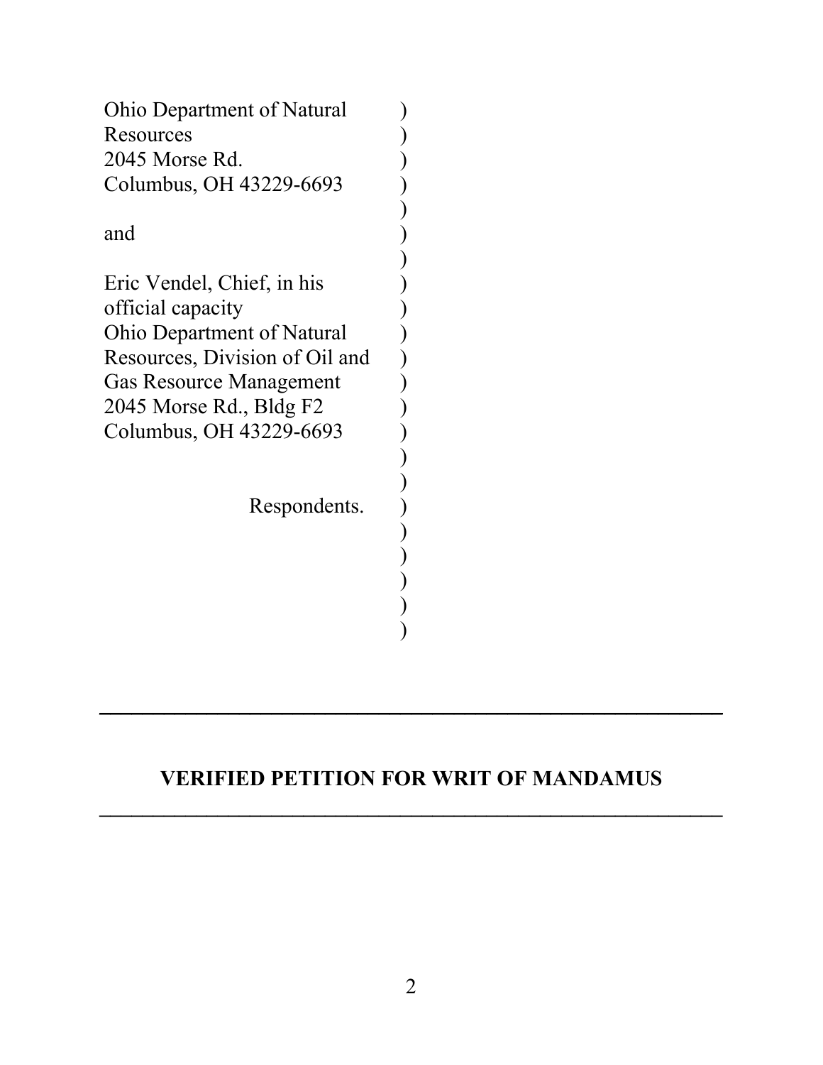Ohio Department of Natural Resources
2045 Morse Rd.
Columbus, OH 43229-6693

and

Eric Vendel, Chief, in his official capacity
Ohio Department of Natural Resources, Division of Oil and Gas Resource Management
2045 Morse Rd., Bldg F2
Columbus, OH 43229-6693

Respondents.

---

**VERIFIED PETITION FOR WRIT OF MANDAMUS**

---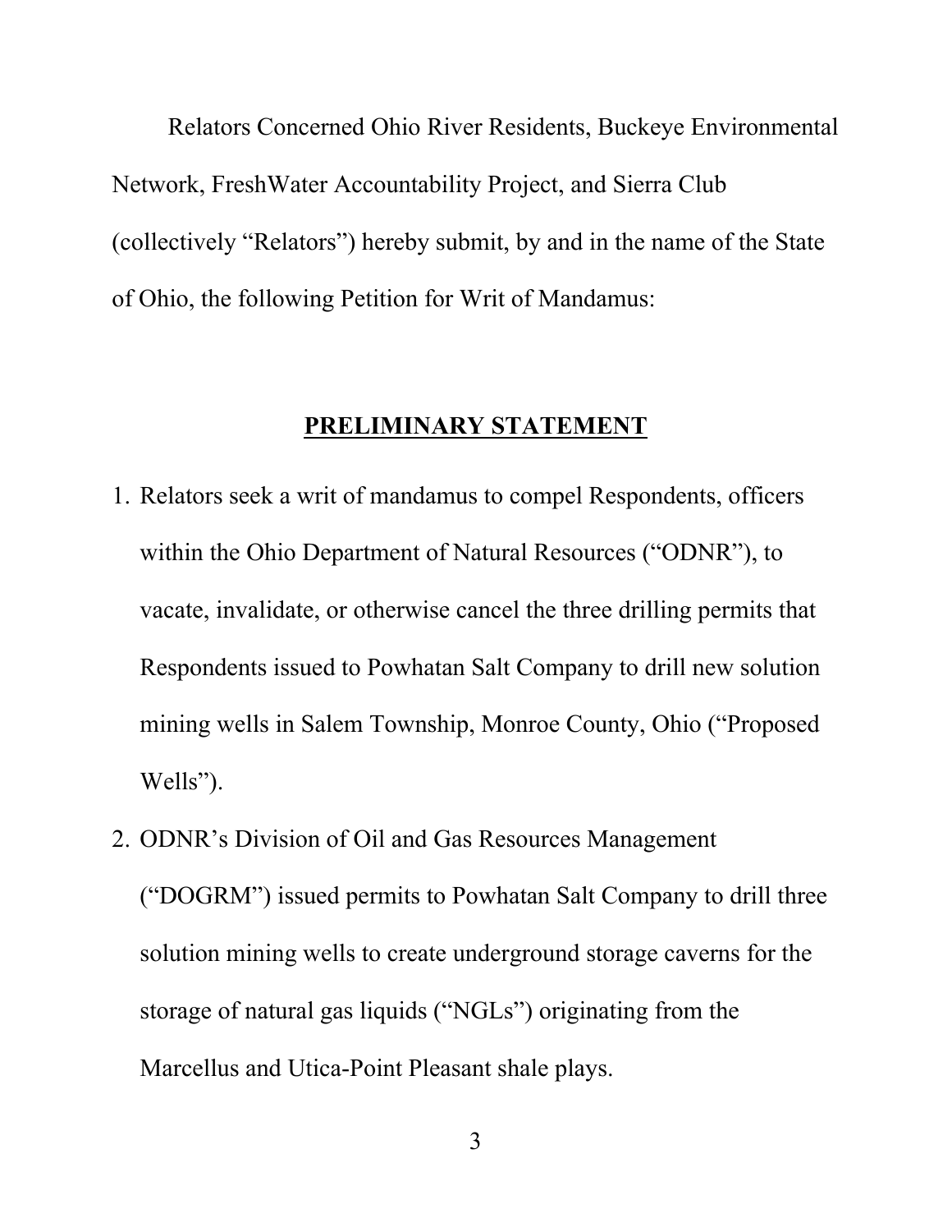Relators Concerned Ohio River Residents, Buckeye Environmental Network, FreshWater Accountability Project, and Sierra Club (collectively "Relators") hereby submit, by and in the name of the State of Ohio, the following Petition for Writ of Mandamus:

## PRELIMINARY STATEMENT

1. Relators seek a writ of mandamus to compel Respondents, officers within the Ohio Department of Natural Resources ("ODNR"), to vacate, invalidate, or otherwise cancel the three drilling permits that Respondents issued to Powhatan Salt Company to drill new solution mining wells in Salem Township, Monroe County, Ohio ("Proposed Wells").
2. ODNR's Division of Oil and Gas Resources Management ("DOGRM") issued permits to Powhatan Salt Company to drill three solution mining wells to create underground storage caverns for the storage of natural gas liquids ("NGLs") originating from the Marcellus and Utica-Point Pleasant shale plays.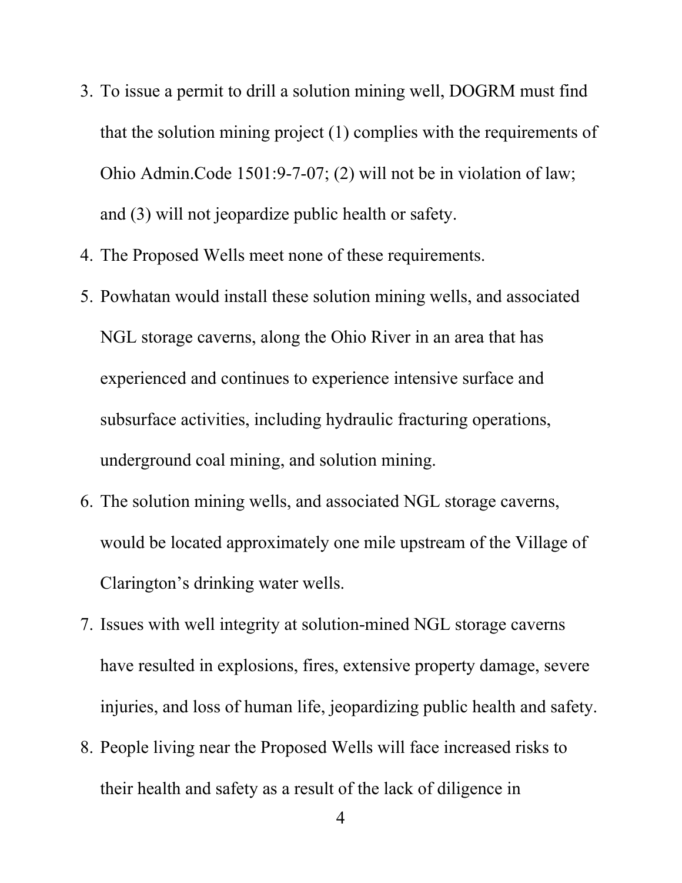3. To issue a permit to drill a solution mining well, DOGRM must find that the solution mining project (1) complies with the requirements of Ohio Admin.Code 1501:9-7-07; (2) will not be in violation of law; and (3) will not jeopardize public health or safety.
4. The Proposed Wells meet none of these requirements.
5. Powhatan would install these solution mining wells, and associated NGL storage caverns, along the Ohio River in an area that has experienced and continues to experience intensive surface and subsurface activities, including hydraulic fracturing operations, underground coal mining, and solution mining.
6. The solution mining wells, and associated NGL storage caverns, would be located approximately one mile upstream of the Village of Clarington's drinking water wells.
7. Issues with well integrity at solution-mined NGL storage caverns have resulted in explosions, fires, extensive property damage, severe injuries, and loss of human life, jeopardizing public health and safety.
8. People living near the Proposed Wells will face increased risks to their health and safety as a result of the lack of diligence in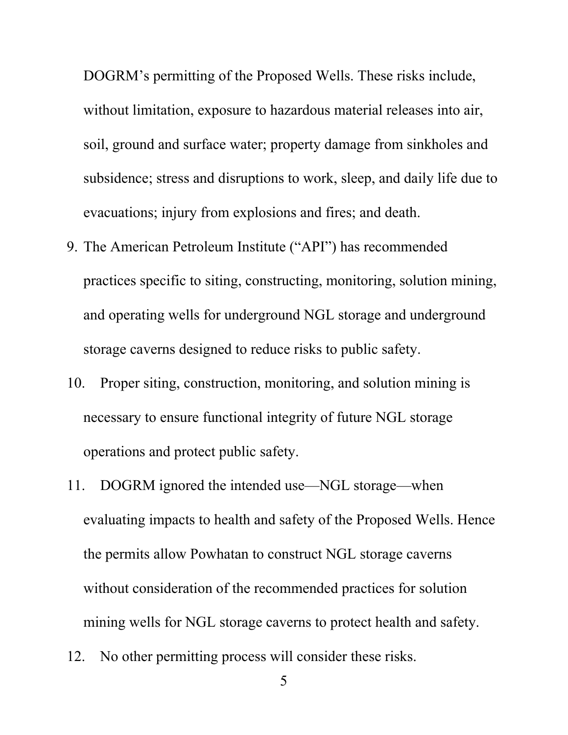DOGRM's permitting of the Proposed Wells. These risks include, without limitation, exposure to hazardous material releases into air, soil, ground and surface water; property damage from sinkholes and subsidence; stress and disruptions to work, sleep, and daily life due to evacuations; injury from explosions and fires; and death.

9. The American Petroleum Institute ("API") has recommended practices specific to siting, constructing, monitoring, solution mining, and operating wells for underground NGL storage and underground storage caverns designed to reduce risks to public safety.

10. Proper siting, construction, monitoring, and solution mining is necessary to ensure functional integrity of future NGL storage operations and protect public safety.

11. DOGRM ignored the intended use—NGL storage—when evaluating impacts to health and safety of the Proposed Wells. Hence the permits allow Powhatan to construct NGL storage caverns without consideration of the recommended practices for solution mining wells for NGL storage caverns to protect health and safety.

12. No other permitting process will consider these risks.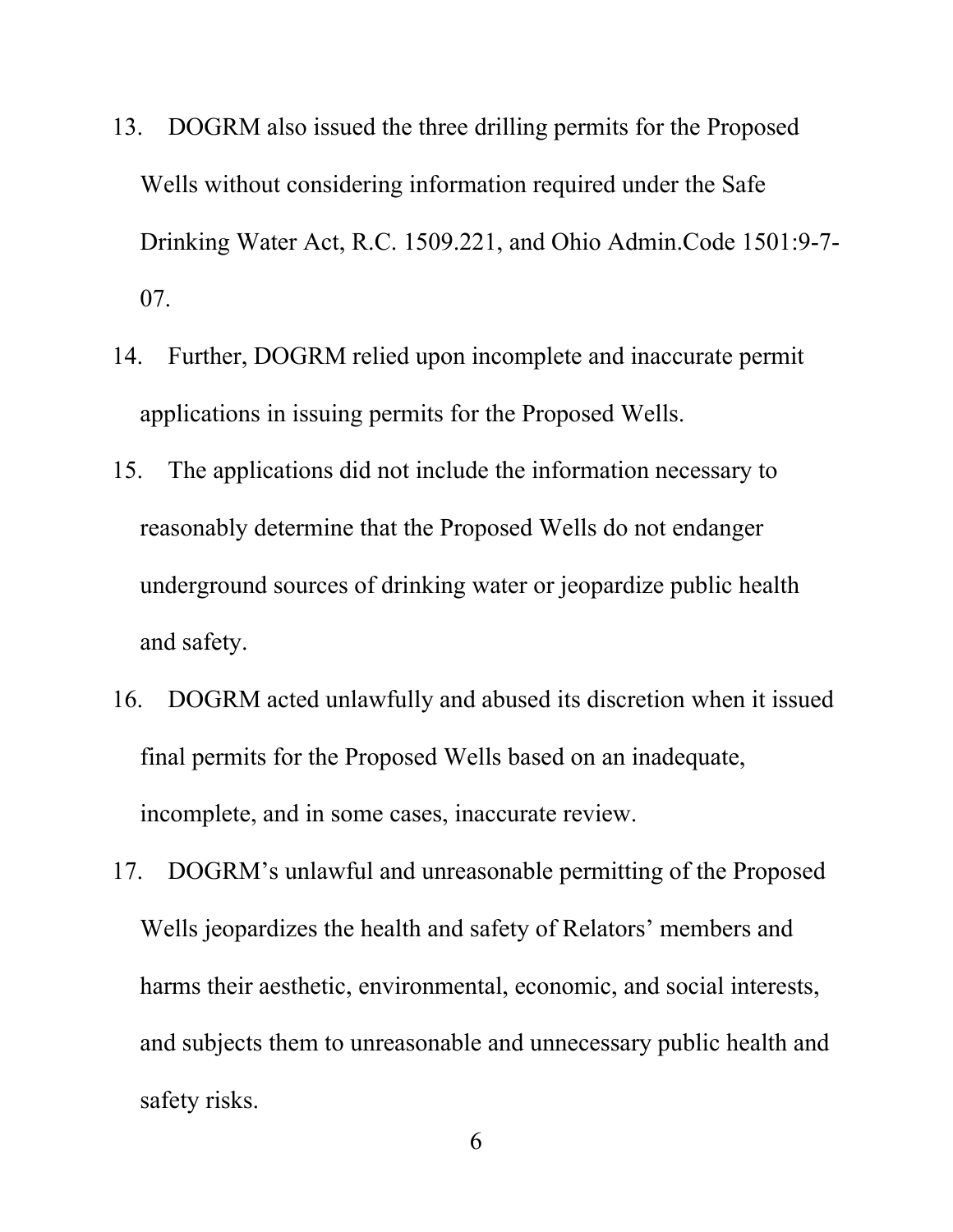13. DOGRM also issued the three drilling permits for the Proposed Wells without considering information required under the Safe Drinking Water Act, R.C. 1509.221, and Ohio Admin.Code 1501:9-7-07.

14. Further, DOGRM relied upon incomplete and inaccurate permit applications in issuing permits for the Proposed Wells.

15. The applications did not include the information necessary to reasonably determine that the Proposed Wells do not endanger underground sources of drinking water or jeopardize public health and safety.

16. DOGRM acted unlawfully and abused its discretion when it issued final permits for the Proposed Wells based on an inadequate, incomplete, and in some cases, inaccurate review.

17. DOGRM's unlawful and unreasonable permitting of the Proposed Wells jeopardizes the health and safety of Relators' members and harms their aesthetic, environmental, economic, and social interests, and subjects them to unreasonable and unnecessary public health and safety risks.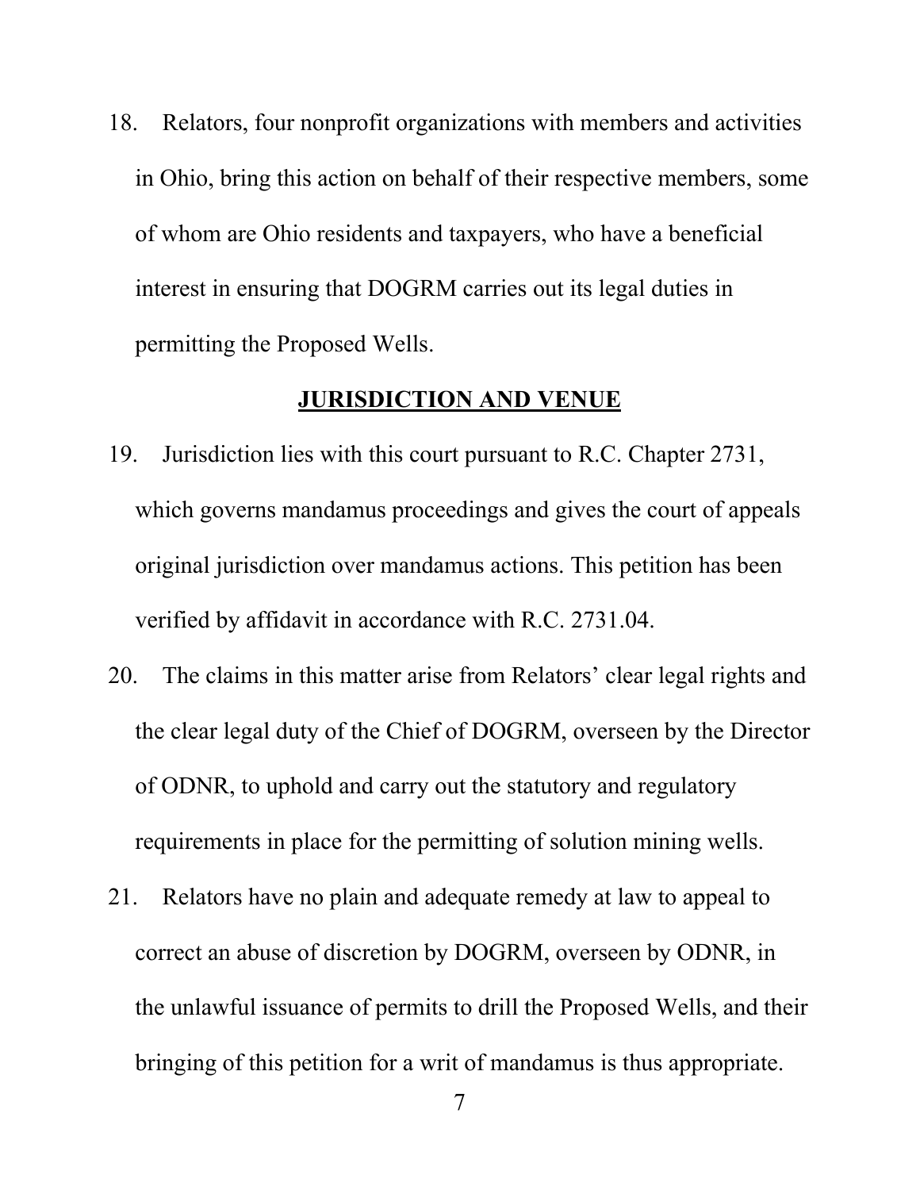18. Relators, four nonprofit organizations with members and activities in Ohio, bring this action on behalf of their respective members, some of whom are Ohio residents and taxpayers, who have a beneficial interest in ensuring that DOGRM carries out its legal duties in permitting the Proposed Wells.

## JURISDICTION AND VENUE

19. Jurisdiction lies with this court pursuant to R.C. Chapter 2731, which governs mandamus proceedings and gives the court of appeals original jurisdiction over mandamus actions. This petition has been verified by affidavit in accordance with R.C. 2731.04.

20. The claims in this matter arise from Relators' clear legal rights and the clear legal duty of the Chief of DOGRM, overseen by the Director of ODNR, to uphold and carry out the statutory and regulatory requirements in place for the permitting of solution mining wells.

21. Relators have no plain and adequate remedy at law to appeal to correct an abuse of discretion by DOGRM, overseen by ODNR, in the unlawful issuance of permits to drill the Proposed Wells, and their bringing of this petition for a writ of mandamus is thus appropriate.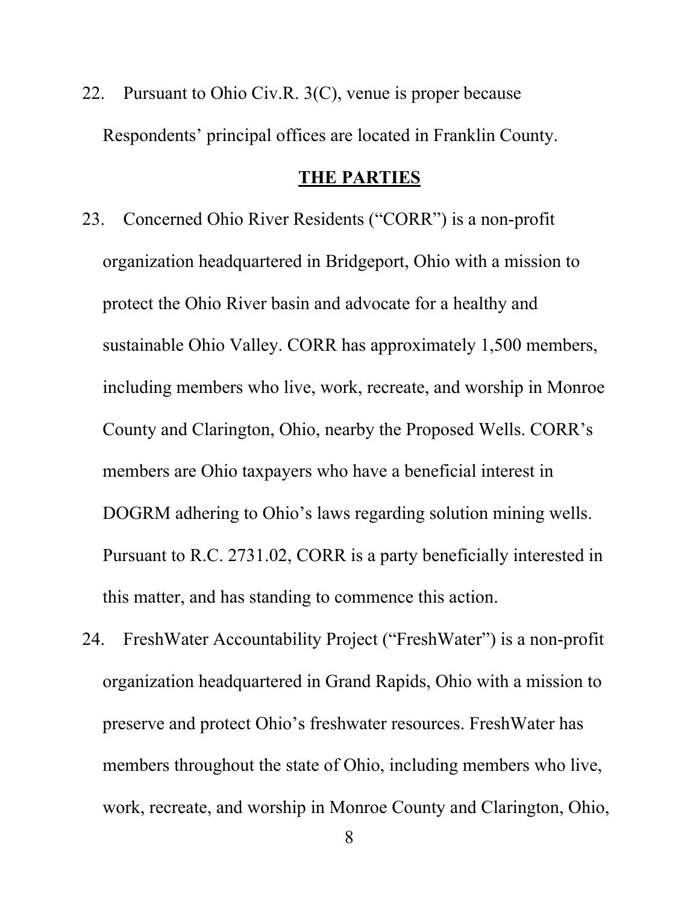22. Pursuant to Ohio Civ.R. 3(C), venue is proper because Respondents' principal offices are located in Franklin County.

## THE PARTIES

23. Concerned Ohio River Residents ("CORR") is a non-profit organization headquartered in Bridgeport, Ohio with a mission to protect the Ohio River basin and advocate for a healthy and sustainable Ohio Valley. CORR has approximately 1,500 members, including members who live, work, recreate, and worship in Monroe County and Clarington, Ohio, nearby the Proposed Wells. CORR's members are Ohio taxpayers who have a beneficial interest in DOGRM adhering to Ohio's laws regarding solution mining wells. Pursuant to R.C. 2731.02, CORR is a party beneficially interested in this matter, and has standing to commence this action.

24. FreshWater Accountability Project ("FreshWater") is a non-profit organization headquartered in Grand Rapids, Ohio with a mission to preserve and protect Ohio's freshwater resources. FreshWater has members throughout the state of Ohio, including members who live, work, recreate, and worship in Monroe County and Clarington, Ohio,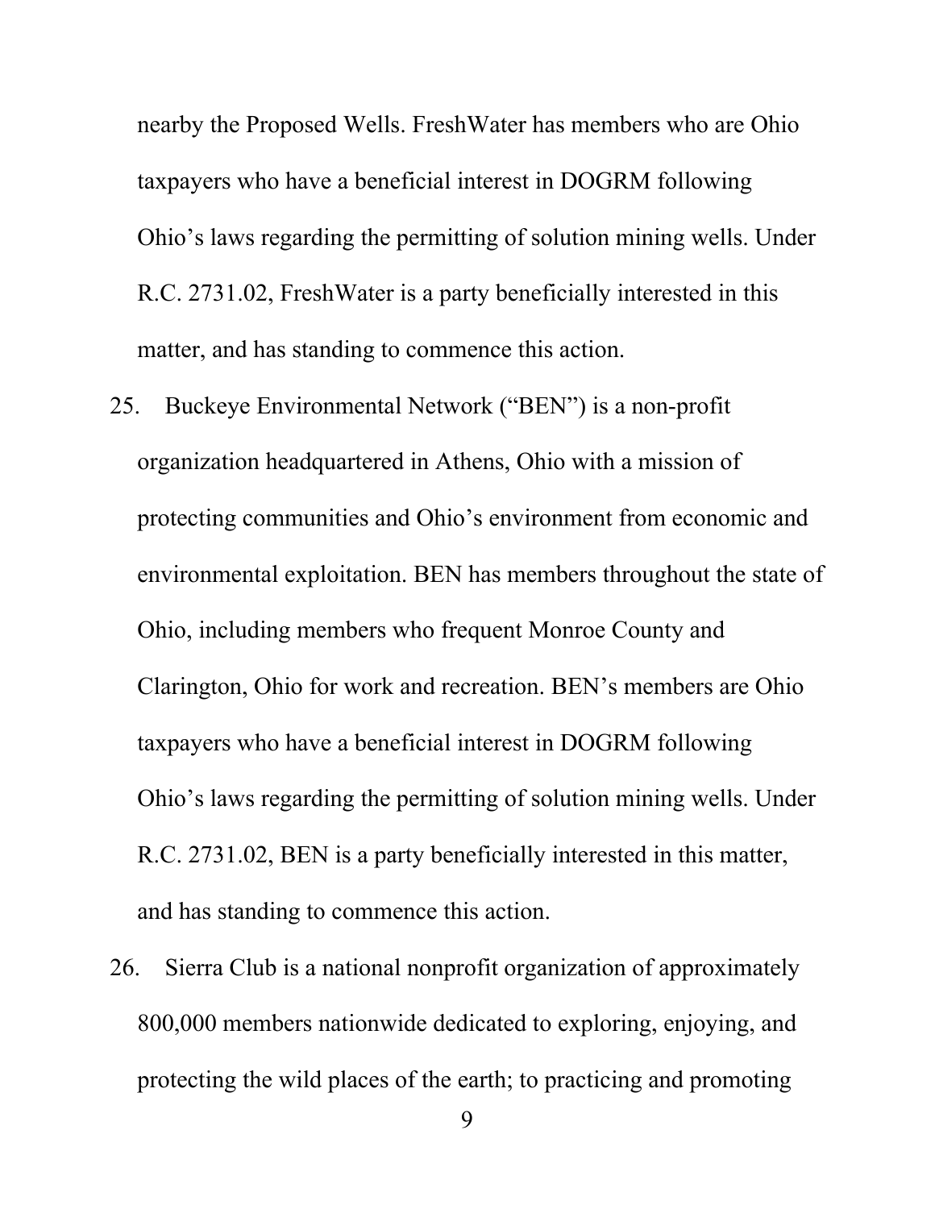nearby the Proposed Wells. FreshWater has members who are Ohio taxpayers who have a beneficial interest in DOGRM following Ohio's laws regarding the permitting of solution mining wells. Under R.C. 2731.02, FreshWater is a party beneficially interested in this matter, and has standing to commence this action.

25. Buckeye Environmental Network ("BEN") is a non-profit organization headquartered in Athens, Ohio with a mission of protecting communities and Ohio's environment from economic and environmental exploitation. BEN has members throughout the state of Ohio, including members who frequent Monroe County and Clarington, Ohio for work and recreation. BEN's members are Ohio taxpayers who have a beneficial interest in DOGRM following Ohio's laws regarding the permitting of solution mining wells. Under R.C. 2731.02, BEN is a party beneficially interested in this matter, and has standing to commence this action.

26. Sierra Club is a national nonprofit organization of approximately 800,000 members nationwide dedicated to exploring, enjoying, and protecting the wild places of the earth; to practicing and promoting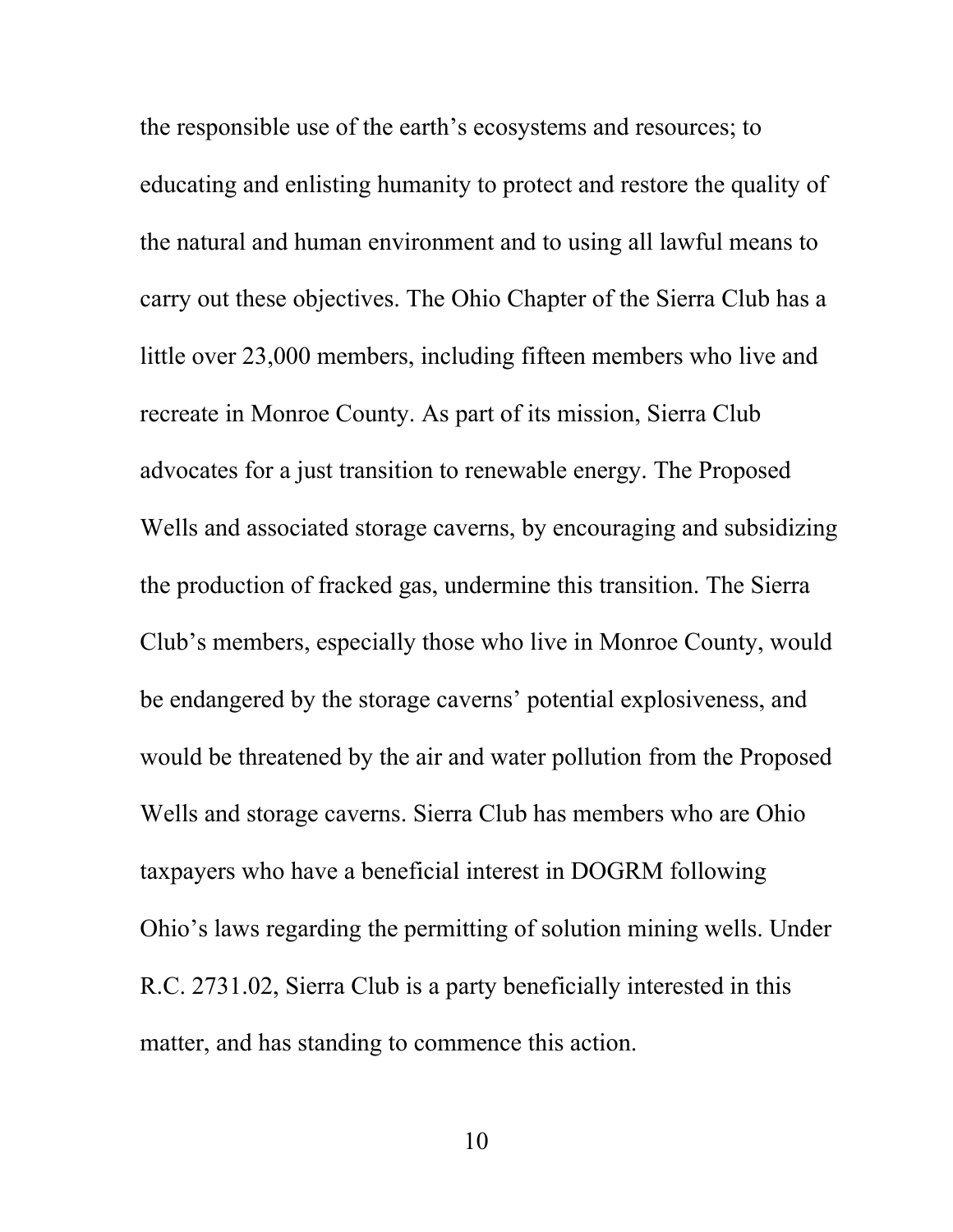the responsible use of the earth's ecosystems and resources; to educating and enlisting humanity to protect and restore the quality of the natural and human environment and to using all lawful means to carry out these objectives. The Ohio Chapter of the Sierra Club has a little over 23,000 members, including fifteen members who live and recreate in Monroe County. As part of its mission, Sierra Club advocates for a just transition to renewable energy. The Proposed Wells and associated storage caverns, by encouraging and subsidizing the production of fracked gas, undermine this transition. The Sierra Club's members, especially those who live in Monroe County, would be endangered by the storage caverns' potential explosiveness, and would be threatened by the air and water pollution from the Proposed Wells and storage caverns. Sierra Club has members who are Ohio taxpayers who have a beneficial interest in DOGRM following Ohio's laws regarding the permitting of solution mining wells. Under R.C. 2731.02, Sierra Club is a party beneficially interested in this matter, and has standing to commence this action.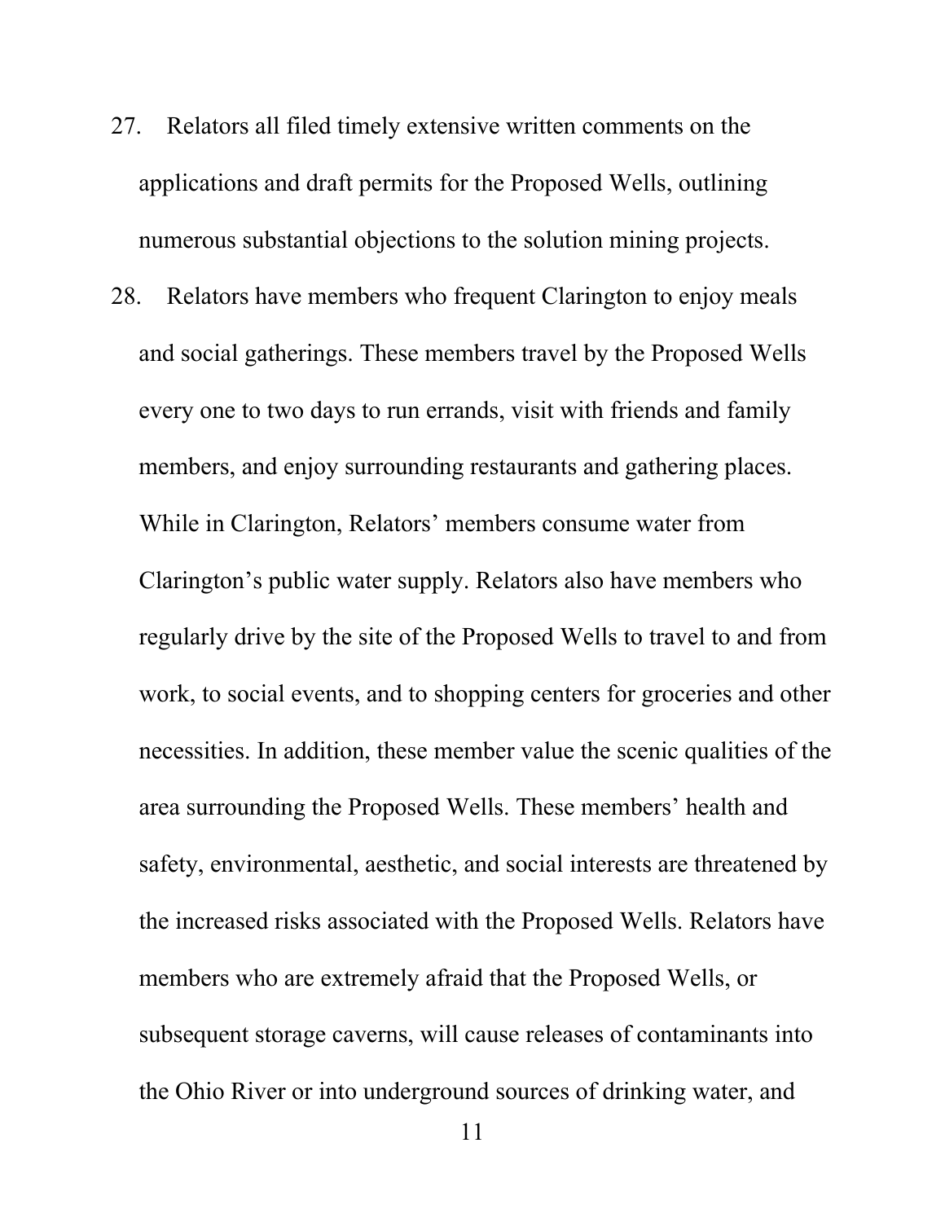27. Relators all filed timely extensive written comments on the applications and draft permits for the Proposed Wells, outlining numerous substantial objections to the solution mining projects.

28. Relators have members who frequent Clarington to enjoy meals and social gatherings. These members travel by the Proposed Wells every one to two days to run errands, visit with friends and family members, and enjoy surrounding restaurants and gathering places. While in Clarington, Relators' members consume water from Clarington's public water supply. Relators also have members who regularly drive by the site of the Proposed Wells to travel to and from work, to social events, and to shopping centers for groceries and other necessities. In addition, these member value the scenic qualities of the area surrounding the Proposed Wells. These members' health and safety, environmental, aesthetic, and social interests are threatened by the increased risks associated with the Proposed Wells. Relators have members who are extremely afraid that the Proposed Wells, or subsequent storage caverns, will cause releases of contaminants into the Ohio River or into underground sources of drinking water, and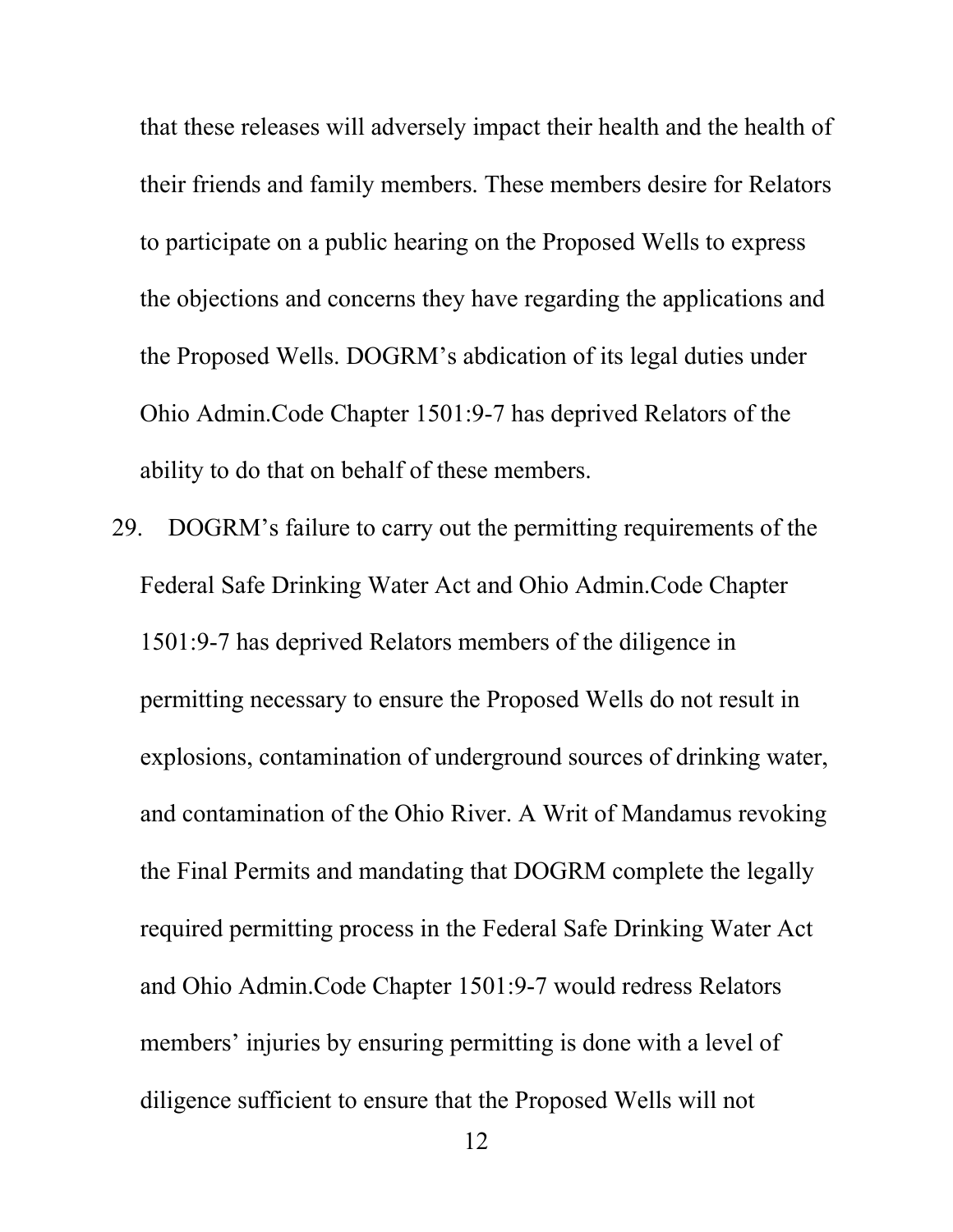that these releases will adversely impact their health and the health of their friends and family members. These members desire for Relators to participate on a public hearing on the Proposed Wells to express the objections and concerns they have regarding the applications and the Proposed Wells. DOGRM's abdication of its legal duties under Ohio Admin.Code Chapter 1501:9-7 has deprived Relators of the ability to do that on behalf of these members.

29. DOGRM's failure to carry out the permitting requirements of the Federal Safe Drinking Water Act and Ohio Admin.Code Chapter 1501:9-7 has deprived Relators members of the diligence in permitting necessary to ensure the Proposed Wells do not result in explosions, contamination of underground sources of drinking water, and contamination of the Ohio River. A Writ of Mandamus revoking the Final Permits and mandating that DOGRM complete the legally required permitting process in the Federal Safe Drinking Water Act and Ohio Admin.Code Chapter 1501:9-7 would redress Relators members' injuries by ensuring permitting is done with a level of diligence sufficient to ensure that the Proposed Wells will not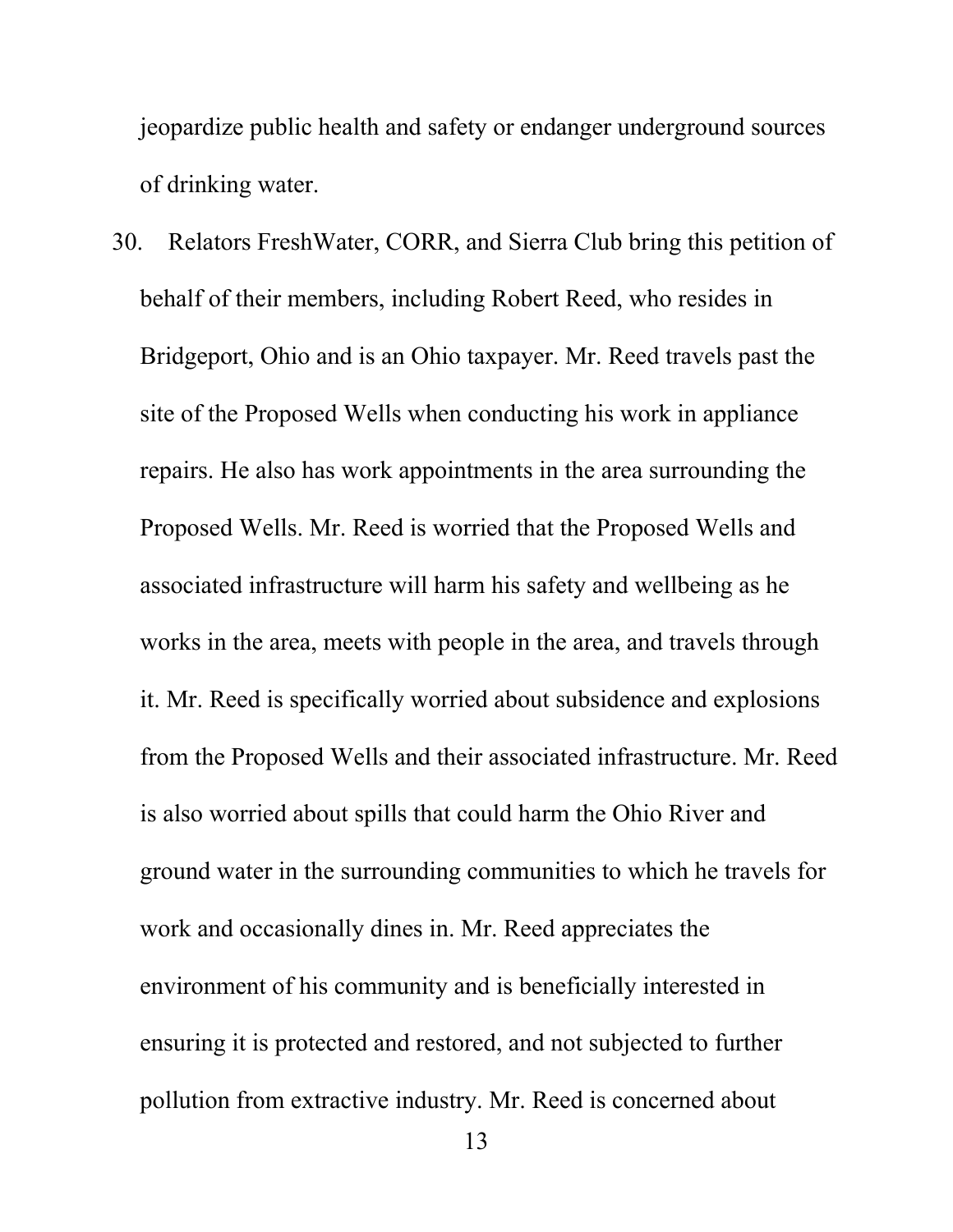jeopardize public health and safety or endanger underground sources of drinking water.

30. Relators FreshWater, CORR, and Sierra Club bring this petition of behalf of their members, including Robert Reed, who resides in Bridgeport, Ohio and is an Ohio taxpayer. Mr. Reed travels past the site of the Proposed Wells when conducting his work in appliance repairs. He also has work appointments in the area surrounding the Proposed Wells. Mr. Reed is worried that the Proposed Wells and associated infrastructure will harm his safety and wellbeing as he works in the area, meets with people in the area, and travels through it. Mr. Reed is specifically worried about subsidence and explosions from the Proposed Wells and their associated infrastructure. Mr. Reed is also worried about spills that could harm the Ohio River and ground water in the surrounding communities to which he travels for work and occasionally dines in. Mr. Reed appreciates the environment of his community and is beneficially interested in ensuring it is protected and restored, and not subjected to further pollution from extractive industry. Mr. Reed is concerned about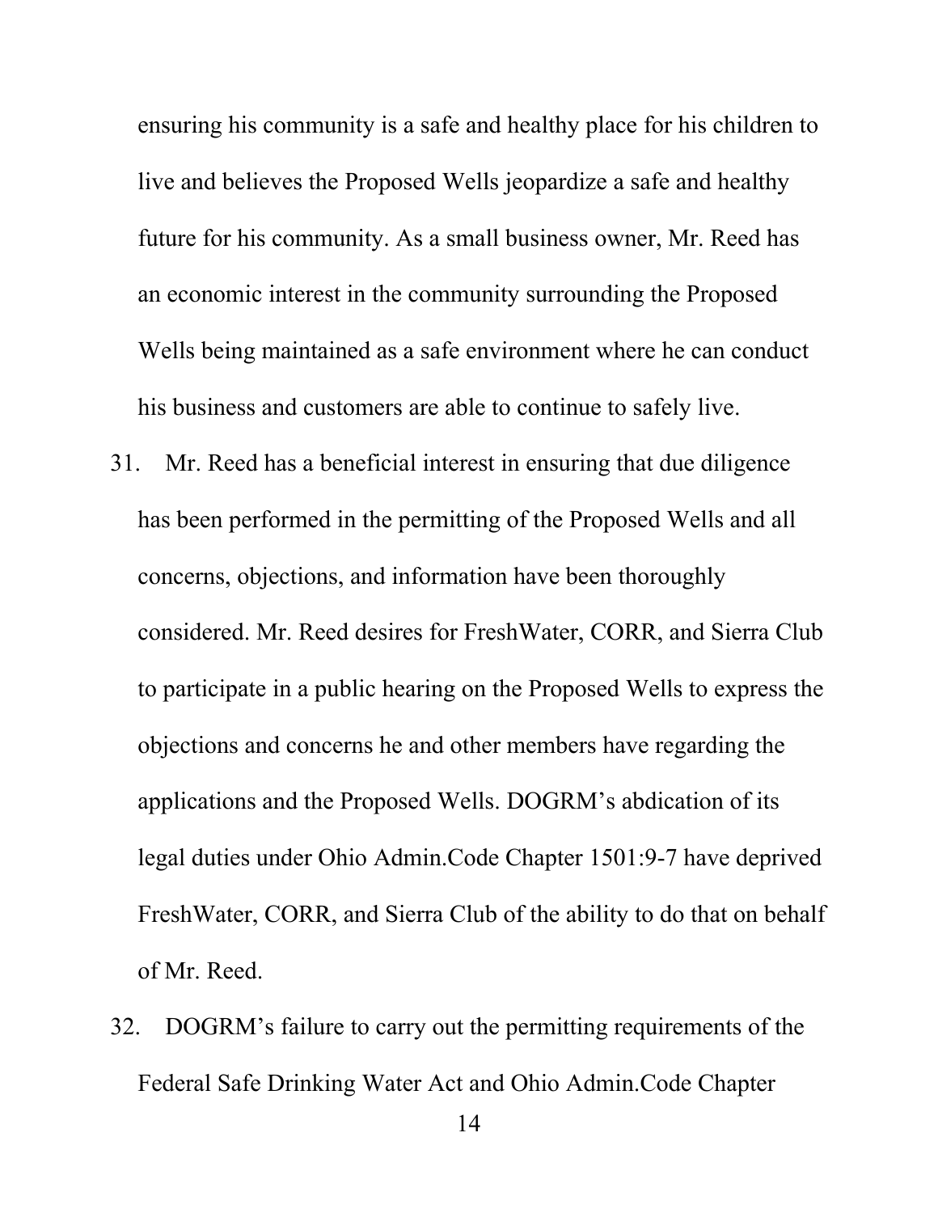ensuring his community is a safe and healthy place for his children to live and believes the Proposed Wells jeopardize a safe and healthy future for his community. As a small business owner, Mr. Reed has an economic interest in the community surrounding the Proposed Wells being maintained as a safe environment where he can conduct his business and customers are able to continue to safely live.

31. Mr. Reed has a beneficial interest in ensuring that due diligence has been performed in the permitting of the Proposed Wells and all concerns, objections, and information have been thoroughly considered. Mr. Reed desires for FreshWater, CORR, and Sierra Club to participate in a public hearing on the Proposed Wells to express the objections and concerns he and other members have regarding the applications and the Proposed Wells. DOGRM's abdication of its legal duties under Ohio Admin.Code Chapter 1501:9-7 have deprived FreshWater, CORR, and Sierra Club of the ability to do that on behalf of Mr. Reed.

32. DOGRM's failure to carry out the permitting requirements of the Federal Safe Drinking Water Act and Ohio Admin.Code Chapter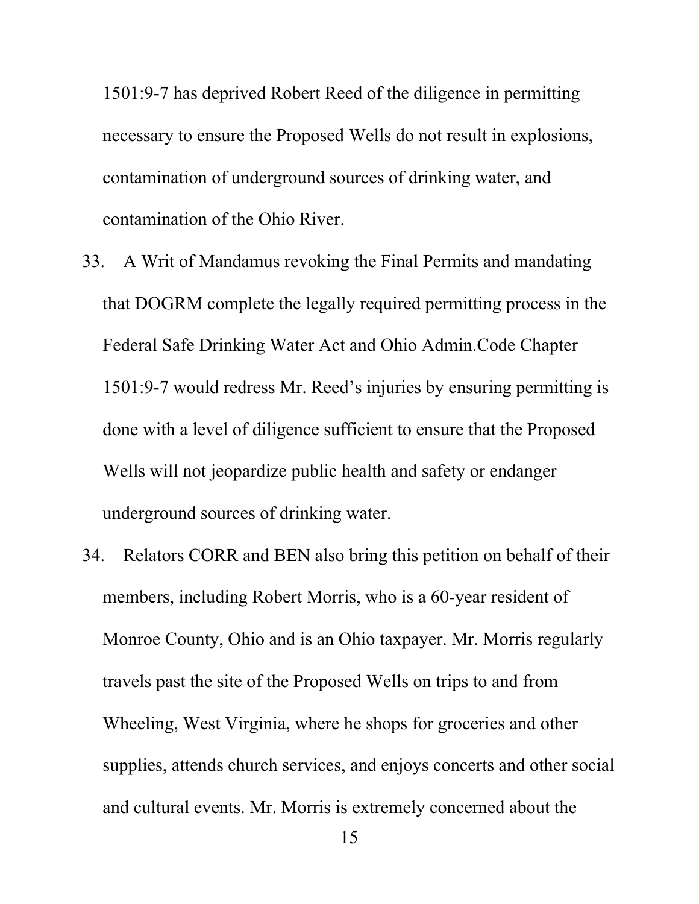1501:9-7 has deprived Robert Reed of the diligence in permitting necessary to ensure the Proposed Wells do not result in explosions, contamination of underground sources of drinking water, and contamination of the Ohio River.

33. A Writ of Mandamus revoking the Final Permits and mandating that DOGRM complete the legally required permitting process in the Federal Safe Drinking Water Act and Ohio Admin.Code Chapter 1501:9-7 would redress Mr. Reed's injuries by ensuring permitting is done with a level of diligence sufficient to ensure that the Proposed Wells will not jeopardize public health and safety or endanger underground sources of drinking water.

34. Relators CORR and BEN also bring this petition on behalf of their members, including Robert Morris, who is a 60-year resident of Monroe County, Ohio and is an Ohio taxpayer. Mr. Morris regularly travels past the site of the Proposed Wells on trips to and from Wheeling, West Virginia, where he shops for groceries and other supplies, attends church services, and enjoys concerts and other social and cultural events. Mr. Morris is extremely concerned about the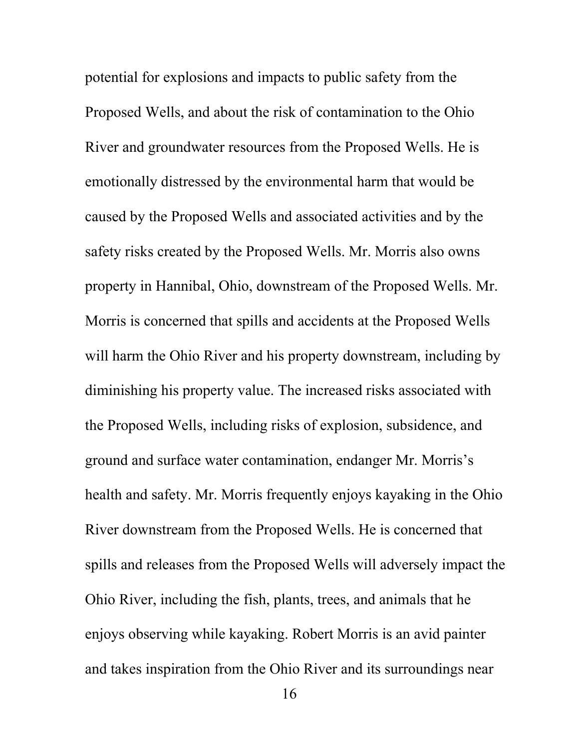potential for explosions and impacts to public safety from the Proposed Wells, and about the risk of contamination to the Ohio River and groundwater resources from the Proposed Wells. He is emotionally distressed by the environmental harm that would be caused by the Proposed Wells and associated activities and by the safety risks created by the Proposed Wells. Mr. Morris also owns property in Hannibal, Ohio, downstream of the Proposed Wells. Mr. Morris is concerned that spills and accidents at the Proposed Wells will harm the Ohio River and his property downstream, including by diminishing his property value. The increased risks associated with the Proposed Wells, including risks of explosion, subsidence, and ground and surface water contamination, endanger Mr. Morris's health and safety. Mr. Morris frequently enjoys kayaking in the Ohio River downstream from the Proposed Wells. He is concerned that spills and releases from the Proposed Wells will adversely impact the Ohio River, including the fish, plants, trees, and animals that he enjoys observing while kayaking. Robert Morris is an avid painter and takes inspiration from the Ohio River and its surroundings near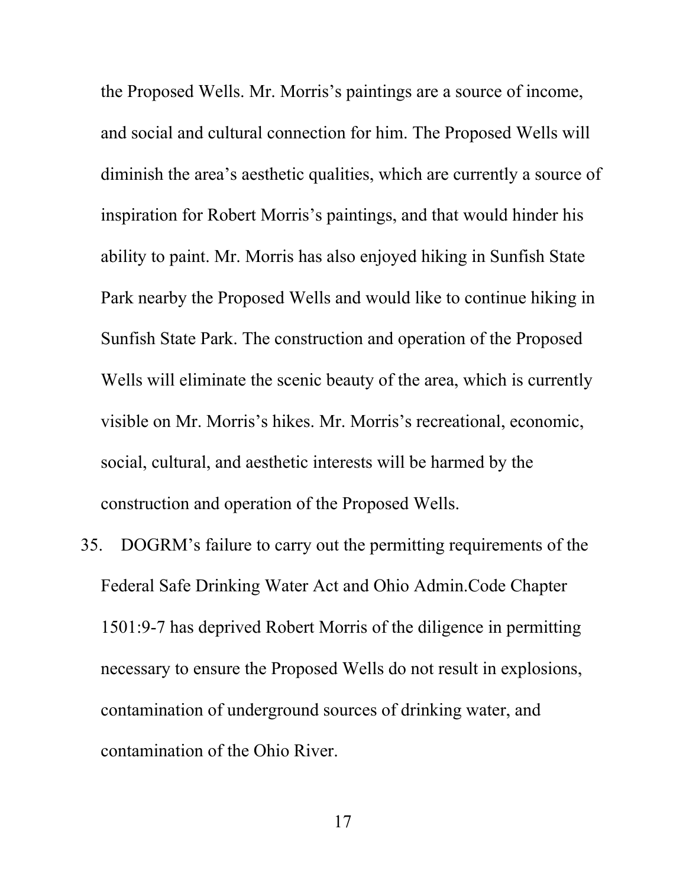the Proposed Wells. Mr. Morris's paintings are a source of income, and social and cultural connection for him. The Proposed Wells will diminish the area's aesthetic qualities, which are currently a source of inspiration for Robert Morris's paintings, and that would hinder his ability to paint. Mr. Morris has also enjoyed hiking in Sunfish State Park nearby the Proposed Wells and would like to continue hiking in Sunfish State Park. The construction and operation of the Proposed Wells will eliminate the scenic beauty of the area, which is currently visible on Mr. Morris's hikes. Mr. Morris's recreational, economic, social, cultural, and aesthetic interests will be harmed by the construction and operation of the Proposed Wells.

35. DOGRM's failure to carry out the permitting requirements of the Federal Safe Drinking Water Act and Ohio Admin.Code Chapter 1501:9-7 has deprived Robert Morris of the diligence in permitting necessary to ensure the Proposed Wells do not result in explosions, contamination of underground sources of drinking water, and contamination of the Ohio River.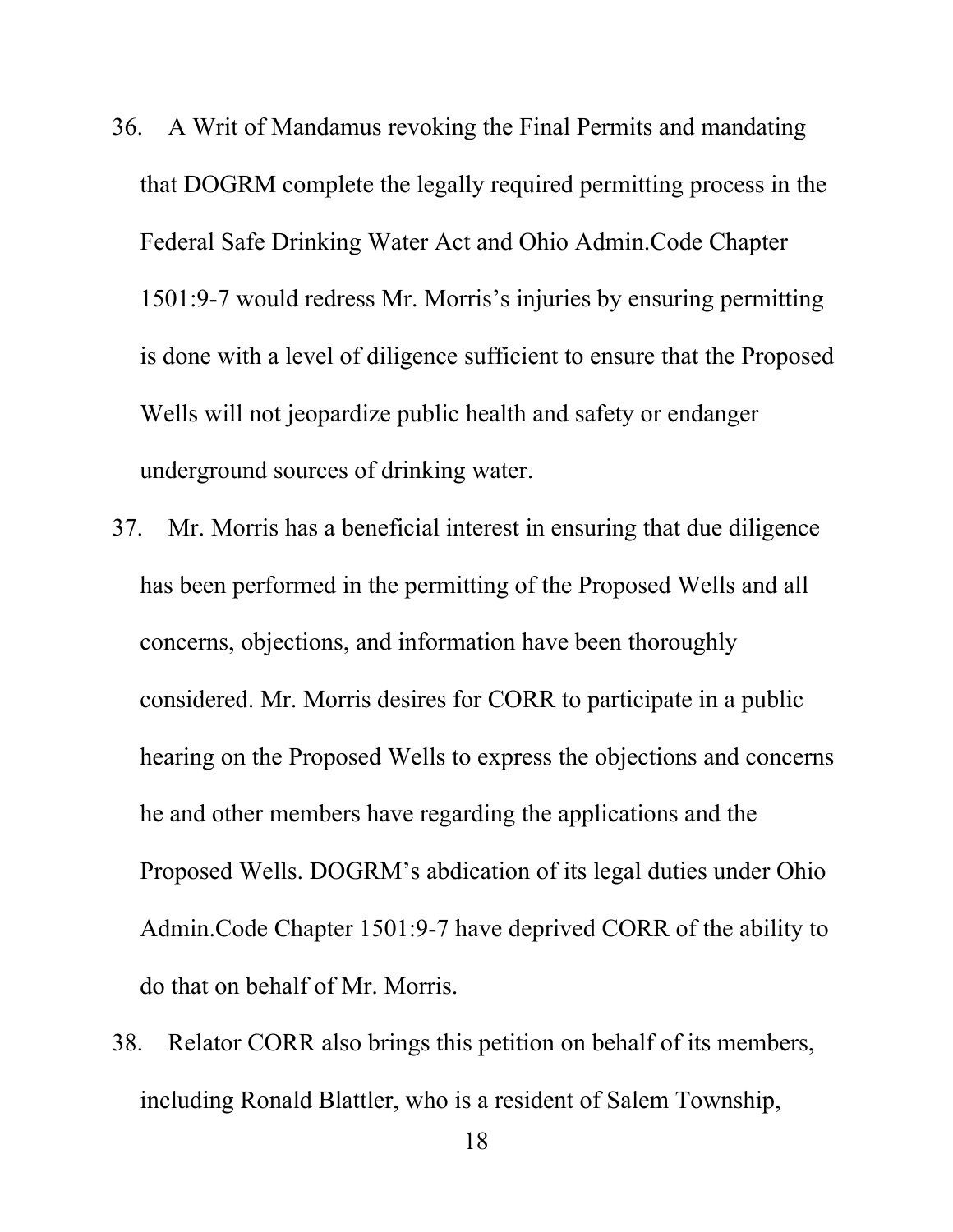36. A Writ of Mandamus revoking the Final Permits and mandating that DOGRM complete the legally required permitting process in the Federal Safe Drinking Water Act and Ohio Admin.Code Chapter 1501:9-7 would redress Mr. Morris's injuries by ensuring permitting is done with a level of diligence sufficient to ensure that the Proposed Wells will not jeopardize public health and safety or endanger underground sources of drinking water.

37. Mr. Morris has a beneficial interest in ensuring that due diligence has been performed in the permitting of the Proposed Wells and all concerns, objections, and information have been thoroughly considered. Mr. Morris desires for CORR to participate in a public hearing on the Proposed Wells to express the objections and concerns he and other members have regarding the applications and the Proposed Wells. DOGRM's abdication of its legal duties under Ohio Admin.Code Chapter 1501:9-7 have deprived CORR of the ability to do that on behalf of Mr. Morris.

38. Relator CORR also brings this petition on behalf of its members, including Ronald Blattler, who is a resident of Salem Township,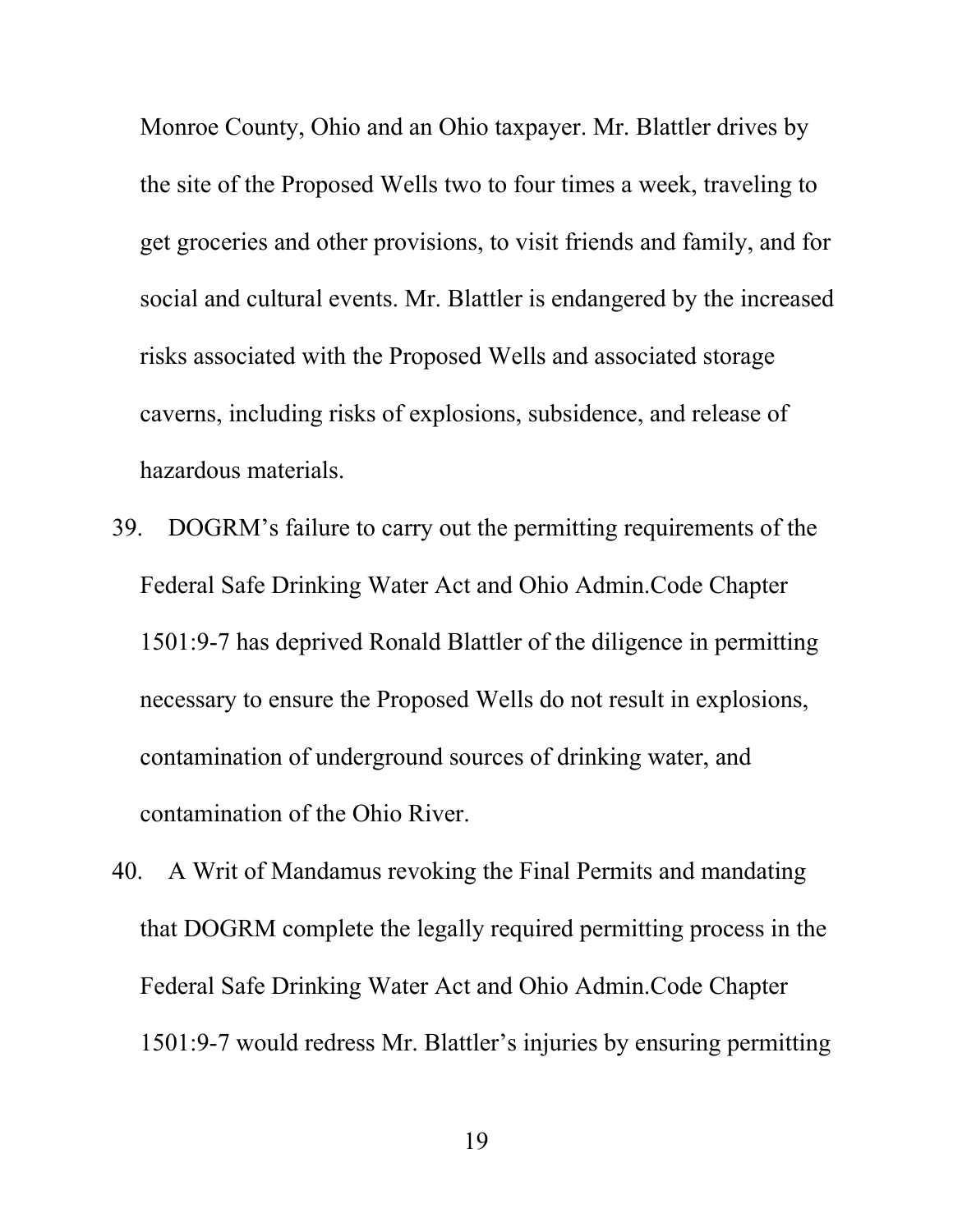Monroe County, Ohio and an Ohio taxpayer. Mr. Blattler drives by the site of the Proposed Wells two to four times a week, traveling to get groceries and other provisions, to visit friends and family, and for social and cultural events. Mr. Blattler is endangered by the increased risks associated with the Proposed Wells and associated storage caverns, including risks of explosions, subsidence, and release of hazardous materials.

39. DOGRM's failure to carry out the permitting requirements of the Federal Safe Drinking Water Act and Ohio Admin.Code Chapter 1501:9-7 has deprived Ronald Blattler of the diligence in permitting necessary to ensure the Proposed Wells do not result in explosions, contamination of underground sources of drinking water, and contamination of the Ohio River.

40. A Writ of Mandamus revoking the Final Permits and mandating that DOGRM complete the legally required permitting process in the Federal Safe Drinking Water Act and Ohio Admin.Code Chapter 1501:9-7 would redress Mr. Blattler's injuries by ensuring permitting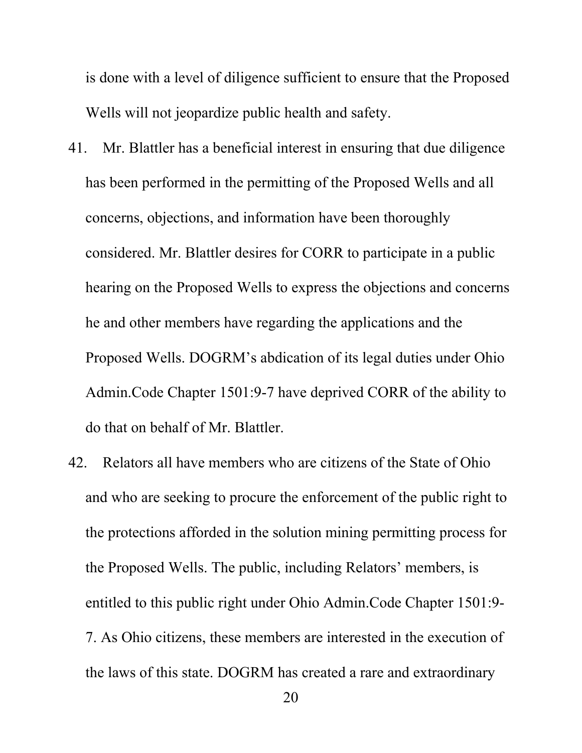is done with a level of diligence sufficient to ensure that the Proposed Wells will not jeopardize public health and safety.

41. Mr. Blattler has a beneficial interest in ensuring that due diligence has been performed in the permitting of the Proposed Wells and all concerns, objections, and information have been thoroughly considered. Mr. Blattler desires for CORR to participate in a public hearing on the Proposed Wells to express the objections and concerns he and other members have regarding the applications and the Proposed Wells. DOGRM's abdication of its legal duties under Ohio Admin.Code Chapter 1501:9-7 have deprived CORR of the ability to do that on behalf of Mr. Blattler.

42. Relators all have members who are citizens of the State of Ohio and who are seeking to procure the enforcement of the public right to the protections afforded in the solution mining permitting process for the Proposed Wells. The public, including Relators' members, is entitled to this public right under Ohio Admin.Code Chapter 1501:9-7. As Ohio citizens, these members are interested in the execution of the laws of this state. DOGRM has created a rare and extraordinary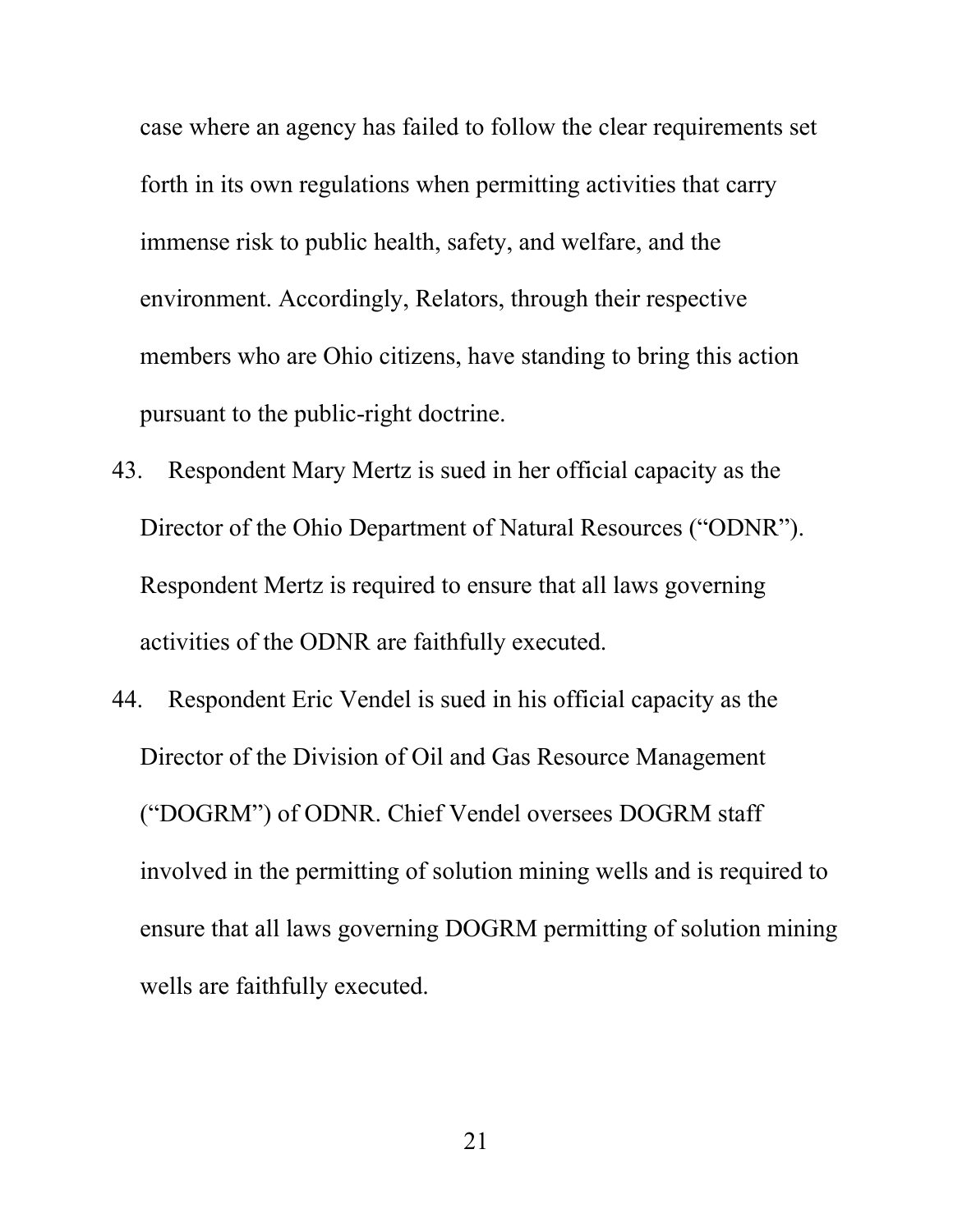case where an agency has failed to follow the clear requirements set forth in its own regulations when permitting activities that carry immense risk to public health, safety, and welfare, and the environment. Accordingly, Relators, through their respective members who are Ohio citizens, have standing to bring this action pursuant to the public-right doctrine.

43. Respondent Mary Mertz is sued in her official capacity as the Director of the Ohio Department of Natural Resources ("ODNR"). Respondent Mertz is required to ensure that all laws governing activities of the ODNR are faithfully executed.

44. Respondent Eric Vendel is sued in his official capacity as the Director of the Division of Oil and Gas Resource Management ("DOGRM") of ODNR. Chief Vendel oversees DOGRM staff involved in the permitting of solution mining wells and is required to ensure that all laws governing DOGRM permitting of solution mining wells are faithfully executed.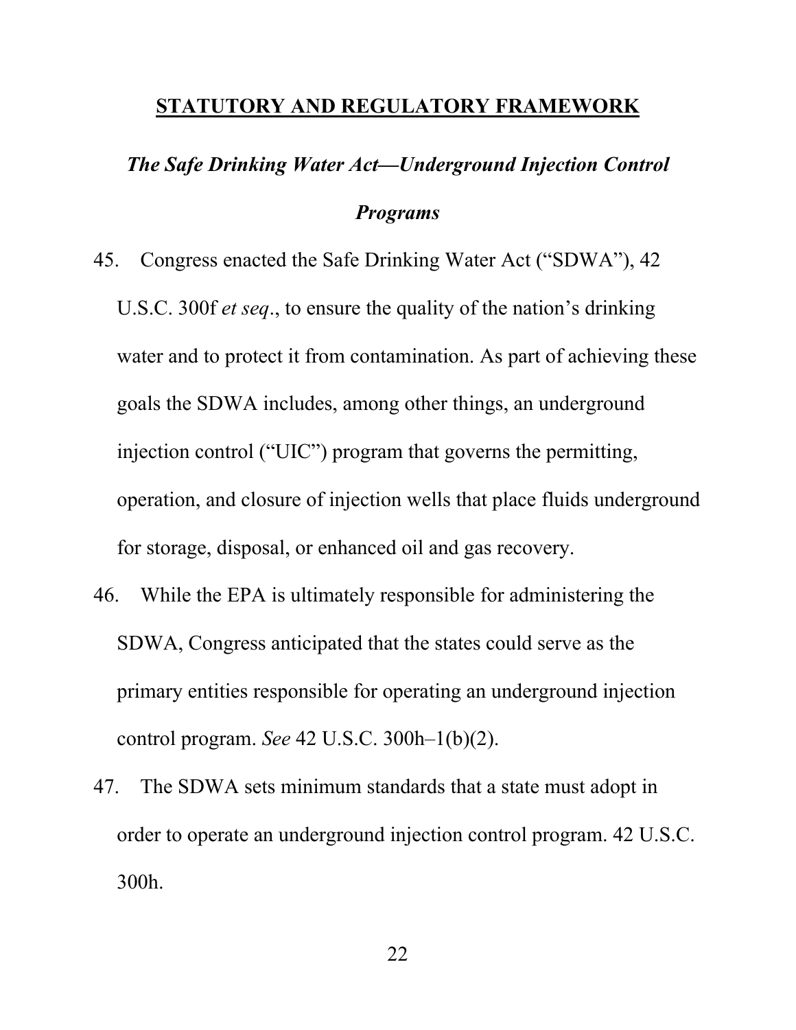## **STATUTORY AND REGULATORY FRAMEWORK**

### ***The Safe Drinking Water Act—Underground Injection Control Programs***

45. Congress enacted the Safe Drinking Water Act ("SDWA"), 42 U.S.C. 300f *et seq*., to ensure the quality of the nation's drinking water and to protect it from contamination. As part of achieving these goals the SDWA includes, among other things, an underground injection control ("UIC") program that governs the permitting, operation, and closure of injection wells that place fluids underground for storage, disposal, or enhanced oil and gas recovery.

46. While the EPA is ultimately responsible for administering the SDWA, Congress anticipated that the states could serve as the primary entities responsible for operating an underground injection control program. *See* 42 U.S.C. 300h–1(b)(2).

47. The SDWA sets minimum standards that a state must adopt in order to operate an underground injection control program. 42 U.S.C. 300h.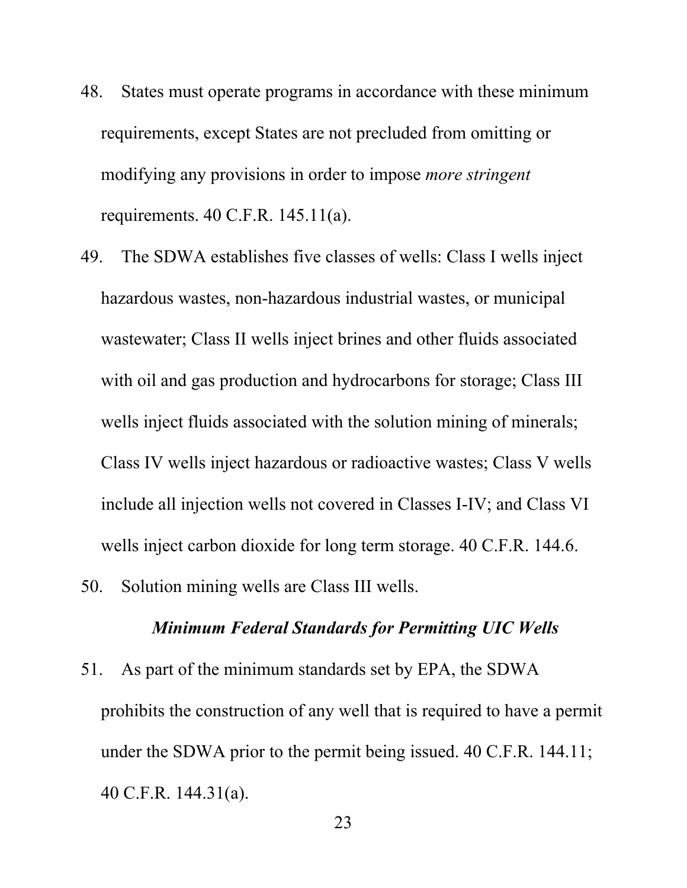48. States must operate programs in accordance with these minimum requirements, except States are not precluded from omitting or modifying any provisions in order to impose *more stringent* requirements. 40 C.F.R. 145.11(a).

49. The SDWA establishes five classes of wells: Class I wells inject hazardous wastes, non-hazardous industrial wastes, or municipal wastewater; Class II wells inject brines and other fluids associated with oil and gas production and hydrocarbons for storage; Class III wells inject fluids associated with the solution mining of minerals; Class IV wells inject hazardous or radioactive wastes; Class V wells include all injection wells not covered in Classes I-IV; and Class VI wells inject carbon dioxide for long term storage. 40 C.F.R. 144.6.

50. Solution mining wells are Class III wells.

### *Minimum Federal Standards for Permitting UIC Wells*

51. As part of the minimum standards set by EPA, the SDWA prohibits the construction of any well that is required to have a permit under the SDWA prior to the permit being issued. 40 C.F.R. 144.11; 40 C.F.R. 144.31(a).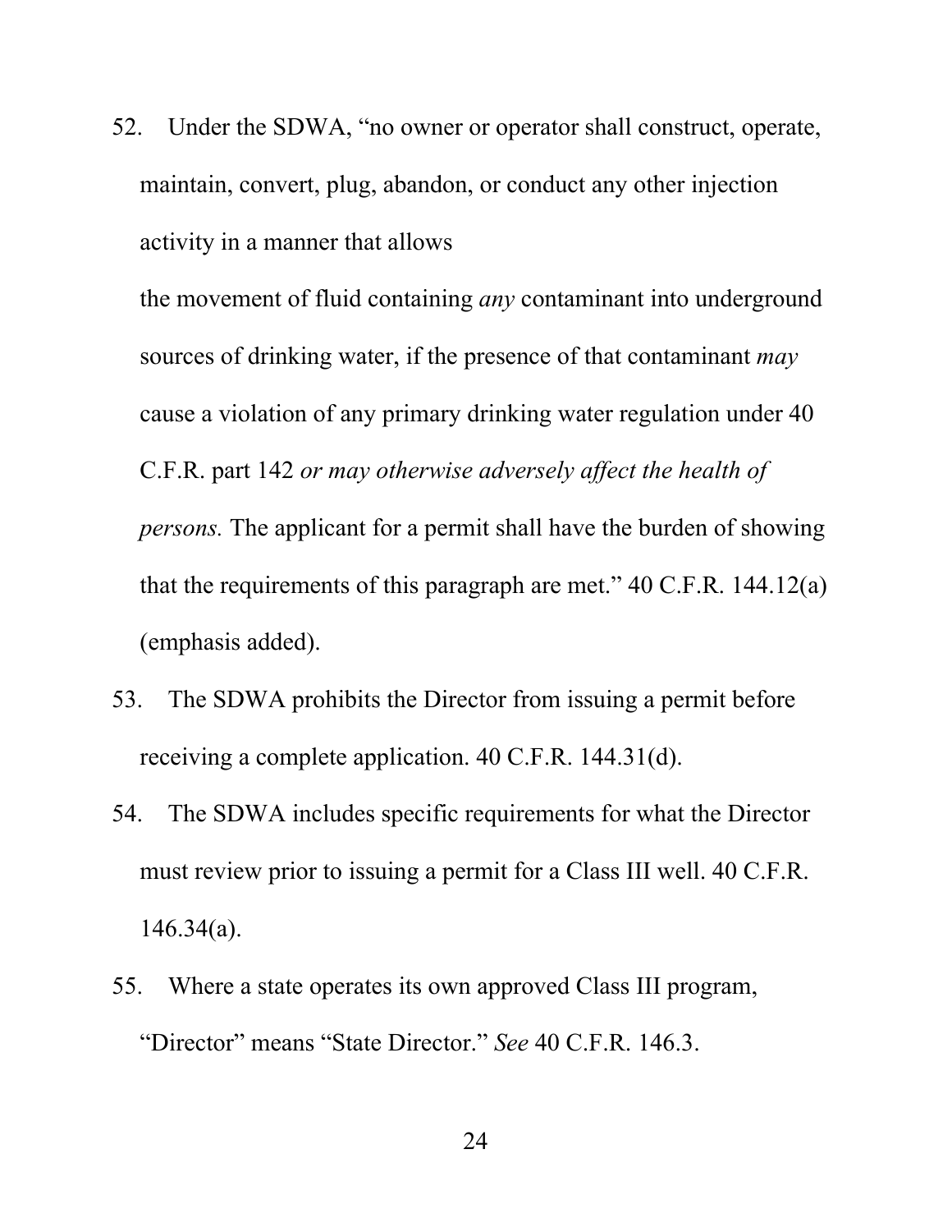52. Under the SDWA, "no owner or operator shall construct, operate, maintain, convert, plug, abandon, or conduct any other injection activity in a manner that allows the movement of fluid containing *any* contaminant into underground sources of drinking water, if the presence of that contaminant *may* cause a violation of any primary drinking water regulation under 40 C.F.R. part 142 *or may otherwise adversely affect the health of persons.* The applicant for a permit shall have the burden of showing that the requirements of this paragraph are met." 40 C.F.R. 144.12(a) (emphasis added).
53. The SDWA prohibits the Director from issuing a permit before receiving a complete application. 40 C.F.R. 144.31(d).
54. The SDWA includes specific requirements for what the Director must review prior to issuing a permit for a Class III well. 40 C.F.R. 146.34(a).
55. Where a state operates its own approved Class III program, "Director" means "State Director." *See* 40 C.F.R. 146.3.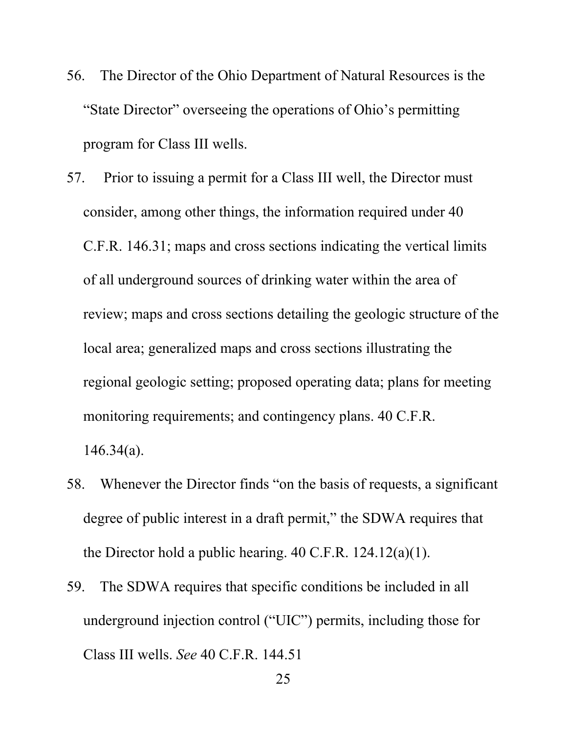56. The Director of the Ohio Department of Natural Resources is the "State Director" overseeing the operations of Ohio's permitting program for Class III wells.

57. Prior to issuing a permit for a Class III well, the Director must consider, among other things, the information required under 40 C.F.R. 146.31; maps and cross sections indicating the vertical limits of all underground sources of drinking water within the area of review; maps and cross sections detailing the geologic structure of the local area; generalized maps and cross sections illustrating the regional geologic setting; proposed operating data; plans for meeting monitoring requirements; and contingency plans. 40 C.F.R. 146.34(a).

58. Whenever the Director finds "on the basis of requests, a significant degree of public interest in a draft permit," the SDWA requires that the Director hold a public hearing. 40 C.F.R. 124.12(a)(1).

59. The SDWA requires that specific conditions be included in all underground injection control ("UIC") permits, including those for Class III wells. *See* 40 C.F.R. 144.51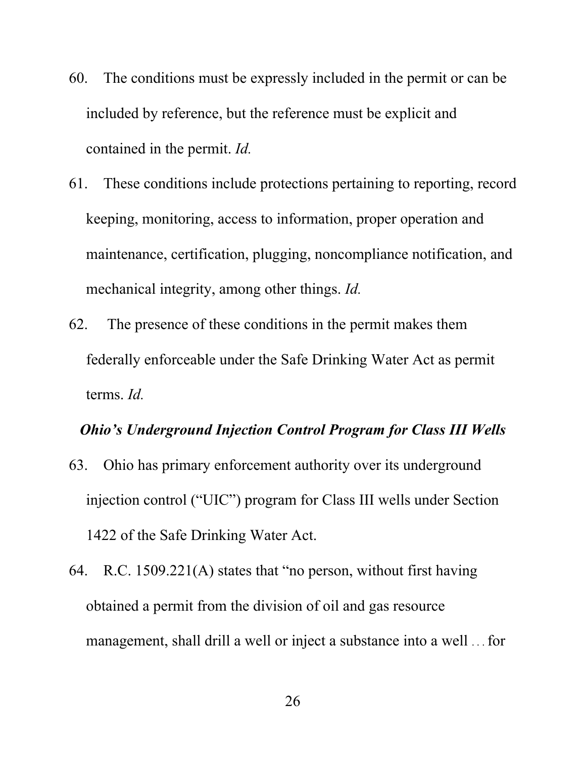60. The conditions must be expressly included in the permit or can be included by reference, but the reference must be explicit and contained in the permit. *Id.*

61. These conditions include protections pertaining to reporting, record keeping, monitoring, access to information, proper operation and maintenance, certification, plugging, noncompliance notification, and mechanical integrity, among other things. *Id.*

62. The presence of these conditions in the permit makes them federally enforceable under the Safe Drinking Water Act as permit terms. *Id.*

***Ohio's Underground Injection Control Program for Class III Wells***

63. Ohio has primary enforcement authority over its underground injection control ("UIC") program for Class III wells under Section 1422 of the Safe Drinking Water Act.

64. R.C. 1509.221(A) states that "no person, without first having obtained a permit from the division of oil and gas resource management, shall drill a well or inject a substance into a well … for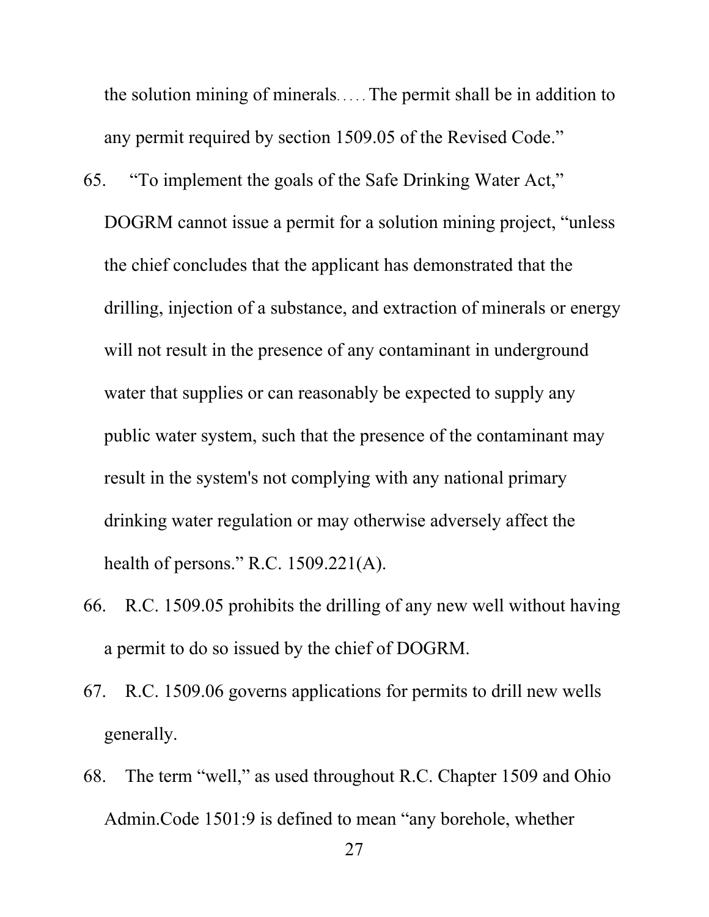the solution mining of minerals. . . . . The permit shall be in addition to any permit required by section 1509.05 of the Revised Code."

65. "To implement the goals of the Safe Drinking Water Act," DOGRM cannot issue a permit for a solution mining project, "unless the chief concludes that the applicant has demonstrated that the drilling, injection of a substance, and extraction of minerals or energy will not result in the presence of any contaminant in underground water that supplies or can reasonably be expected to supply any public water system, such that the presence of the contaminant may result in the system's not complying with any national primary drinking water regulation or may otherwise adversely affect the health of persons." R.C. 1509.221(A).

66. R.C. 1509.05 prohibits the drilling of any new well without having a permit to do so issued by the chief of DOGRM.

67. R.C. 1509.06 governs applications for permits to drill new wells generally.

68. The term "well," as used throughout R.C. Chapter 1509 and Ohio Admin.Code 1501:9 is defined to mean "any borehole, whether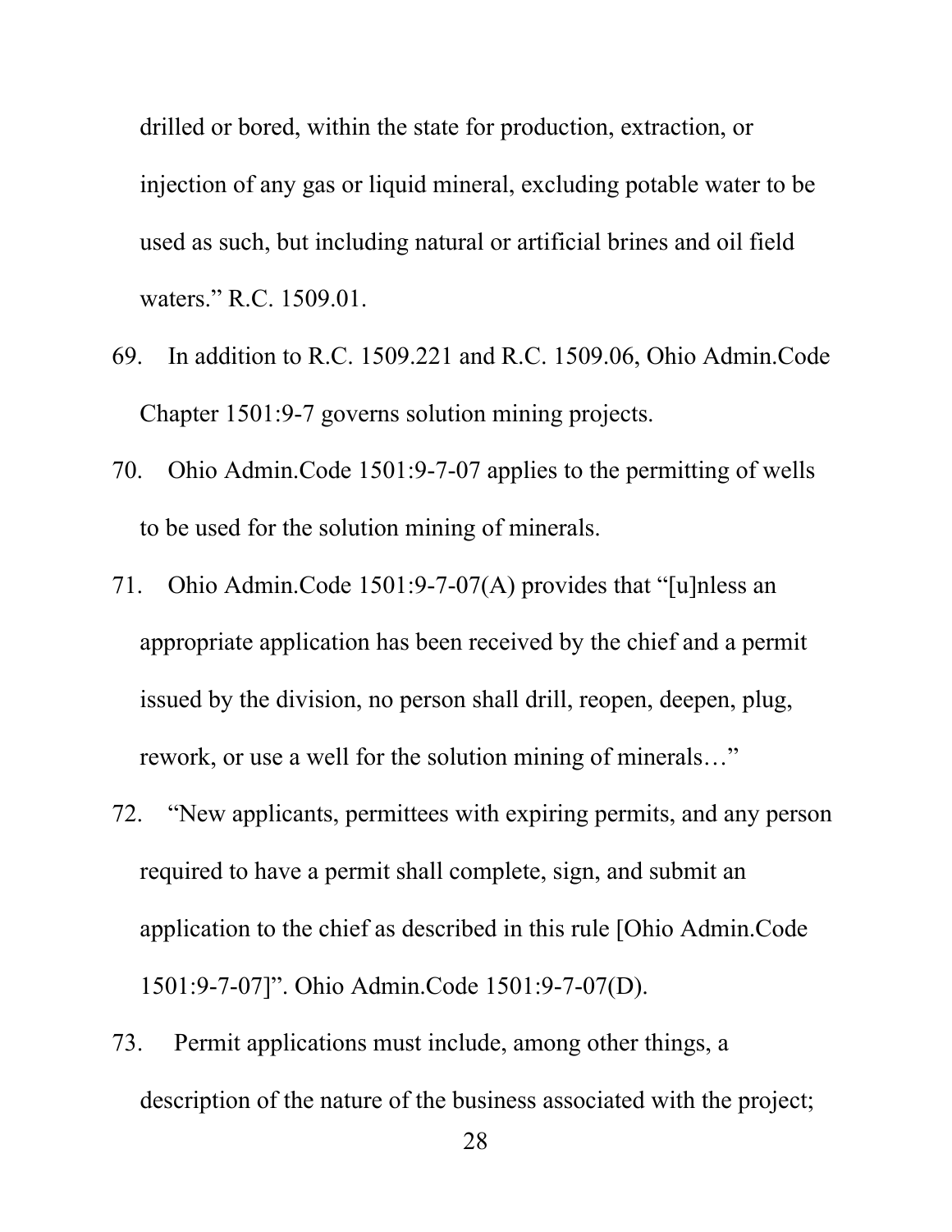drilled or bored, within the state for production, extraction, or injection of any gas or liquid mineral, excluding potable water to be used as such, but including natural or artificial brines and oil field waters." R.C. 1509.01.

69. In addition to R.C. 1509.221 and R.C. 1509.06, Ohio Admin.Code Chapter 1501:9-7 governs solution mining projects.

70. Ohio Admin.Code 1501:9-7-07 applies to the permitting of wells to be used for the solution mining of minerals.

71. Ohio Admin.Code 1501:9-7-07(A) provides that "[u]nless an appropriate application has been received by the chief and a permit issued by the division, no person shall drill, reopen, deepen, plug, rework, or use a well for the solution mining of minerals…"

72. "New applicants, permittees with expiring permits, and any person required to have a permit shall complete, sign, and submit an application to the chief as described in this rule [Ohio Admin.Code 1501:9-7-07]". Ohio Admin.Code 1501:9-7-07(D).

73. Permit applications must include, among other things, a description of the nature of the business associated with the project;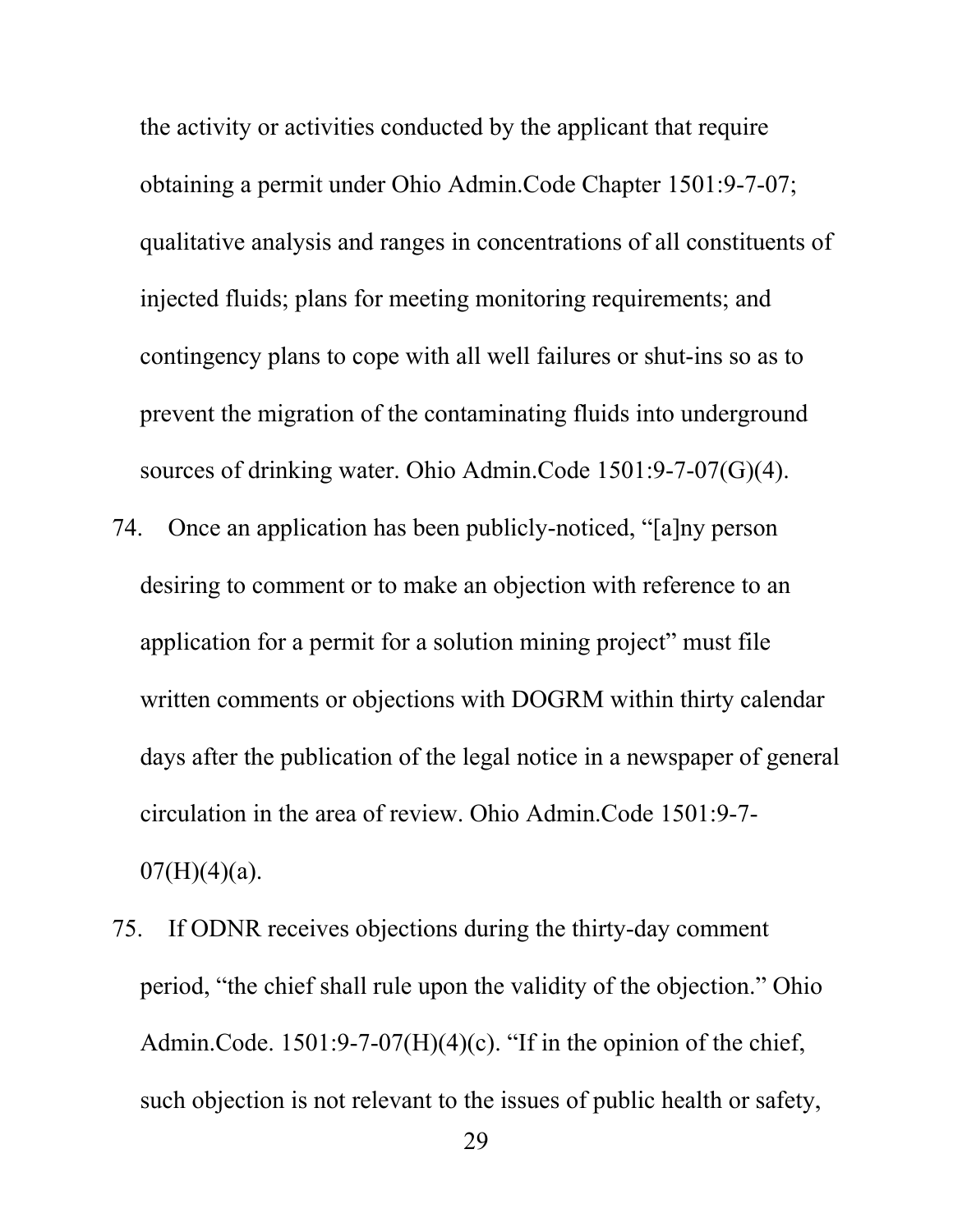the activity or activities conducted by the applicant that require obtaining a permit under Ohio Admin.Code Chapter 1501:9-7-07; qualitative analysis and ranges in concentrations of all constituents of injected fluids; plans for meeting monitoring requirements; and contingency plans to cope with all well failures or shut-ins so as to prevent the migration of the contaminating fluids into underground sources of drinking water. Ohio Admin.Code 1501:9-7-07(G)(4).

74. Once an application has been publicly-noticed, "[a]ny person desiring to comment or to make an objection with reference to an application for a permit for a solution mining project" must file written comments or objections with DOGRM within thirty calendar days after the publication of the legal notice in a newspaper of general circulation in the area of review. Ohio Admin.Code 1501:9-7-07(H)(4)(a).

75. If ODNR receives objections during the thirty-day comment period, "the chief shall rule upon the validity of the objection." Ohio Admin.Code. 1501:9-7-07(H)(4)(c). "If in the opinion of the chief, such objection is not relevant to the issues of public health or safety,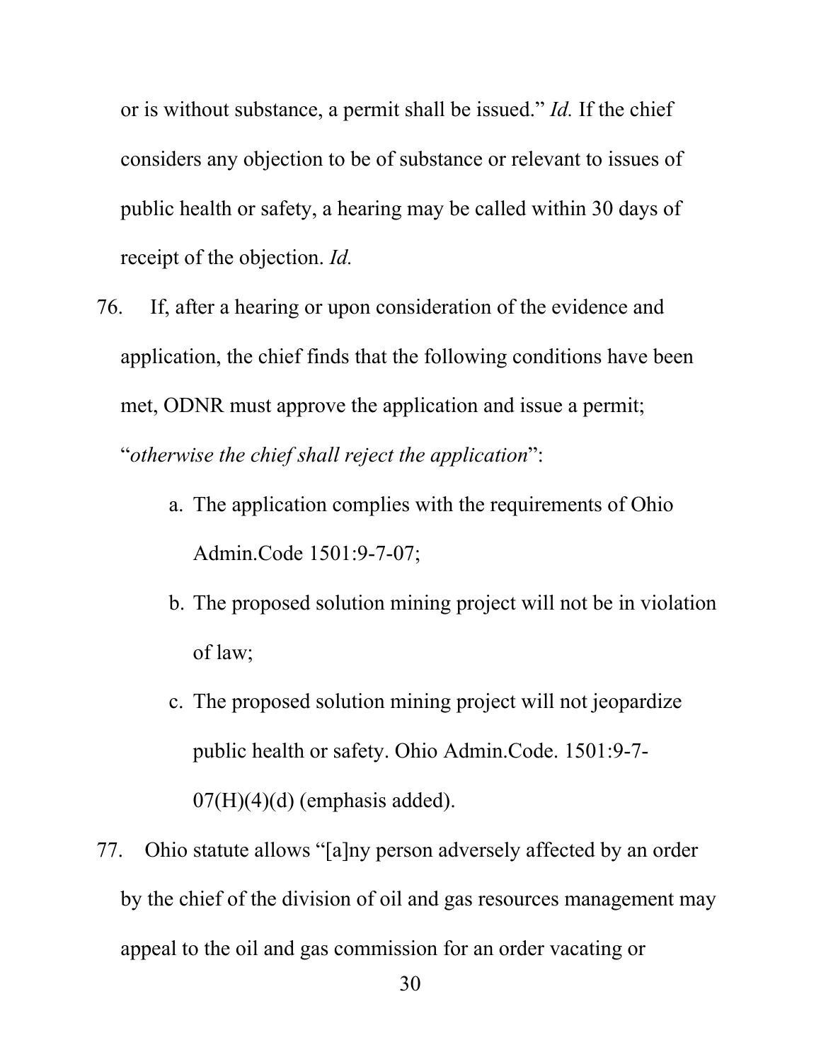or is without substance, a permit shall be issued." *Id.* If the chief considers any objection to be of substance or relevant to issues of public health or safety, a hearing may be called within 30 days of receipt of the objection. *Id.*

76. If, after a hearing or upon consideration of the evidence and application, the chief finds that the following conditions have been met, ODNR must approve the application and issue a permit; "*otherwise the chief shall reject the application*":

    a. The application complies with the requirements of Ohio Admin.Code 1501:9-7-07;

    b. The proposed solution mining project will not be in violation of law;

    c. The proposed solution mining project will not jeopardize public health or safety. Ohio Admin.Code. 1501:9-7-07(H)(4)(d) (emphasis added).

77. Ohio statute allows "[a]ny person adversely affected by an order by the chief of the division of oil and gas resources management may appeal to the oil and gas commission for an order vacating or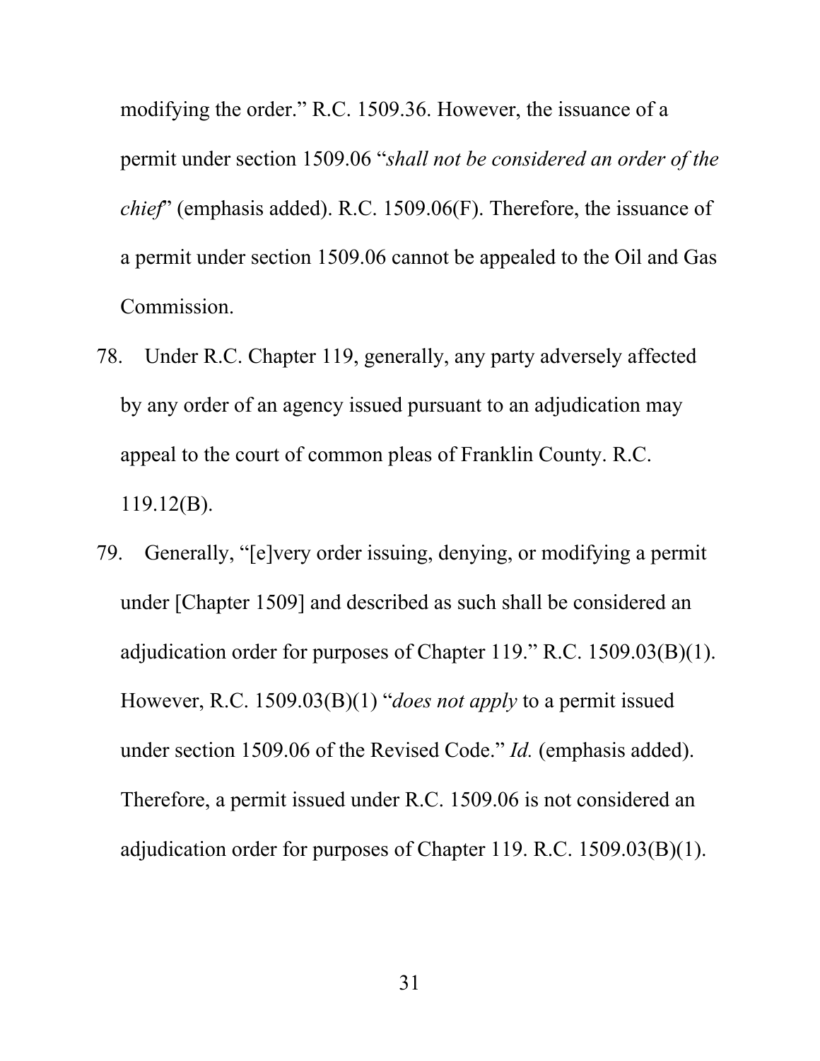modifying the order." R.C. 1509.36. However, the issuance of a permit under section 1509.06 "*shall not be considered an order of the chief*" (emphasis added). R.C. 1509.06(F). Therefore, the issuance of a permit under section 1509.06 cannot be appealed to the Oil and Gas Commission.

78. Under R.C. Chapter 119, generally, any party adversely affected by any order of an agency issued pursuant to an adjudication may appeal to the court of common pleas of Franklin County. R.C. 119.12(B).

79. Generally, "[e]very order issuing, denying, or modifying a permit under [Chapter 1509] and described as such shall be considered an adjudication order for purposes of Chapter 119." R.C. 1509.03(B)(1). However, R.C. 1509.03(B)(1) "*does not apply* to a permit issued under section 1509.06 of the Revised Code." *Id.* (emphasis added). Therefore, a permit issued under R.C. 1509.06 is not considered an adjudication order for purposes of Chapter 119. R.C. 1509.03(B)(1).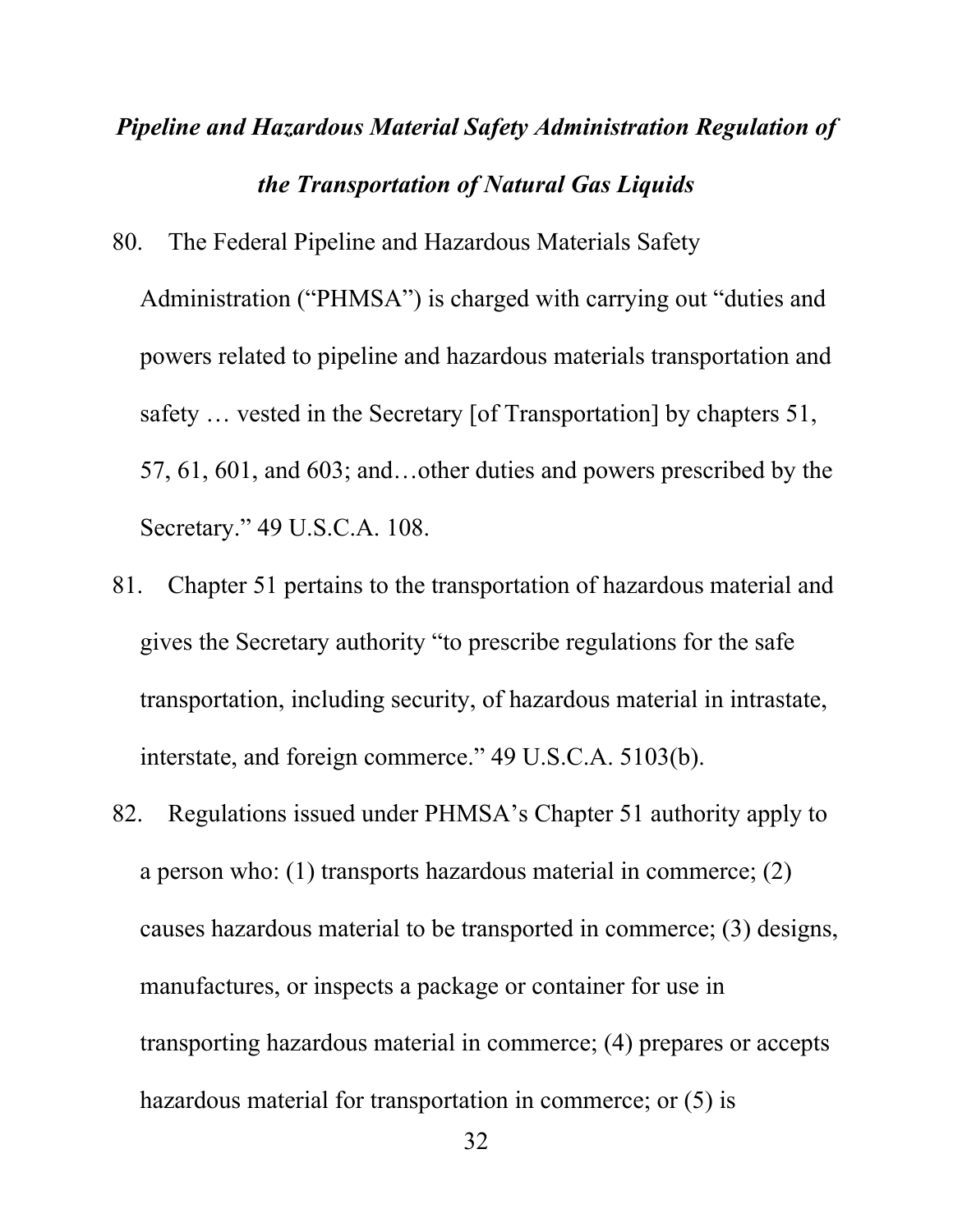***Pipeline and Hazardous Material Safety Administration Regulation of the Transportation of Natural Gas Liquids***

80. The Federal Pipeline and Hazardous Materials Safety Administration ("PHMSA") is charged with carrying out "duties and powers related to pipeline and hazardous materials transportation and safety … vested in the Secretary [of Transportation] by chapters 51, 57, 61, 601, and 603; and…other duties and powers prescribed by the Secretary." 49 U.S.C.A. 108.

81. Chapter 51 pertains to the transportation of hazardous material and gives the Secretary authority "to prescribe regulations for the safe transportation, including security, of hazardous material in intrastate, interstate, and foreign commerce." 49 U.S.C.A. 5103(b).

82. Regulations issued under PHMSA's Chapter 51 authority apply to a person who: (1) transports hazardous material in commerce; (2) causes hazardous material to be transported in commerce; (3) designs, manufactures, or inspects a package or container for use in transporting hazardous material in commerce; (4) prepares or accepts hazardous material for transportation in commerce; or (5) is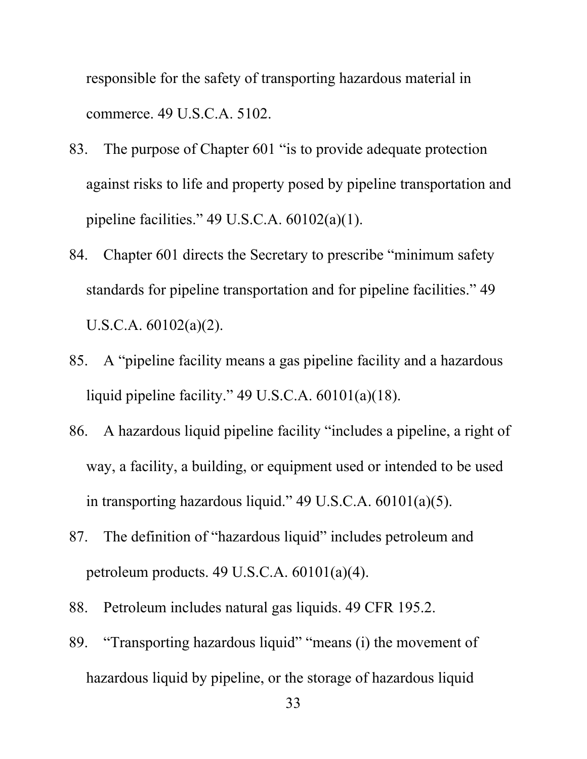responsible for the safety of transporting hazardous material in commerce. 49 U.S.C.A. 5102.

83. The purpose of Chapter 601 "is to provide adequate protection against risks to life and property posed by pipeline transportation and pipeline facilities." 49 U.S.C.A. 60102(a)(1).

84. Chapter 601 directs the Secretary to prescribe "minimum safety standards for pipeline transportation and for pipeline facilities." 49 U.S.C.A. 60102(a)(2).

85. A "pipeline facility means a gas pipeline facility and a hazardous liquid pipeline facility." 49 U.S.C.A. 60101(a)(18).

86. A hazardous liquid pipeline facility "includes a pipeline, a right of way, a facility, a building, or equipment used or intended to be used in transporting hazardous liquid." 49 U.S.C.A. 60101(a)(5).

87. The definition of "hazardous liquid" includes petroleum and petroleum products. 49 U.S.C.A. 60101(a)(4).

88. Petroleum includes natural gas liquids. 49 CFR 195.2.

89. "Transporting hazardous liquid" "means (i) the movement of hazardous liquid by pipeline, or the storage of hazardous liquid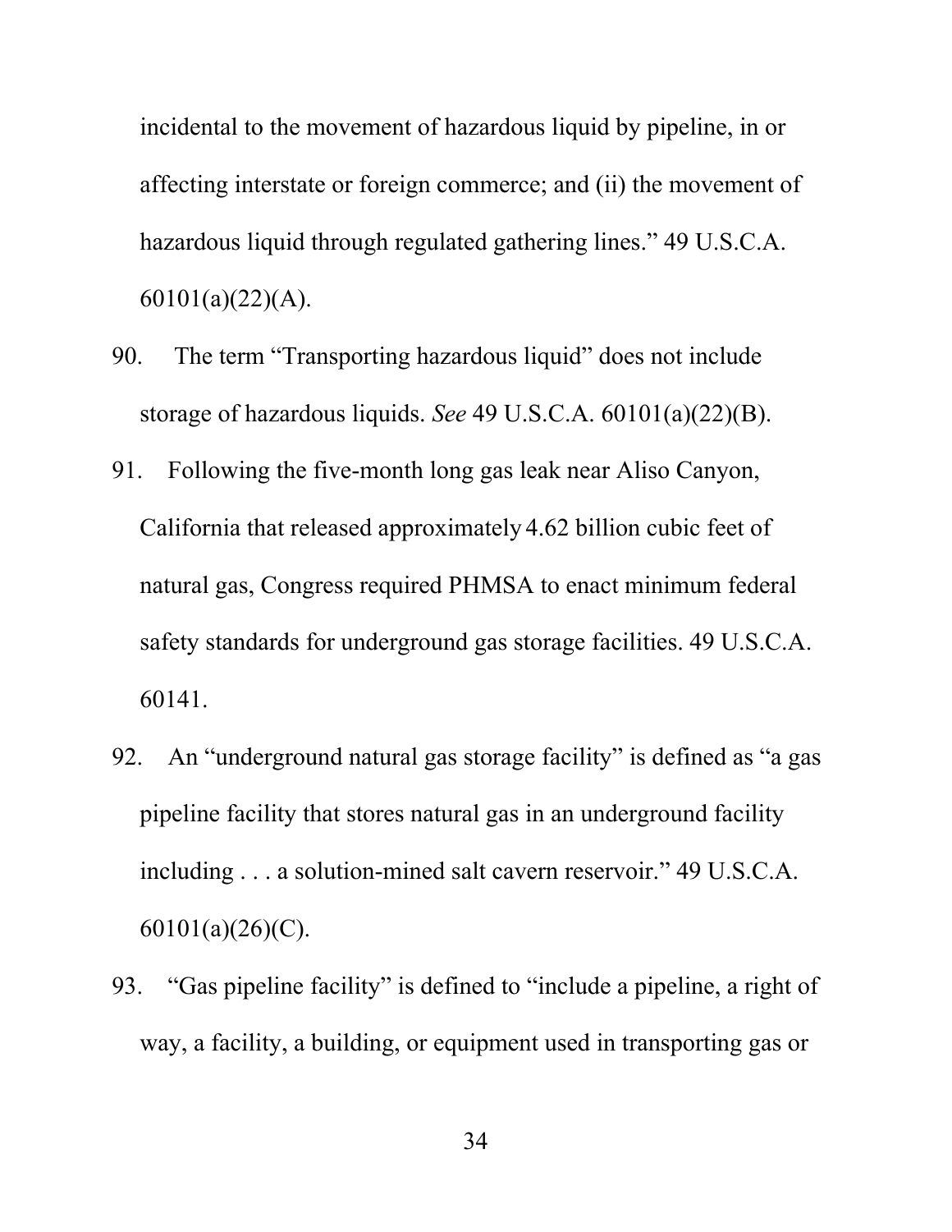incidental to the movement of hazardous liquid by pipeline, in or affecting interstate or foreign commerce; and (ii) the movement of hazardous liquid through regulated gathering lines." 49 U.S.C.A. 60101(a)(22)(A).

90. The term "Transporting hazardous liquid" does not include storage of hazardous liquids. *See* 49 U.S.C.A. 60101(a)(22)(B).

91. Following the five-month long gas leak near Aliso Canyon, California that released approximately 4.62 billion cubic feet of natural gas, Congress required PHMSA to enact minimum federal safety standards for underground gas storage facilities. 49 U.S.C.A. 60141.

92. An "underground natural gas storage facility" is defined as "a gas pipeline facility that stores natural gas in an underground facility including . . . a solution-mined salt cavern reservoir." 49 U.S.C.A. 60101(a)(26)(C).

93. "Gas pipeline facility" is defined to "include a pipeline, a right of way, a facility, a building, or equipment used in transporting gas or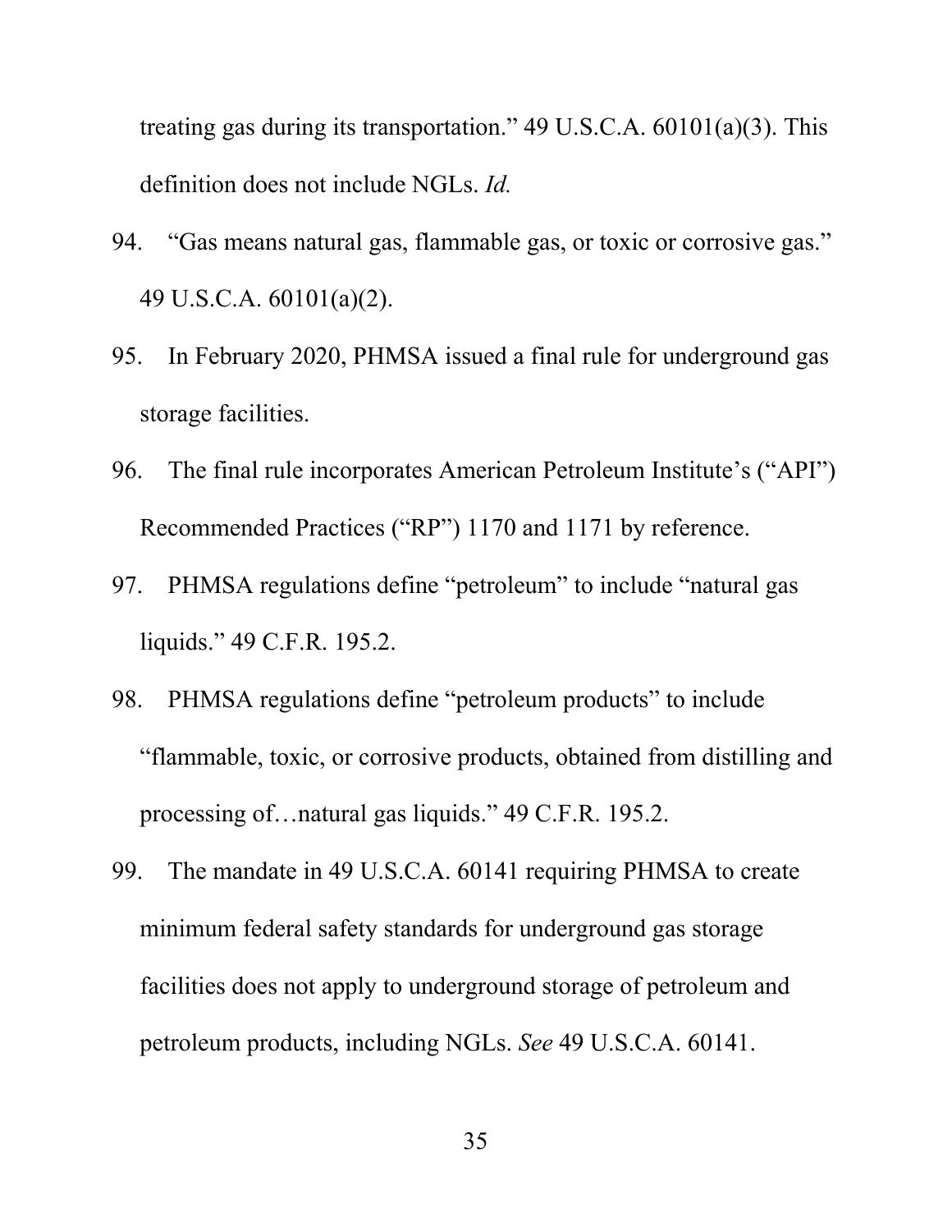treating gas during its transportation." 49 U.S.C.A. 60101(a)(3). This definition does not include NGLs. *Id.*

94. "Gas means natural gas, flammable gas, or toxic or corrosive gas." 49 U.S.C.A. 60101(a)(2).

95. In February 2020, PHMSA issued a final rule for underground gas storage facilities.

96. The final rule incorporates American Petroleum Institute's ("API") Recommended Practices ("RP") 1170 and 1171 by reference.

97. PHMSA regulations define "petroleum" to include "natural gas liquids." 49 C.F.R. 195.2.

98. PHMSA regulations define "petroleum products" to include "flammable, toxic, or corrosive products, obtained from distilling and processing of…natural gas liquids." 49 C.F.R. 195.2.

99. The mandate in 49 U.S.C.A. 60141 requiring PHMSA to create minimum federal safety standards for underground gas storage facilities does not apply to underground storage of petroleum and petroleum products, including NGLs. *See* 49 U.S.C.A. 60141.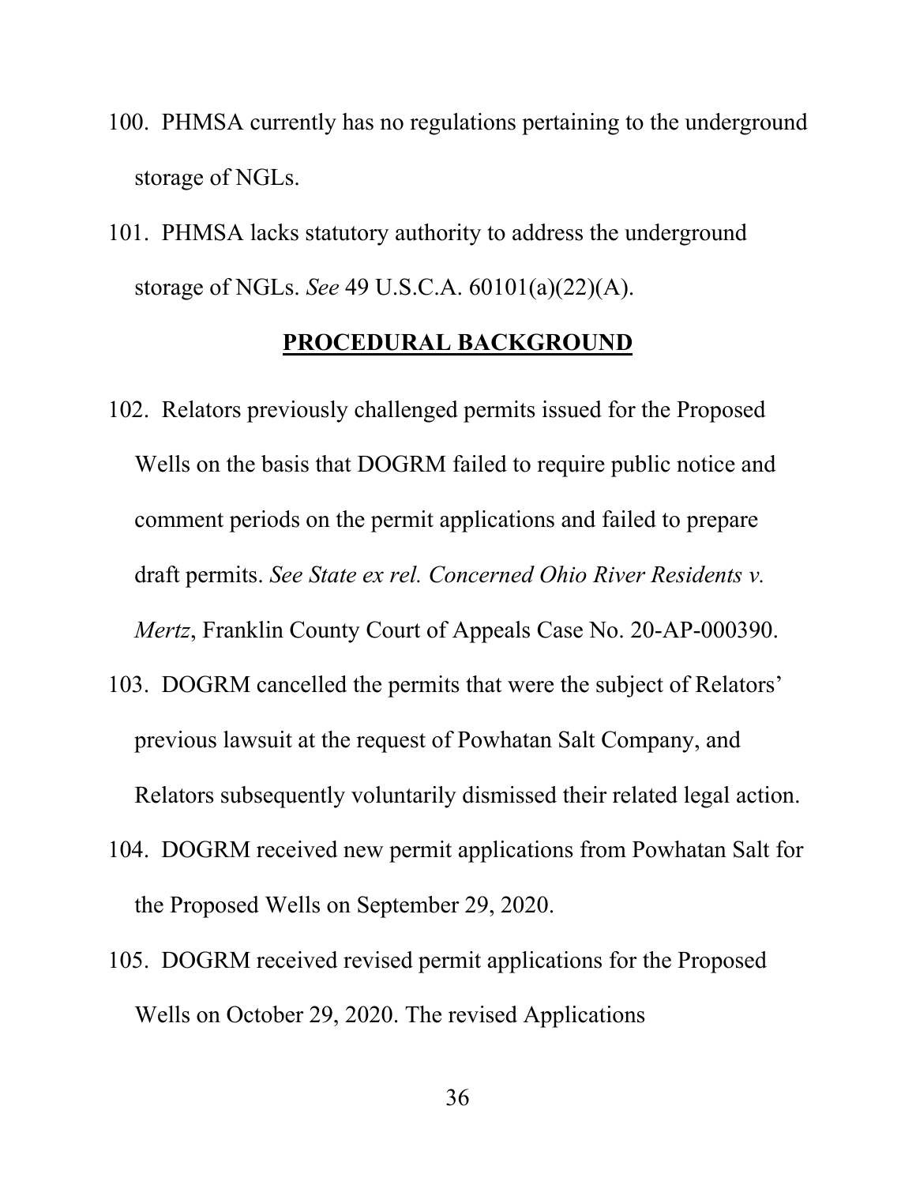100. PHMSA currently has no regulations pertaining to the underground storage of NGLs.

101. PHMSA lacks statutory authority to address the underground storage of NGLs. *See* 49 U.S.C.A. 60101(a)(22)(A).

## PROCEDURAL BACKGROUND

102. Relators previously challenged permits issued for the Proposed Wells on the basis that DOGRM failed to require public notice and comment periods on the permit applications and failed to prepare draft permits. *See State ex rel. Concerned Ohio River Residents v. Mertz*, Franklin County Court of Appeals Case No. 20-AP-000390.

103. DOGRM cancelled the permits that were the subject of Relators' previous lawsuit at the request of Powhatan Salt Company, and Relators subsequently voluntarily dismissed their related legal action.

104. DOGRM received new permit applications from Powhatan Salt for the Proposed Wells on September 29, 2020.

105. DOGRM received revised permit applications for the Proposed Wells on October 29, 2020. The revised Applications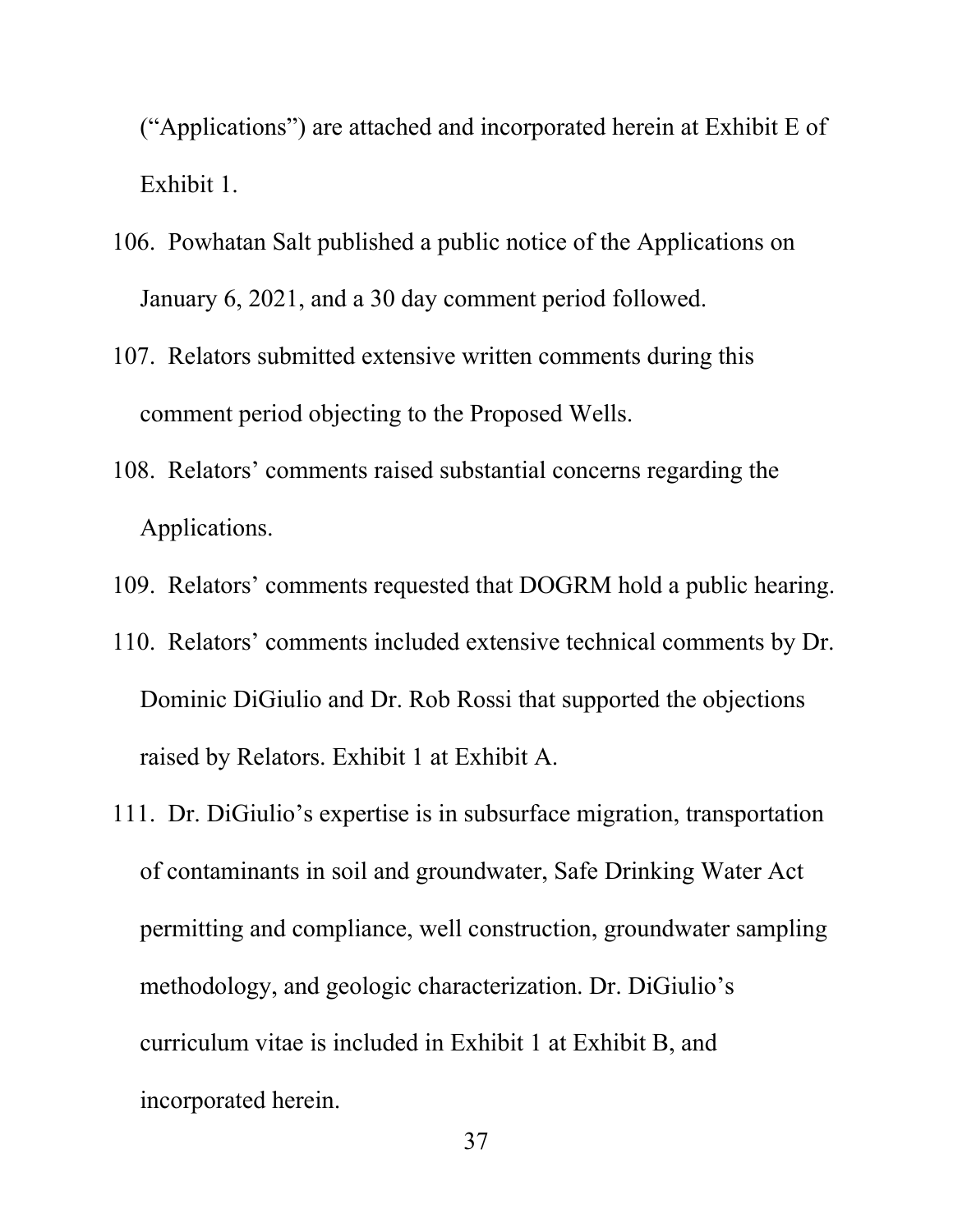("Applications") are attached and incorporated herein at Exhibit E of Exhibit 1.

106. Powhatan Salt published a public notice of the Applications on January 6, 2021, and a 30 day comment period followed.

107. Relators submitted extensive written comments during this comment period objecting to the Proposed Wells.

108. Relators' comments raised substantial concerns regarding the Applications.

109. Relators' comments requested that DOGRM hold a public hearing.

110. Relators' comments included extensive technical comments by Dr. Dominic DiGiulio and Dr. Rob Rossi that supported the objections raised by Relators. Exhibit 1 at Exhibit A.

111. Dr. DiGiulio's expertise is in subsurface migration, transportation of contaminants in soil and groundwater, Safe Drinking Water Act permitting and compliance, well construction, groundwater sampling methodology, and geologic characterization. Dr. DiGiulio's curriculum vitae is included in Exhibit 1 at Exhibit B, and incorporated herein.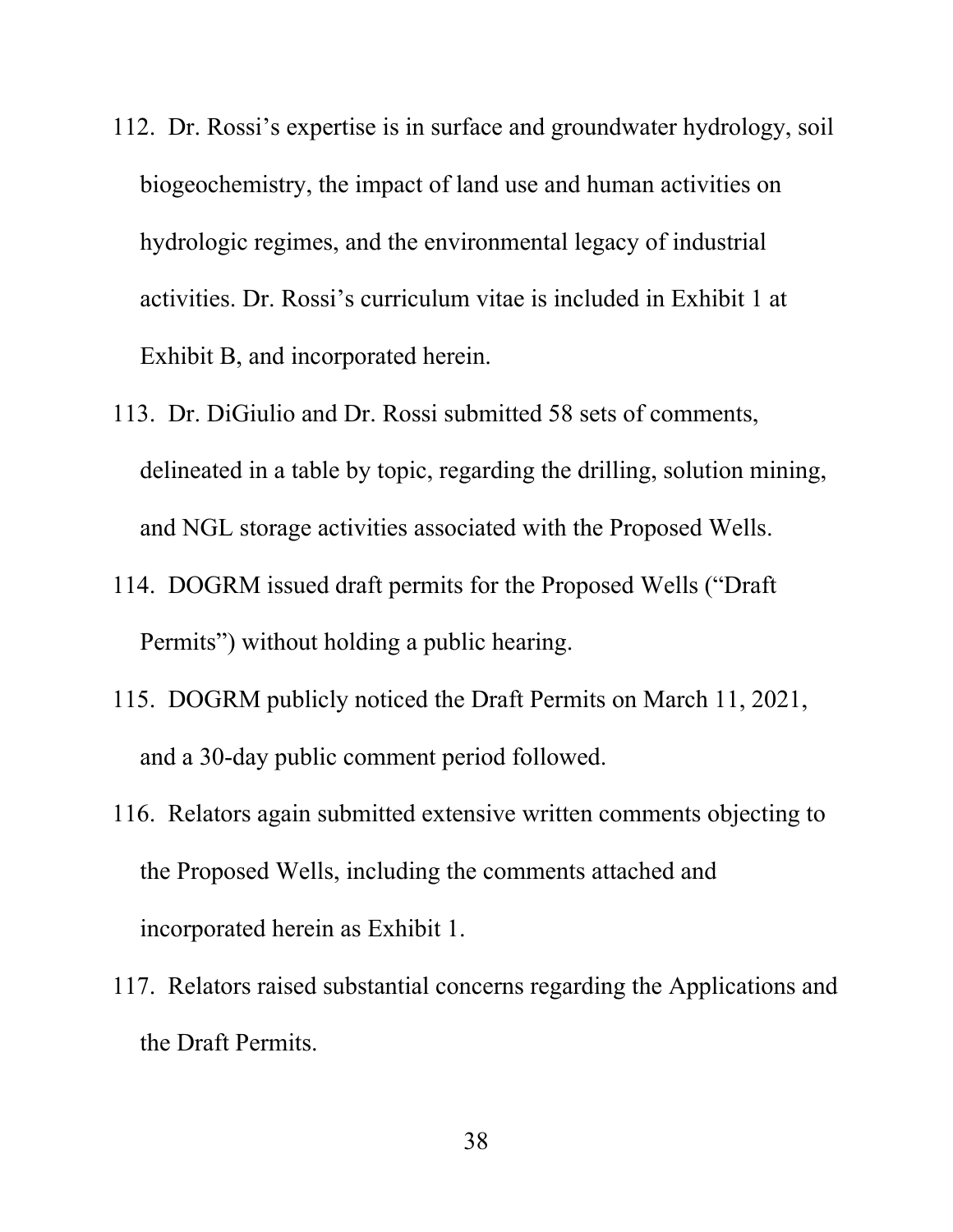112. Dr. Rossi's expertise is in surface and groundwater hydrology, soil biogeochemistry, the impact of land use and human activities on hydrologic regimes, and the environmental legacy of industrial activities. Dr. Rossi's curriculum vitae is included in Exhibit 1 at Exhibit B, and incorporated herein.

113. Dr. DiGiulio and Dr. Rossi submitted 58 sets of comments, delineated in a table by topic, regarding the drilling, solution mining, and NGL storage activities associated with the Proposed Wells.

114. DOGRM issued draft permits for the Proposed Wells ("Draft Permits") without holding a public hearing.

115. DOGRM publicly noticed the Draft Permits on March 11, 2021, and a 30-day public comment period followed.

116. Relators again submitted extensive written comments objecting to the Proposed Wells, including the comments attached and incorporated herein as Exhibit 1.

117. Relators raised substantial concerns regarding the Applications and the Draft Permits.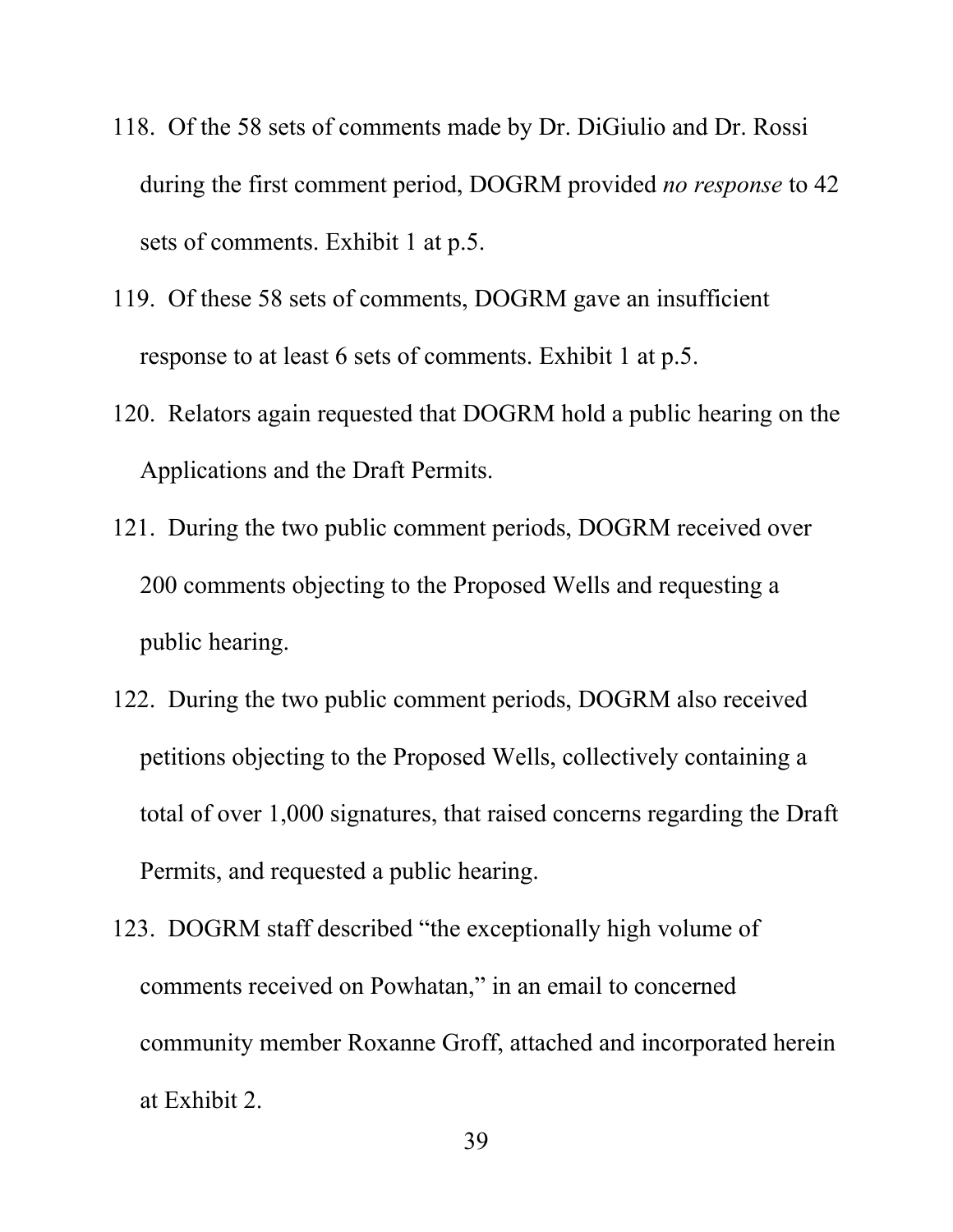118. Of the 58 sets of comments made by Dr. DiGiulio and Dr. Rossi during the first comment period, DOGRM provided *no response* to 42 sets of comments. Exhibit 1 at p.5.

119. Of these 58 sets of comments, DOGRM gave an insufficient response to at least 6 sets of comments. Exhibit 1 at p.5.

120. Relators again requested that DOGRM hold a public hearing on the Applications and the Draft Permits.

121. During the two public comment periods, DOGRM received over 200 comments objecting to the Proposed Wells and requesting a public hearing.

122. During the two public comment periods, DOGRM also received petitions objecting to the Proposed Wells, collectively containing a total of over 1,000 signatures, that raised concerns regarding the Draft Permits, and requested a public hearing.

123. DOGRM staff described "the exceptionally high volume of comments received on Powhatan," in an email to concerned community member Roxanne Groff, attached and incorporated herein at Exhibit 2.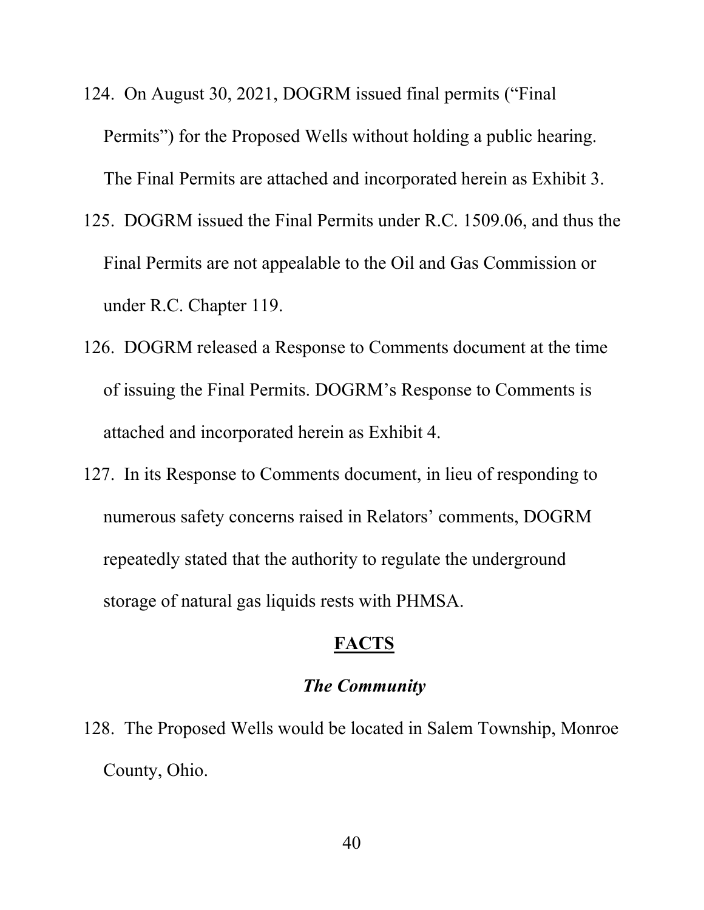124. On August 30, 2021, DOGRM issued final permits ("Final Permits") for the Proposed Wells without holding a public hearing. The Final Permits are attached and incorporated herein as Exhibit 3.

125. DOGRM issued the Final Permits under R.C. 1509.06, and thus the Final Permits are not appealable to the Oil and Gas Commission or under R.C. Chapter 119.

126. DOGRM released a Response to Comments document at the time of issuing the Final Permits. DOGRM's Response to Comments is attached and incorporated herein as Exhibit 4.

127. In its Response to Comments document, in lieu of responding to numerous safety concerns raised in Relators' comments, DOGRM repeatedly stated that the authority to regulate the underground storage of natural gas liquids rests with PHMSA.

## FACTS

### *The Community*

128. The Proposed Wells would be located in Salem Township, Monroe County, Ohio.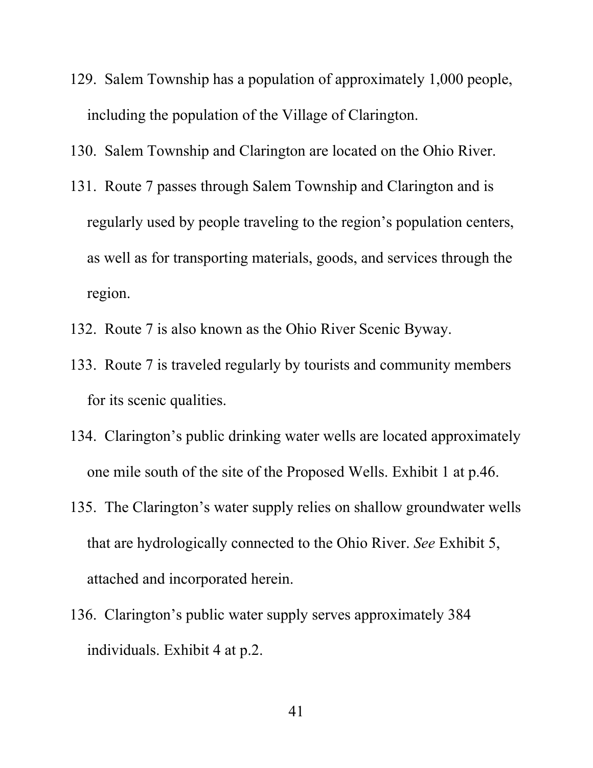129. Salem Township has a population of approximately 1,000 people, including the population of the Village of Clarington.

130. Salem Township and Clarington are located on the Ohio River.

131. Route 7 passes through Salem Township and Clarington and is regularly used by people traveling to the region's population centers, as well as for transporting materials, goods, and services through the region.

132. Route 7 is also known as the Ohio River Scenic Byway.

133. Route 7 is traveled regularly by tourists and community members for its scenic qualities.

134. Clarington's public drinking water wells are located approximately one mile south of the site of the Proposed Wells. Exhibit 1 at p.46.

135. The Clarington's water supply relies on shallow groundwater wells that are hydrologically connected to the Ohio River. *See* Exhibit 5, attached and incorporated herein.

136. Clarington's public water supply serves approximately 384 individuals. Exhibit 4 at p.2.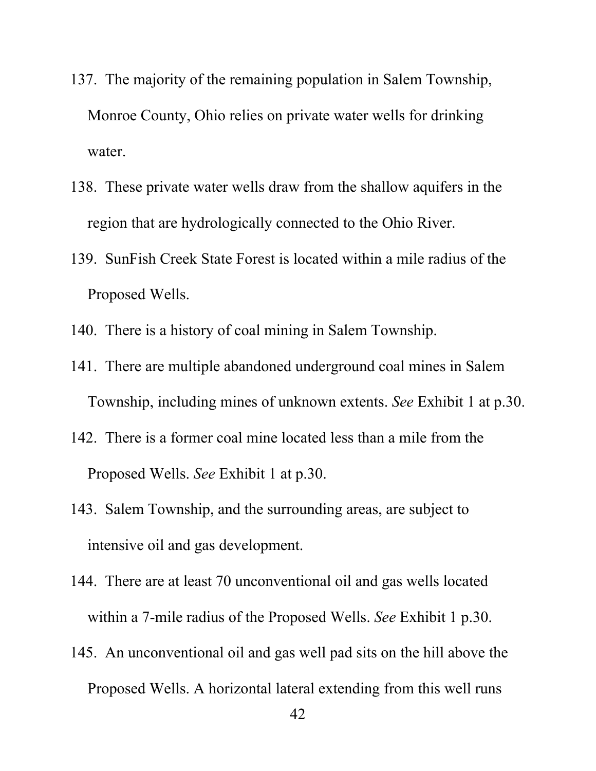137. The majority of the remaining population in Salem Township, Monroe County, Ohio relies on private water wells for drinking water.

138. These private water wells draw from the shallow aquifers in the region that are hydrologically connected to the Ohio River.

139. SunFish Creek State Forest is located within a mile radius of the Proposed Wells.

140. There is a history of coal mining in Salem Township.

141. There are multiple abandoned underground coal mines in Salem Township, including mines of unknown extents. *See* Exhibit 1 at p.30.

142. There is a former coal mine located less than a mile from the Proposed Wells. *See* Exhibit 1 at p.30.

143. Salem Township, and the surrounding areas, are subject to intensive oil and gas development.

144. There are at least 70 unconventional oil and gas wells located within a 7-mile radius of the Proposed Wells. *See* Exhibit 1 p.30.

145. An unconventional oil and gas well pad sits on the hill above the Proposed Wells. A horizontal lateral extending from this well runs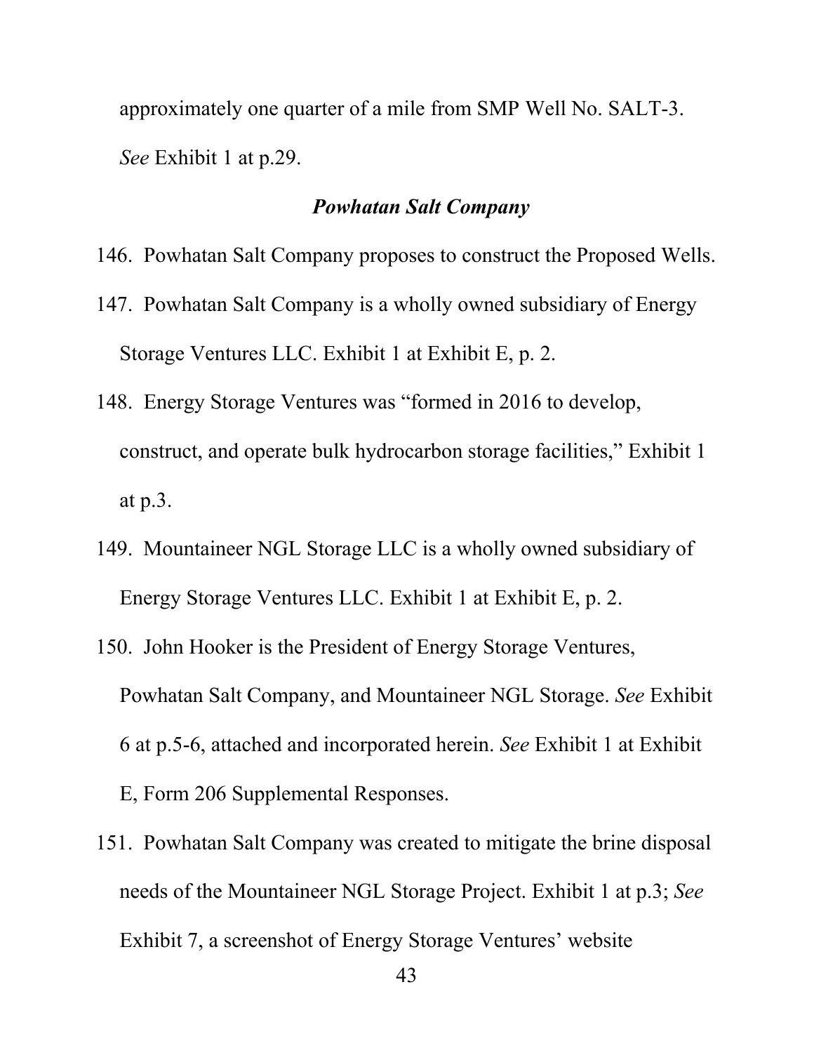approximately one quarter of a mile from SMP Well No. SALT-3. *See* Exhibit 1 at p.29.

### ***Powhatan Salt Company***

146. Powhatan Salt Company proposes to construct the Proposed Wells.

147. Powhatan Salt Company is a wholly owned subsidiary of Energy Storage Ventures LLC. Exhibit 1 at Exhibit E, p. 2.

148. Energy Storage Ventures was "formed in 2016 to develop, construct, and operate bulk hydrocarbon storage facilities," Exhibit 1 at p.3.

149. Mountaineer NGL Storage LLC is a wholly owned subsidiary of Energy Storage Ventures LLC. Exhibit 1 at Exhibit E, p. 2.

150. John Hooker is the President of Energy Storage Ventures, Powhatan Salt Company, and Mountaineer NGL Storage. *See* Exhibit 6 at p.5-6, attached and incorporated herein. *See* Exhibit 1 at Exhibit E, Form 206 Supplemental Responses.

151. Powhatan Salt Company was created to mitigate the brine disposal needs of the Mountaineer NGL Storage Project. Exhibit 1 at p.3; *See* Exhibit 7, a screenshot of Energy Storage Ventures' website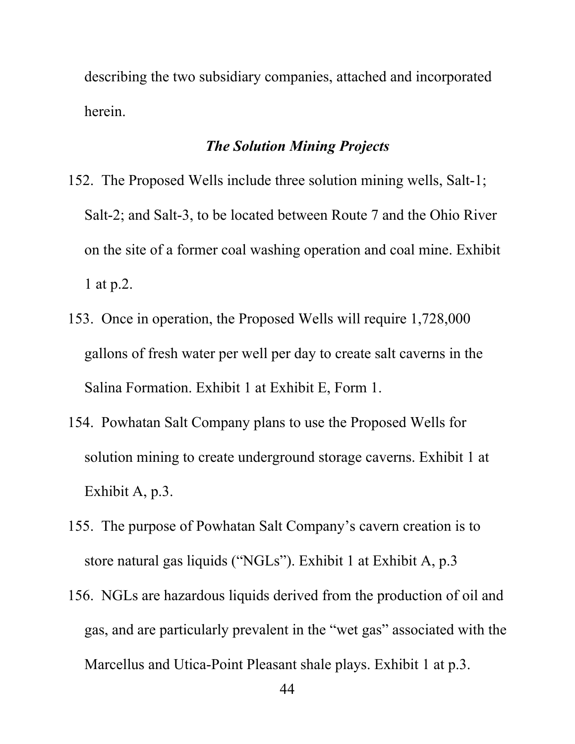describing the two subsidiary companies, attached and incorporated herein.

***The Solution Mining Projects***

152. The Proposed Wells include three solution mining wells, Salt-1; Salt-2; and Salt-3, to be located between Route 7 and the Ohio River on the site of a former coal washing operation and coal mine. Exhibit 1 at p.2.

153. Once in operation, the Proposed Wells will require 1,728,000 gallons of fresh water per well per day to create salt caverns in the Salina Formation. Exhibit 1 at Exhibit E, Form 1.

154. Powhatan Salt Company plans to use the Proposed Wells for solution mining to create underground storage caverns. Exhibit 1 at Exhibit A, p.3.

155. The purpose of Powhatan Salt Company's cavern creation is to store natural gas liquids ("NGLs"). Exhibit 1 at Exhibit A, p.3

156. NGLs are hazardous liquids derived from the production of oil and gas, and are particularly prevalent in the "wet gas" associated with the Marcellus and Utica-Point Pleasant shale plays. Exhibit 1 at p.3.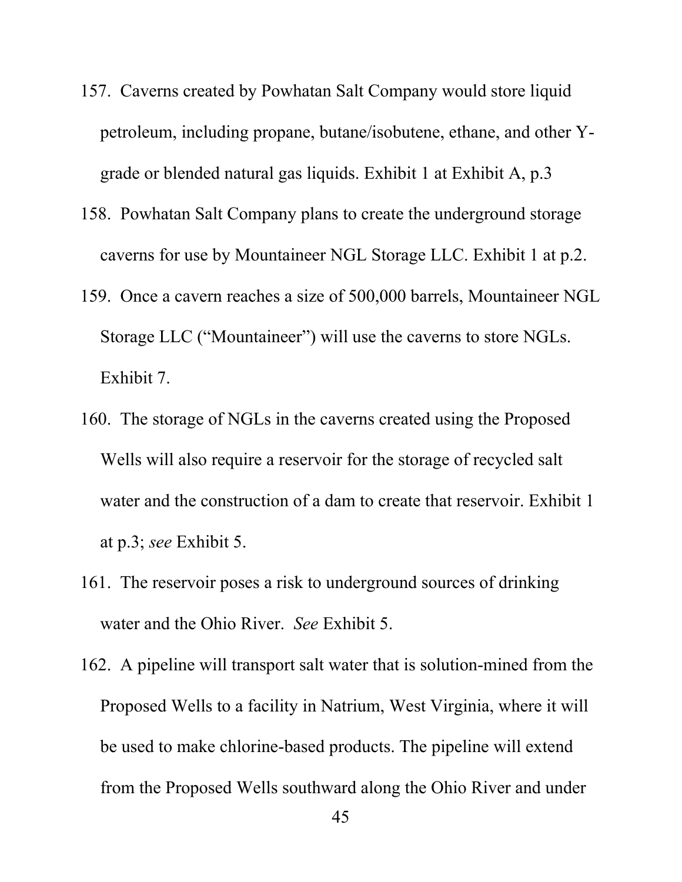157. Caverns created by Powhatan Salt Company would store liquid petroleum, including propane, butane/isobutene, ethane, and other Y-grade or blended natural gas liquids. Exhibit 1 at Exhibit A, p.3

158. Powhatan Salt Company plans to create the underground storage caverns for use by Mountaineer NGL Storage LLC. Exhibit 1 at p.2.

159. Once a cavern reaches a size of 500,000 barrels, Mountaineer NGL Storage LLC ("Mountaineer") will use the caverns to store NGLs. Exhibit 7.

160. The storage of NGLs in the caverns created using the Proposed Wells will also require a reservoir for the storage of recycled salt water and the construction of a dam to create that reservoir. Exhibit 1 at p.3; *see* Exhibit 5.

161. The reservoir poses a risk to underground sources of drinking water and the Ohio River. *See* Exhibit 5.

162. A pipeline will transport salt water that is solution-mined from the Proposed Wells to a facility in Natrium, West Virginia, where it will be used to make chlorine-based products. The pipeline will extend from the Proposed Wells southward along the Ohio River and under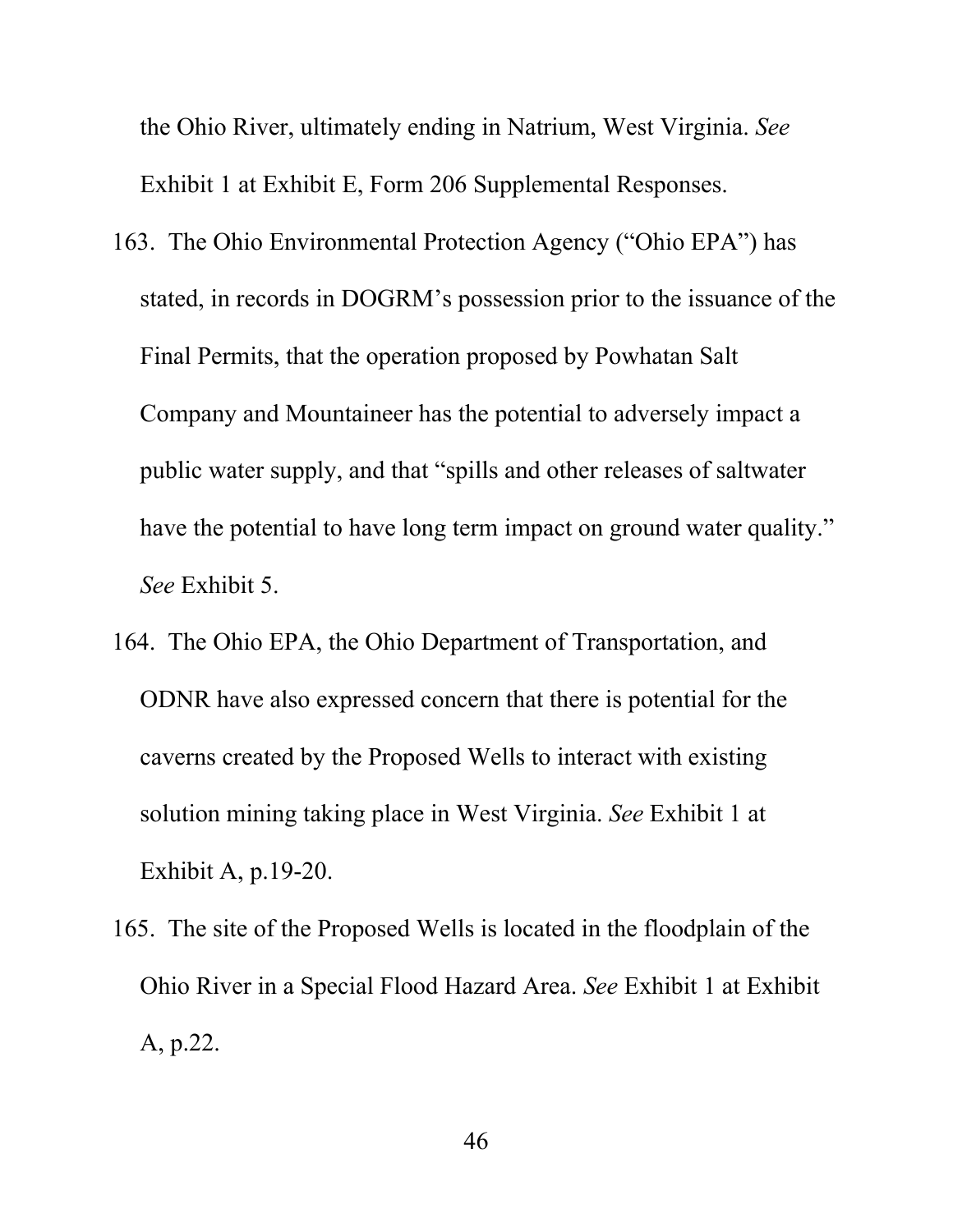the Ohio River, ultimately ending in Natrium, West Virginia. *See* Exhibit 1 at Exhibit E, Form 206 Supplemental Responses.

163. The Ohio Environmental Protection Agency ("Ohio EPA") has stated, in records in DOGRM's possession prior to the issuance of the Final Permits, that the operation proposed by Powhatan Salt Company and Mountaineer has the potential to adversely impact a public water supply, and that "spills and other releases of saltwater have the potential to have long term impact on ground water quality." *See* Exhibit 5.

164. The Ohio EPA, the Ohio Department of Transportation, and ODNR have also expressed concern that there is potential for the caverns created by the Proposed Wells to interact with existing solution mining taking place in West Virginia. *See* Exhibit 1 at Exhibit A, p.19-20.

165. The site of the Proposed Wells is located in the floodplain of the Ohio River in a Special Flood Hazard Area. *See* Exhibit 1 at Exhibit A, p.22.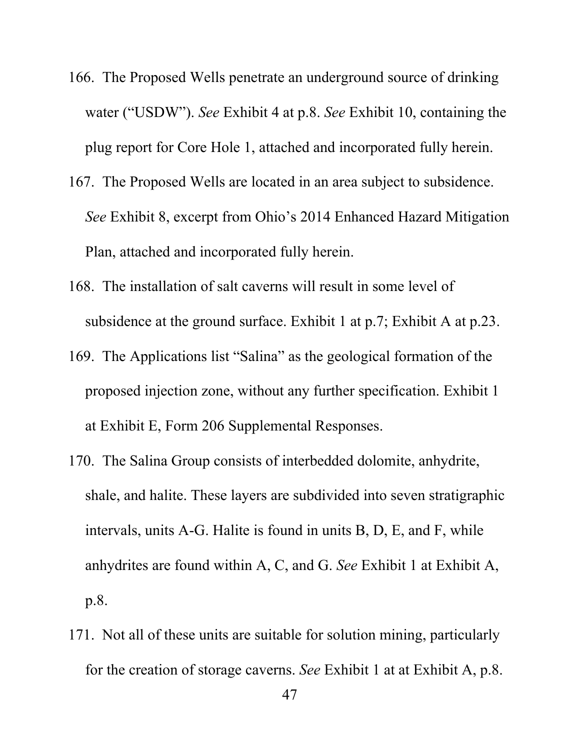166. The Proposed Wells penetrate an underground source of drinking water ("USDW"). *See* Exhibit 4 at p.8. *See* Exhibit 10, containing the plug report for Core Hole 1, attached and incorporated fully herein.

167. The Proposed Wells are located in an area subject to subsidence. *See* Exhibit 8, excerpt from Ohio's 2014 Enhanced Hazard Mitigation Plan, attached and incorporated fully herein.

168. The installation of salt caverns will result in some level of subsidence at the ground surface. Exhibit 1 at p.7; Exhibit A at p.23.

169. The Applications list "Salina" as the geological formation of the proposed injection zone, without any further specification. Exhibit 1 at Exhibit E, Form 206 Supplemental Responses.

170. The Salina Group consists of interbedded dolomite, anhydrite, shale, and halite. These layers are subdivided into seven stratigraphic intervals, units A-G. Halite is found in units B, D, E, and F, while anhydrites are found within A, C, and G. *See* Exhibit 1 at Exhibit A, p.8.

171. Not all of these units are suitable for solution mining, particularly for the creation of storage caverns. *See* Exhibit 1 at at Exhibit A, p.8.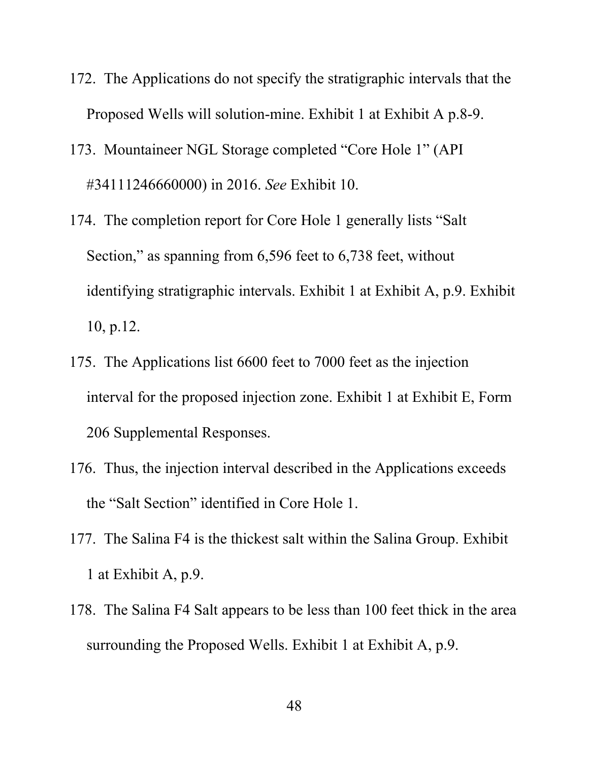172. The Applications do not specify the stratigraphic intervals that the Proposed Wells will solution-mine. Exhibit 1 at Exhibit A p.8-9.

173. Mountaineer NGL Storage completed "Core Hole 1" (API #34111246660000) in 2016. *See* Exhibit 10.

174. The completion report for Core Hole 1 generally lists "Salt Section," as spanning from 6,596 feet to 6,738 feet, without identifying stratigraphic intervals. Exhibit 1 at Exhibit A, p.9. Exhibit 10, p.12.

175. The Applications list 6600 feet to 7000 feet as the injection interval for the proposed injection zone. Exhibit 1 at Exhibit E, Form 206 Supplemental Responses.

176. Thus, the injection interval described in the Applications exceeds the "Salt Section" identified in Core Hole 1.

177. The Salina F4 is the thickest salt within the Salina Group. Exhibit 1 at Exhibit A, p.9.

178. The Salina F4 Salt appears to be less than 100 feet thick in the area surrounding the Proposed Wells. Exhibit 1 at Exhibit A, p.9.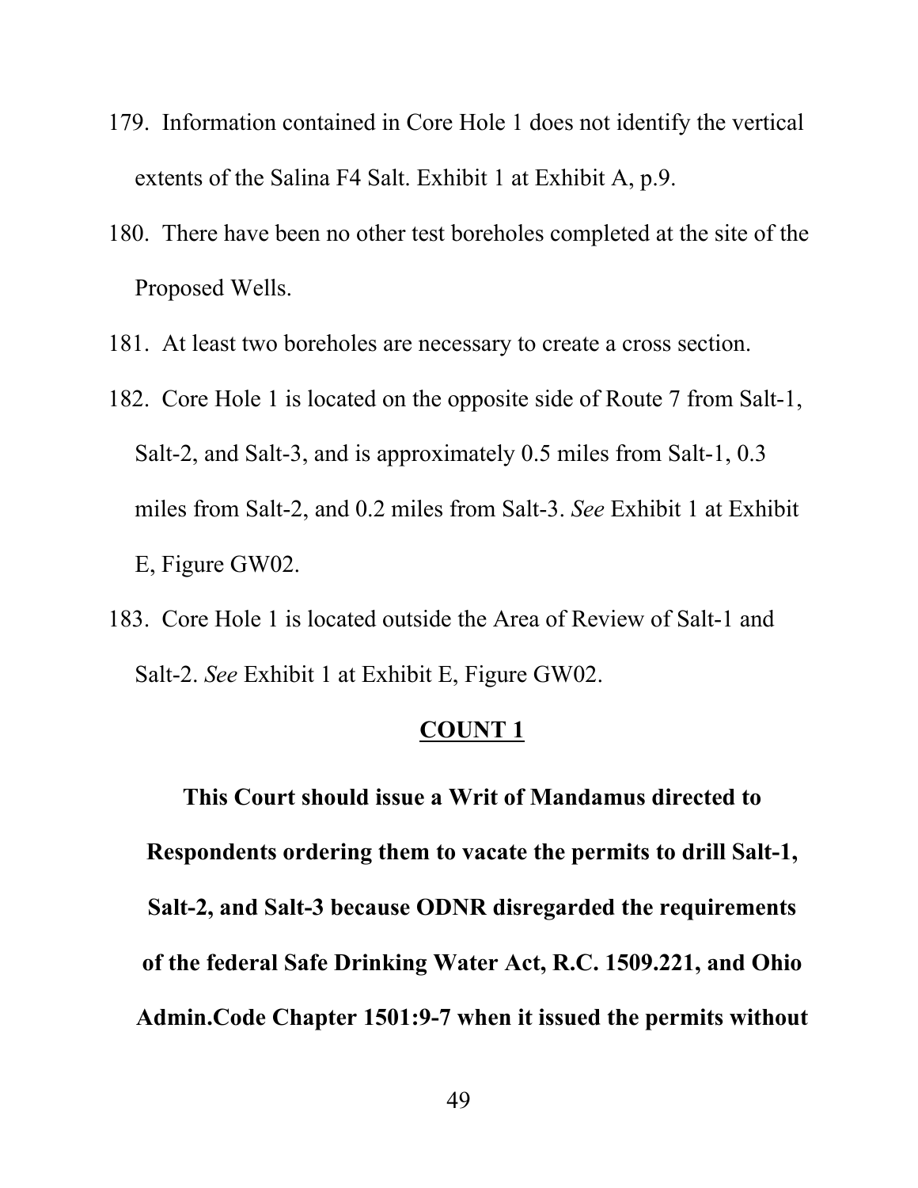179. Information contained in Core Hole 1 does not identify the vertical extents of the Salina F4 Salt. Exhibit 1 at Exhibit A, p.9.

180. There have been no other test boreholes completed at the site of the Proposed Wells.

181. At least two boreholes are necessary to create a cross section.

182. Core Hole 1 is located on the opposite side of Route 7 from Salt-1, Salt-2, and Salt-3, and is approximately 0.5 miles from Salt-1, 0.3 miles from Salt-2, and 0.2 miles from Salt-3. *See* Exhibit 1 at Exhibit E, Figure GW02.

183. Core Hole 1 is located outside the Area of Review of Salt-1 and Salt-2. *See* Exhibit 1 at Exhibit E, Figure GW02.

## <u>COUNT 1</u>

**This Court should issue a Writ of Mandamus directed to Respondents ordering them to vacate the permits to drill Salt-1, Salt-2, and Salt-3 because ODNR disregarded the requirements of the federal Safe Drinking Water Act, R.C. 1509.221, and Ohio Admin.Code Chapter 1501:9-7 when it issued the permits without**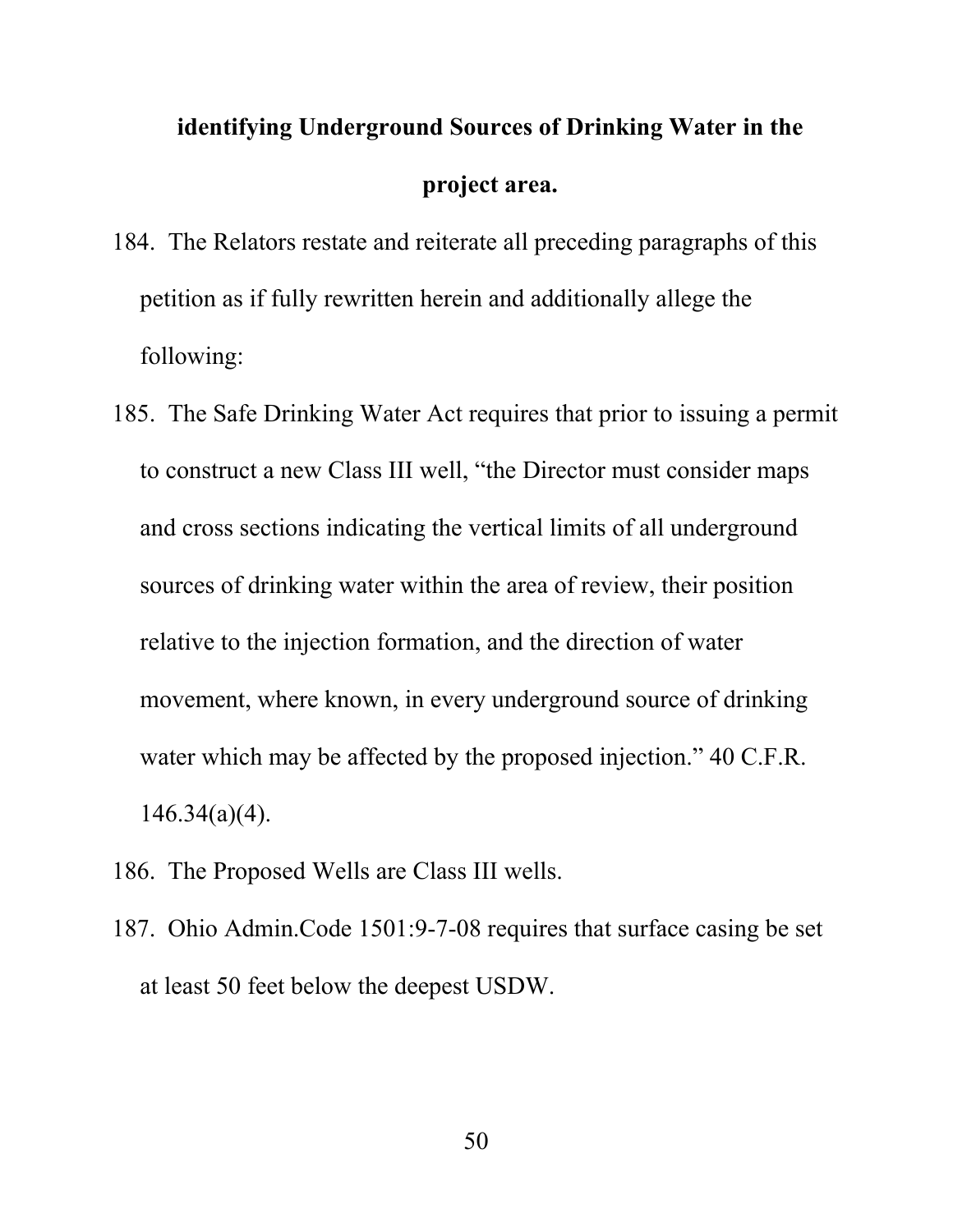**identifying Underground Sources of Drinking Water in the project area.**

184. The Relators restate and reiterate all preceding paragraphs of this petition as if fully rewritten herein and additionally allege the following:

185. The Safe Drinking Water Act requires that prior to issuing a permit to construct a new Class III well, "the Director must consider maps and cross sections indicating the vertical limits of all underground sources of drinking water within the area of review, their position relative to the injection formation, and the direction of water movement, where known, in every underground source of drinking water which may be affected by the proposed injection." 40 C.F.R. 146.34(a)(4).

186. The Proposed Wells are Class III wells.

187. Ohio Admin.Code 1501:9-7-08 requires that surface casing be set at least 50 feet below the deepest USDW.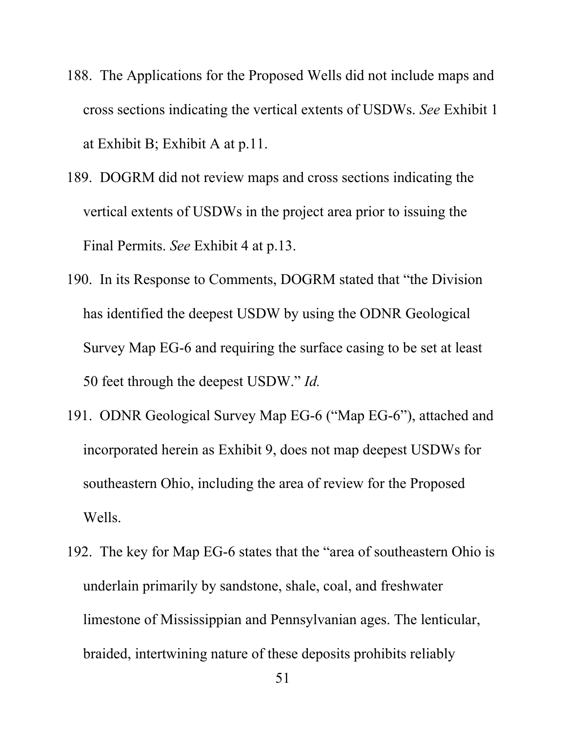188. The Applications for the Proposed Wells did not include maps and cross sections indicating the vertical extents of USDWs. *See* Exhibit 1 at Exhibit B; Exhibit A at p.11.

189. DOGRM did not review maps and cross sections indicating the vertical extents of USDWs in the project area prior to issuing the Final Permits. *See* Exhibit 4 at p.13.

190. In its Response to Comments, DOGRM stated that "the Division has identified the deepest USDW by using the ODNR Geological Survey Map EG-6 and requiring the surface casing to be set at least 50 feet through the deepest USDW." *Id.*

191. ODNR Geological Survey Map EG-6 ("Map EG-6"), attached and incorporated herein as Exhibit 9, does not map deepest USDWs for southeastern Ohio, including the area of review for the Proposed Wells.

192. The key for Map EG-6 states that the "area of southeastern Ohio is underlain primarily by sandstone, shale, coal, and freshwater limestone of Mississippian and Pennsylvanian ages. The lenticular, braided, intertwining nature of these deposits prohibits reliably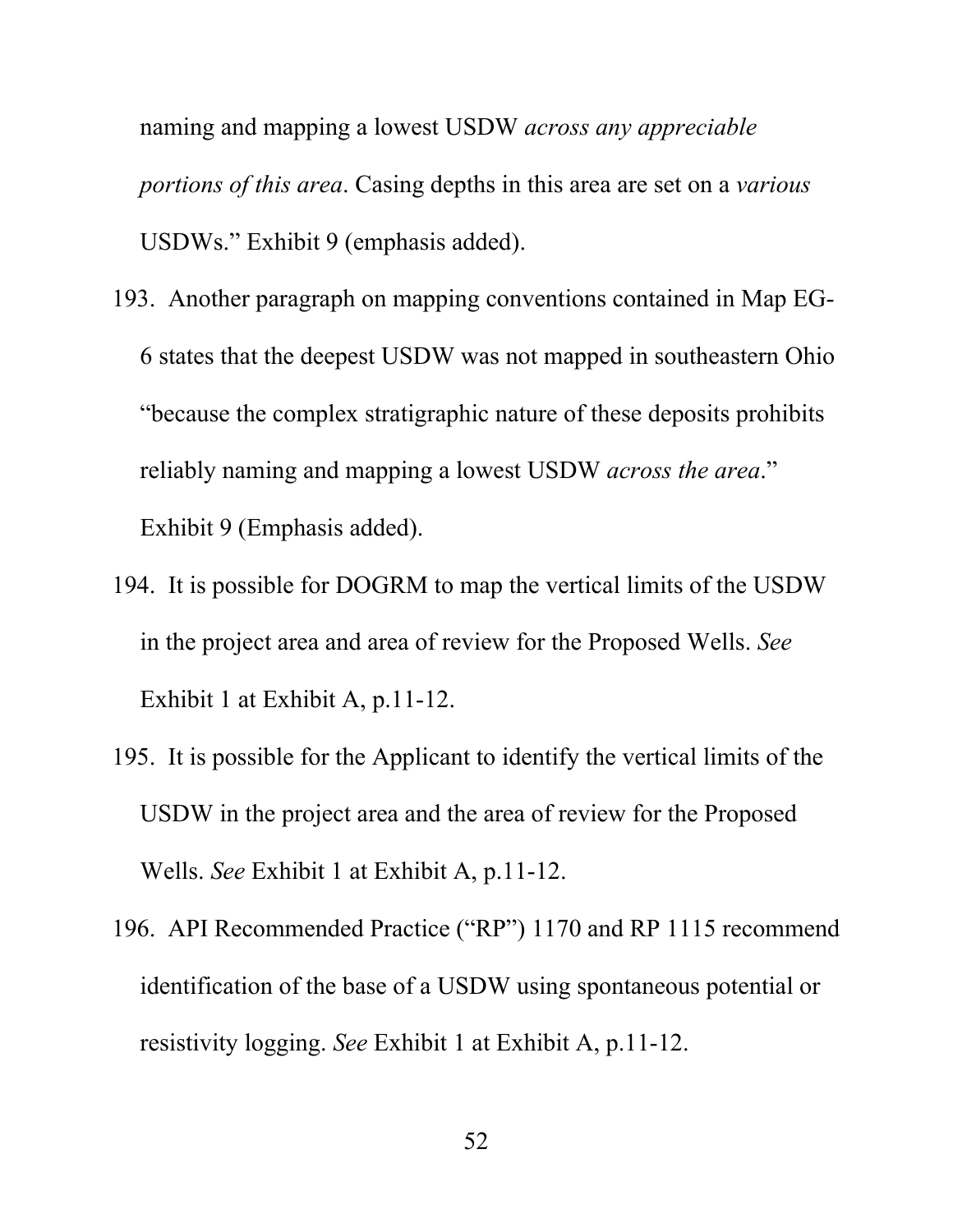naming and mapping a lowest USDW *across any appreciable portions of this area*. Casing depths in this area are set on a *various* USDWs." Exhibit 9 (emphasis added).

193. Another paragraph on mapping conventions contained in Map EG-6 states that the deepest USDW was not mapped in southeastern Ohio "because the complex stratigraphic nature of these deposits prohibits reliably naming and mapping a lowest USDW *across the area*." Exhibit 9 (Emphasis added).

194. It is possible for DOGRM to map the vertical limits of the USDW in the project area and area of review for the Proposed Wells. *See* Exhibit 1 at Exhibit A, p.11-12.

195. It is possible for the Applicant to identify the vertical limits of the USDW in the project area and the area of review for the Proposed Wells. *See* Exhibit 1 at Exhibit A, p.11-12.

196. API Recommended Practice ("RP") 1170 and RP 1115 recommend identification of the base of a USDW using spontaneous potential or resistivity logging. *See* Exhibit 1 at Exhibit A, p.11-12.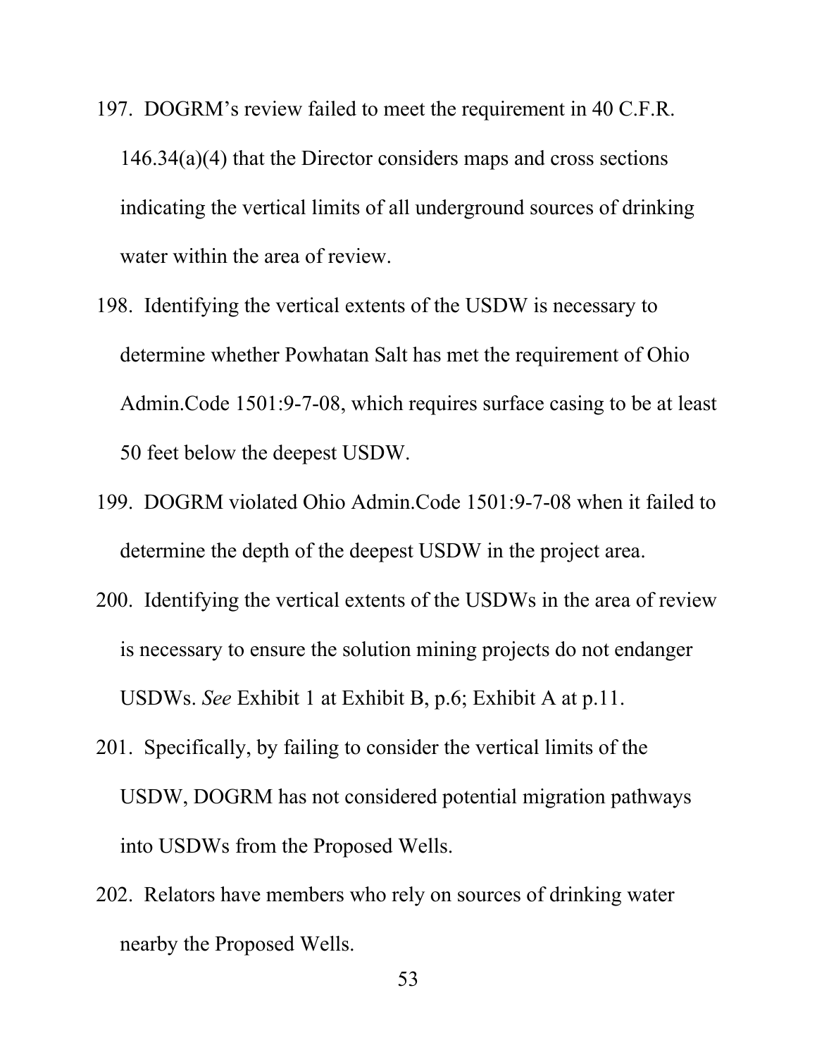197. DOGRM's review failed to meet the requirement in 40 C.F.R. 146.34(a)(4) that the Director considers maps and cross sections indicating the vertical limits of all underground sources of drinking water within the area of review.
198. Identifying the vertical extents of the USDW is necessary to determine whether Powhatan Salt has met the requirement of Ohio Admin.Code 1501:9-7-08, which requires surface casing to be at least 50 feet below the deepest USDW.
199. DOGRM violated Ohio Admin.Code 1501:9-7-08 when it failed to determine the depth of the deepest USDW in the project area.
200. Identifying the vertical extents of the USDWs in the area of review is necessary to ensure the solution mining projects do not endanger USDWs. *See* Exhibit 1 at Exhibit B, p.6; Exhibit A at p.11.
201. Specifically, by failing to consider the vertical limits of the USDW, DOGRM has not considered potential migration pathways into USDWs from the Proposed Wells.
202. Relators have members who rely on sources of drinking water nearby the Proposed Wells.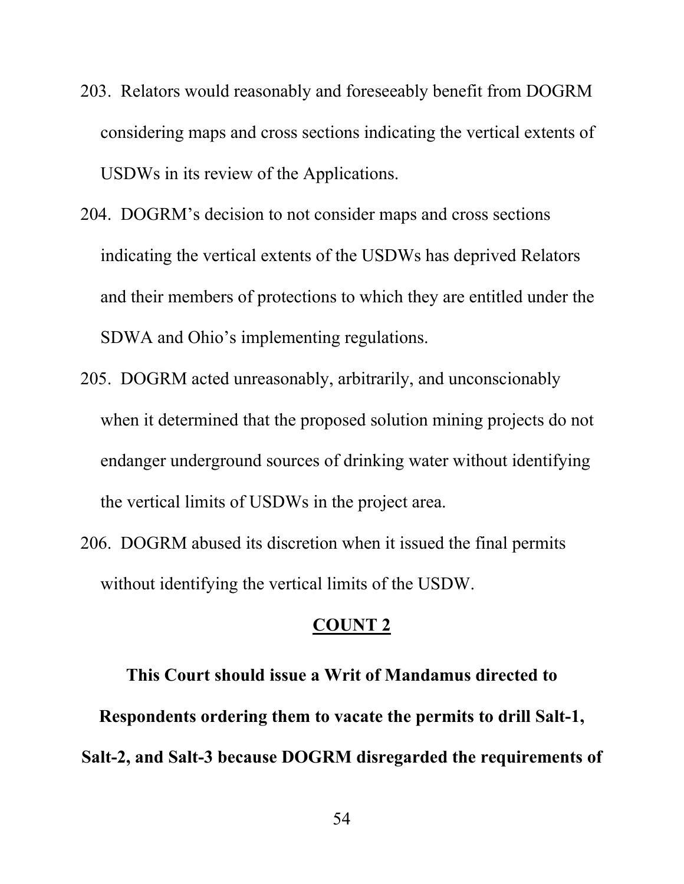203. Relators would reasonably and foreseeably benefit from DOGRM considering maps and cross sections indicating the vertical extents of USDWs in its review of the Applications.

204. DOGRM's decision to not consider maps and cross sections indicating the vertical extents of the USDWs has deprived Relators and their members of protections to which they are entitled under the SDWA and Ohio's implementing regulations.

205. DOGRM acted unreasonably, arbitrarily, and unconscionably when it determined that the proposed solution mining projects do not endanger underground sources of drinking water without identifying the vertical limits of USDWs in the project area.

206. DOGRM abused its discretion when it issued the final permits without identifying the vertical limits of the USDW.

## COUNT 2

**This Court should issue a Writ of Mandamus directed to Respondents ordering them to vacate the permits to drill Salt-1, Salt-2, and Salt-3 because DOGRM disregarded the requirements of**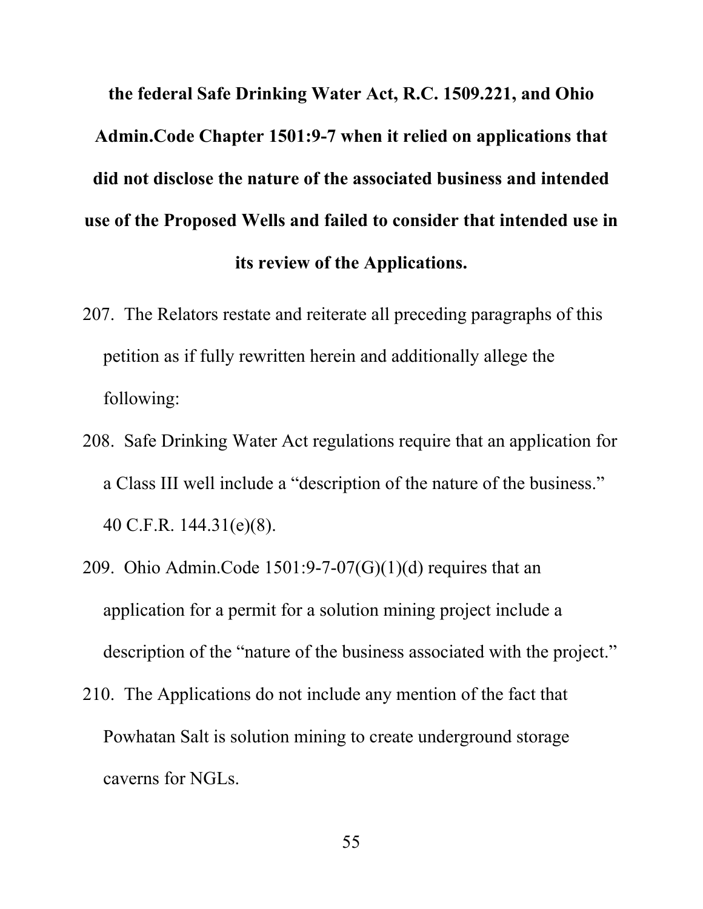**the federal Safe Drinking Water Act, R.C. 1509.221, and Ohio Admin.Code Chapter 1501:9-7 when it relied on applications that did not disclose the nature of the associated business and intended use of the Proposed Wells and failed to consider that intended use in its review of the Applications.**

207. The Relators restate and reiterate all preceding paragraphs of this petition as if fully rewritten herein and additionally allege the following:

208. Safe Drinking Water Act regulations require that an application for a Class III well include a "description of the nature of the business." 40 C.F.R. 144.31(e)(8).

209. Ohio Admin.Code 1501:9-7-07(G)(1)(d) requires that an application for a permit for a solution mining project include a description of the "nature of the business associated with the project."

210. The Applications do not include any mention of the fact that Powhatan Salt is solution mining to create underground storage caverns for NGLs.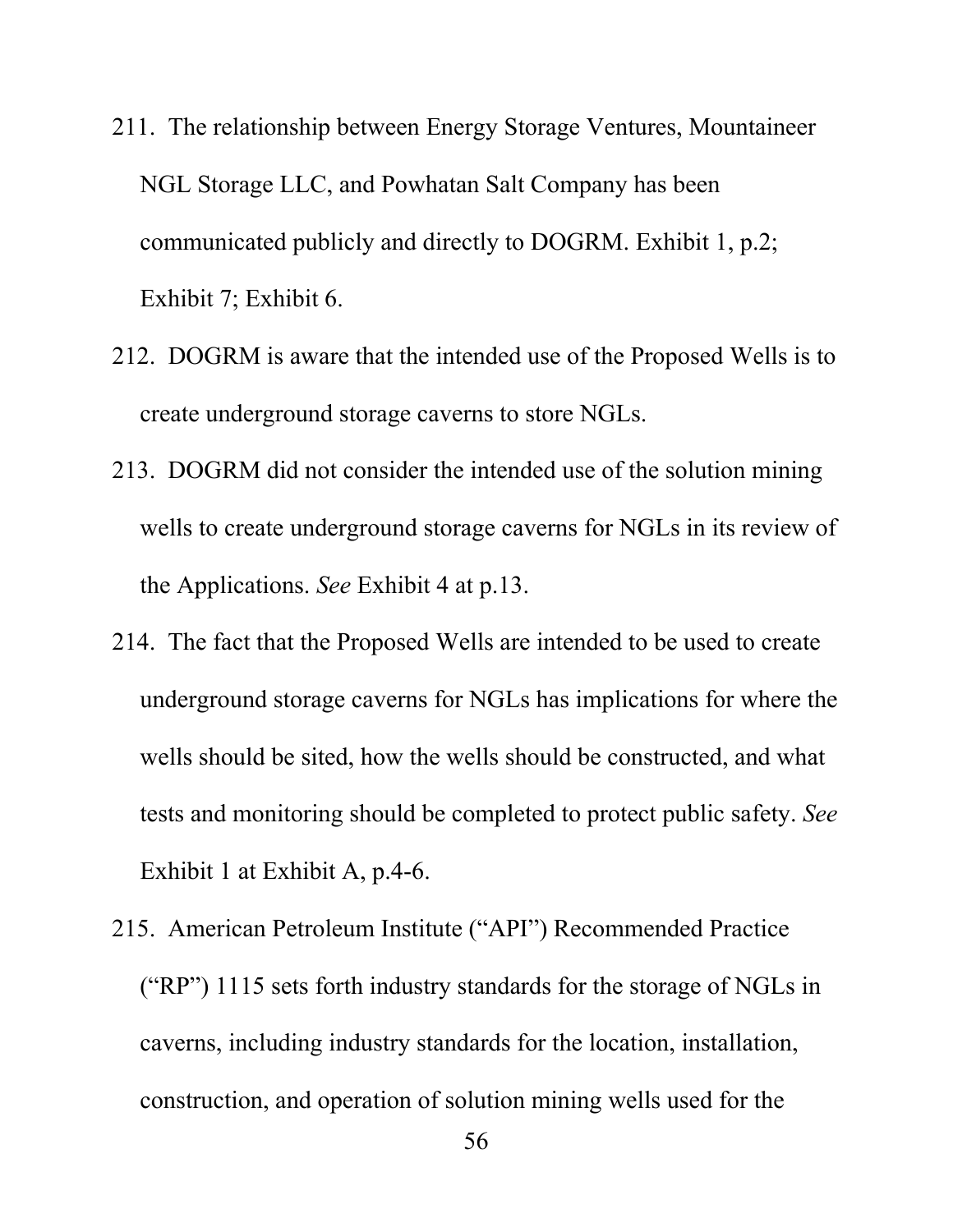211. The relationship between Energy Storage Ventures, Mountaineer NGL Storage LLC, and Powhatan Salt Company has been communicated publicly and directly to DOGRM. Exhibit 1, p.2; Exhibit 7; Exhibit 6.

212. DOGRM is aware that the intended use of the Proposed Wells is to create underground storage caverns to store NGLs.

213. DOGRM did not consider the intended use of the solution mining wells to create underground storage caverns for NGLs in its review of the Applications. *See* Exhibit 4 at p.13.

214. The fact that the Proposed Wells are intended to be used to create underground storage caverns for NGLs has implications for where the wells should be sited, how the wells should be constructed, and what tests and monitoring should be completed to protect public safety. *See* Exhibit 1 at Exhibit A, p.4-6.

215. American Petroleum Institute ("API") Recommended Practice ("RP") 1115 sets forth industry standards for the storage of NGLs in caverns, including industry standards for the location, installation, construction, and operation of solution mining wells used for the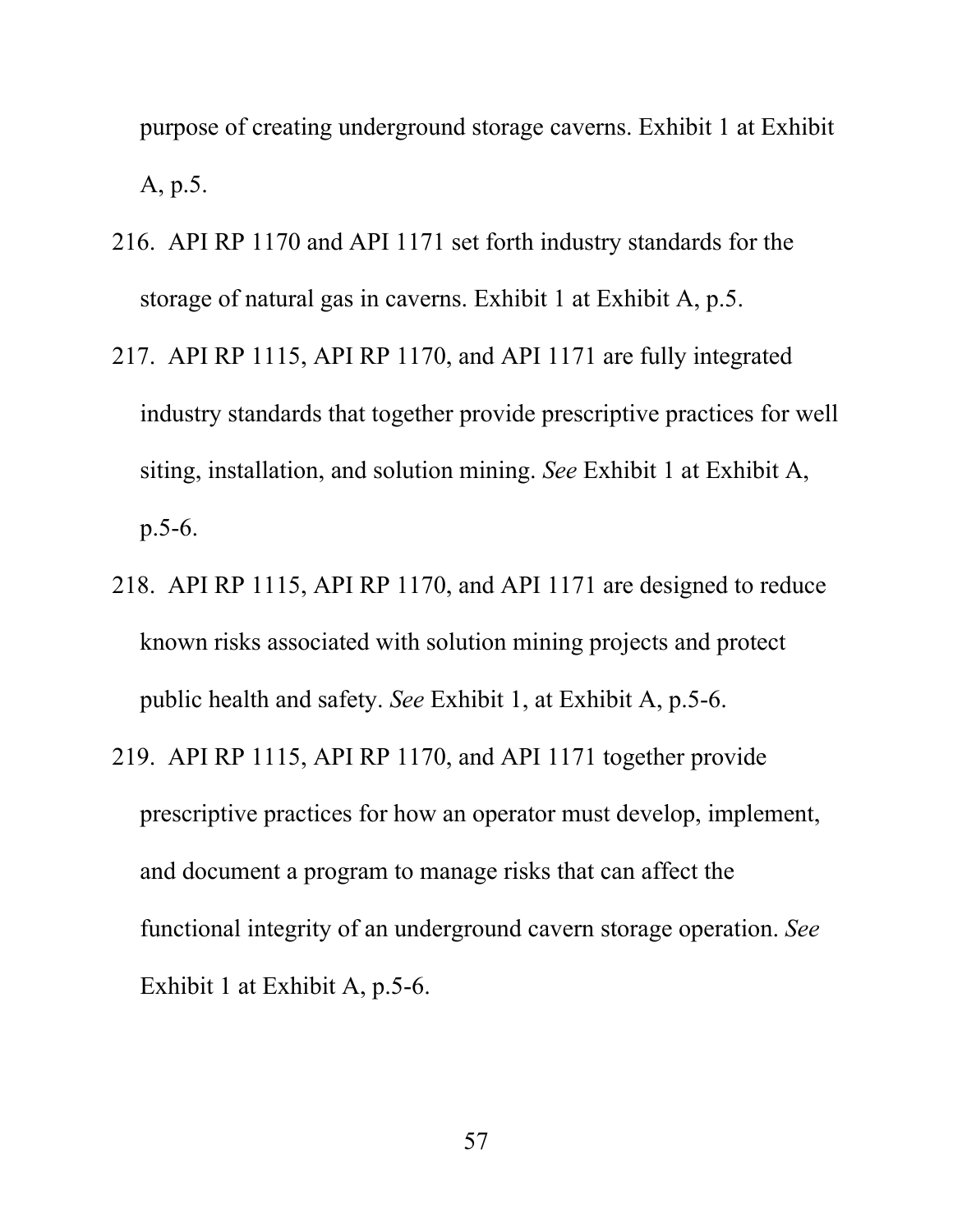purpose of creating underground storage caverns. Exhibit 1 at Exhibit A, p.5.

216. API RP 1170 and API 1171 set forth industry standards for the storage of natural gas in caverns. Exhibit 1 at Exhibit A, p.5.

217. API RP 1115, API RP 1170, and API 1171 are fully integrated industry standards that together provide prescriptive practices for well siting, installation, and solution mining. *See* Exhibit 1 at Exhibit A, p.5-6.

218. API RP 1115, API RP 1170, and API 1171 are designed to reduce known risks associated with solution mining projects and protect public health and safety. *See* Exhibit 1, at Exhibit A, p.5-6.

219. API RP 1115, API RP 1170, and API 1171 together provide prescriptive practices for how an operator must develop, implement, and document a program to manage risks that can affect the functional integrity of an underground cavern storage operation. *See* Exhibit 1 at Exhibit A, p.5-6.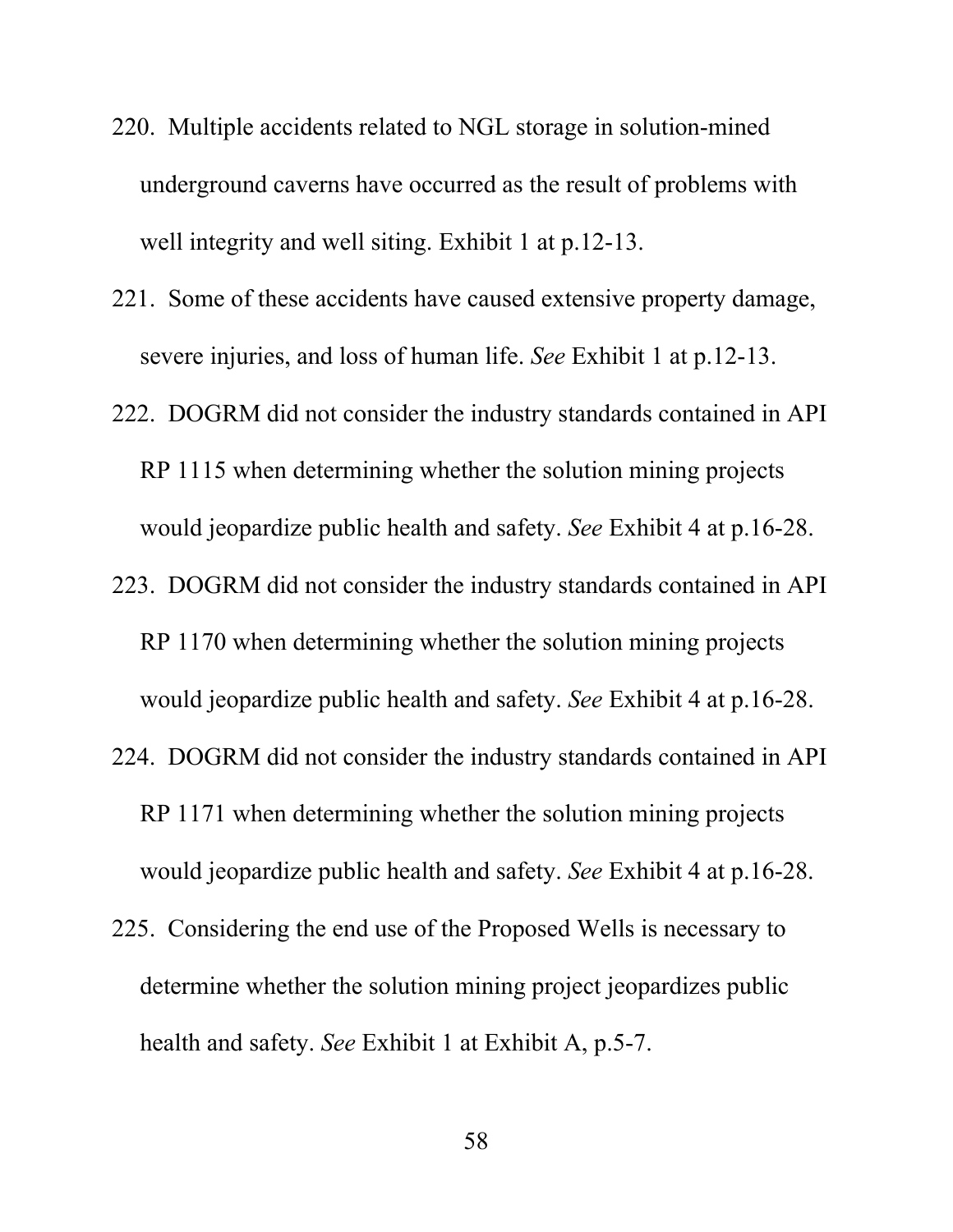220. Multiple accidents related to NGL storage in solution-mined underground caverns have occurred as the result of problems with well integrity and well siting. Exhibit 1 at p.12-13.

221. Some of these accidents have caused extensive property damage, severe injuries, and loss of human life. *See* Exhibit 1 at p.12-13.

222. DOGRM did not consider the industry standards contained in API RP 1115 when determining whether the solution mining projects would jeopardize public health and safety. *See* Exhibit 4 at p.16-28.

223. DOGRM did not consider the industry standards contained in API RP 1170 when determining whether the solution mining projects would jeopardize public health and safety. *See* Exhibit 4 at p.16-28.

224. DOGRM did not consider the industry standards contained in API RP 1171 when determining whether the solution mining projects would jeopardize public health and safety. *See* Exhibit 4 at p.16-28.

225. Considering the end use of the Proposed Wells is necessary to determine whether the solution mining project jeopardizes public health and safety. *See* Exhibit 1 at Exhibit A, p.5-7.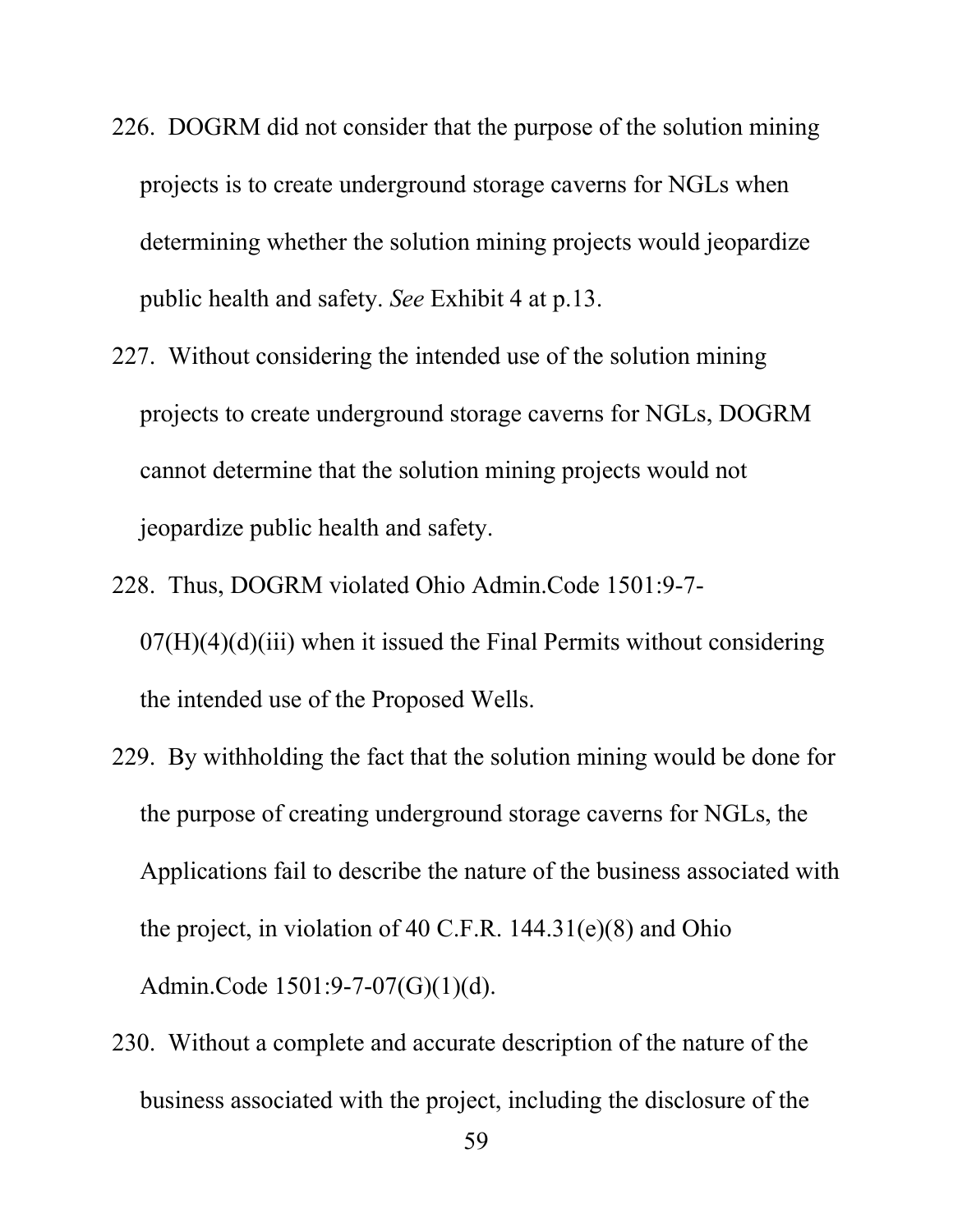226. DOGRM did not consider that the purpose of the solution mining projects is to create underground storage caverns for NGLs when determining whether the solution mining projects would jeopardize public health and safety. *See* Exhibit 4 at p.13.

227. Without considering the intended use of the solution mining projects to create underground storage caverns for NGLs, DOGRM cannot determine that the solution mining projects would not jeopardize public health and safety.

228. Thus, DOGRM violated Ohio Admin.Code 1501:9-7-07(H)(4)(d)(iii) when it issued the Final Permits without considering the intended use of the Proposed Wells.

229. By withholding the fact that the solution mining would be done for the purpose of creating underground storage caverns for NGLs, the Applications fail to describe the nature of the business associated with the project, in violation of 40 C.F.R. 144.31(e)(8) and Ohio Admin.Code 1501:9-7-07(G)(1)(d).

230. Without a complete and accurate description of the nature of the business associated with the project, including the disclosure of the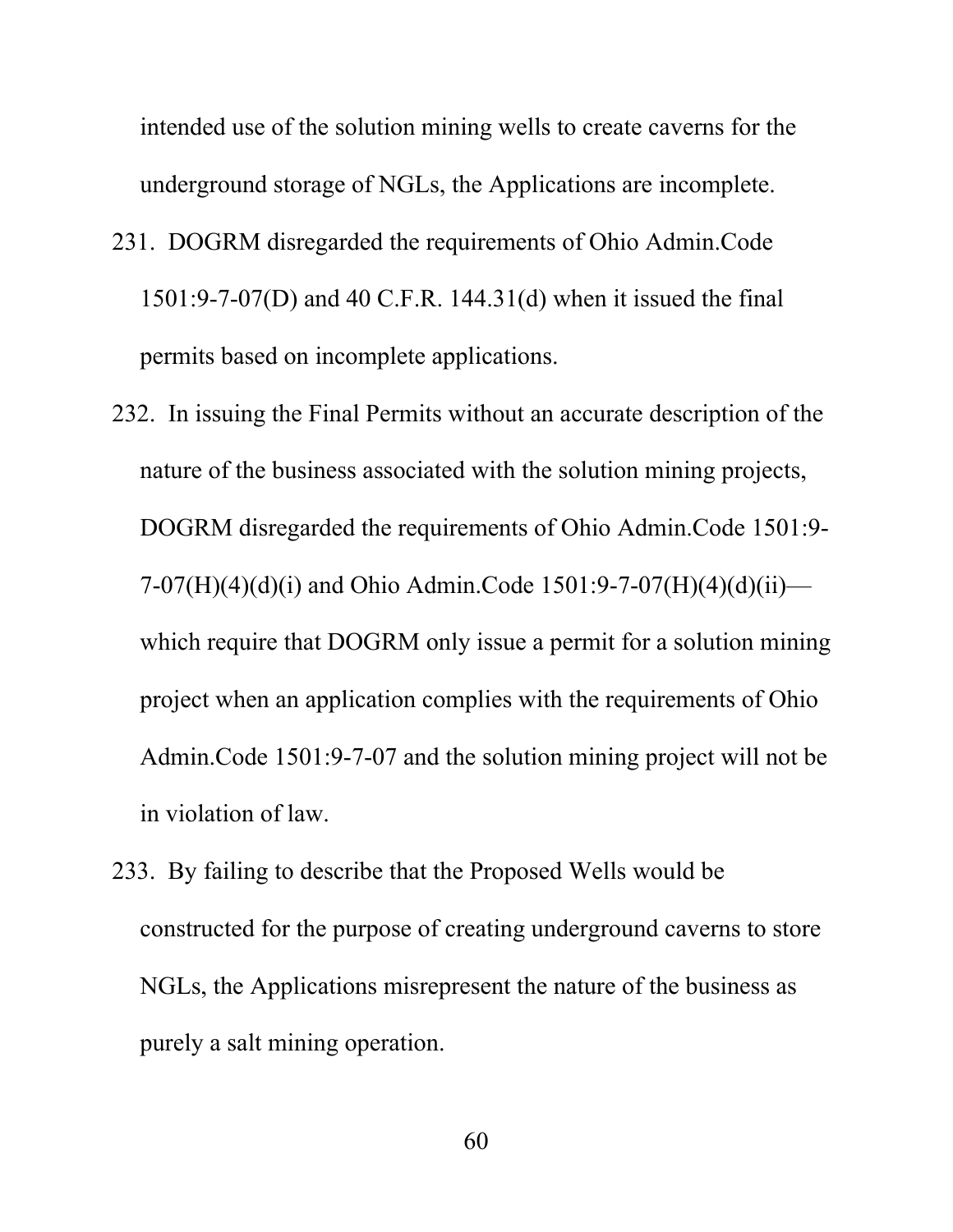intended use of the solution mining wells to create caverns for the underground storage of NGLs, the Applications are incomplete.

231. DOGRM disregarded the requirements of Ohio Admin.Code 1501:9-7-07(D) and 40 C.F.R. 144.31(d) when it issued the final permits based on incomplete applications.

232. In issuing the Final Permits without an accurate description of the nature of the business associated with the solution mining projects, DOGRM disregarded the requirements of Ohio Admin.Code 1501:9-7-07(H)(4)(d)(i) and Ohio Admin.Code 1501:9-7-07(H)(4)(d)(ii)—which require that DOGRM only issue a permit for a solution mining project when an application complies with the requirements of Ohio Admin.Code 1501:9-7-07 and the solution mining project will not be in violation of law.

233. By failing to describe that the Proposed Wells would be constructed for the purpose of creating underground caverns to store NGLs, the Applications misrepresent the nature of the business as purely a salt mining operation.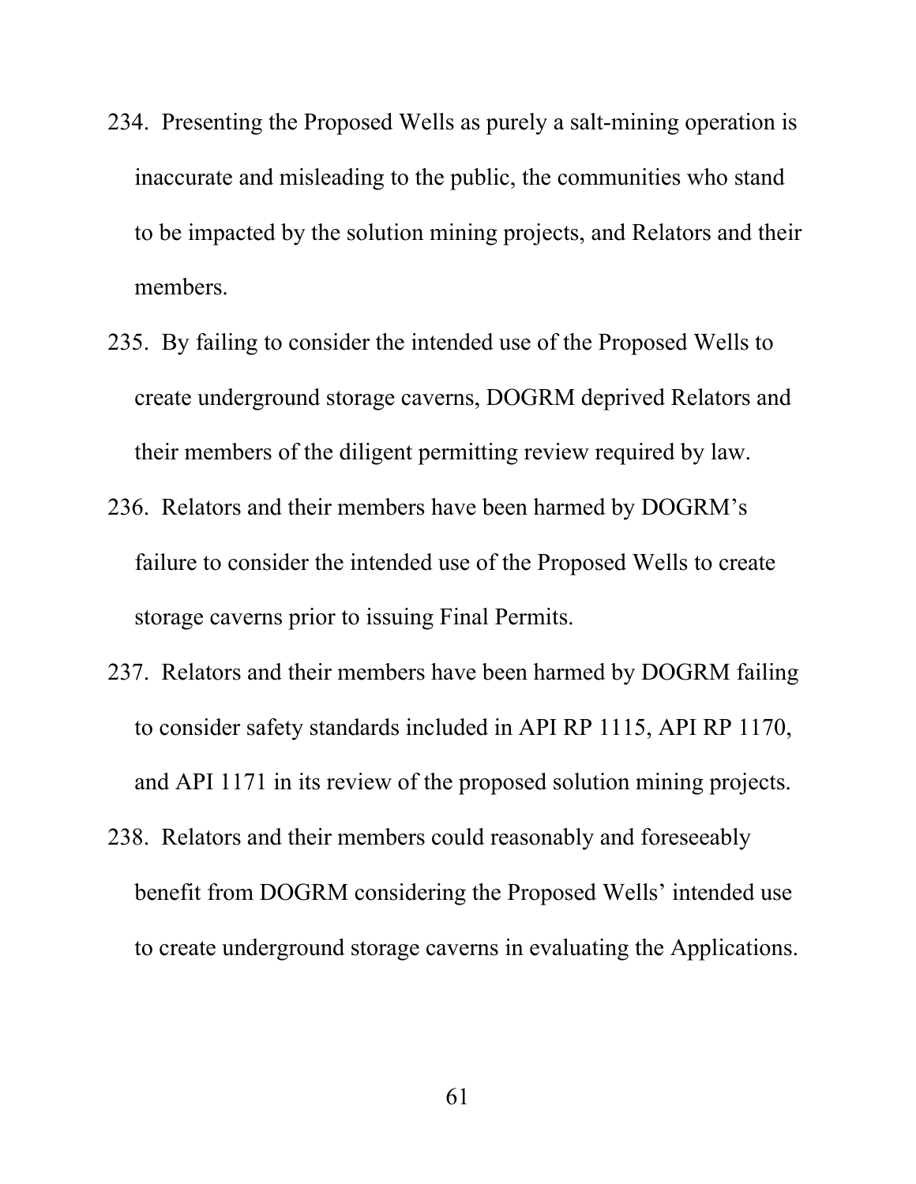234. Presenting the Proposed Wells as purely a salt-mining operation is inaccurate and misleading to the public, the communities who stand to be impacted by the solution mining projects, and Relators and their members.

235. By failing to consider the intended use of the Proposed Wells to create underground storage caverns, DOGRM deprived Relators and their members of the diligent permitting review required by law.

236. Relators and their members have been harmed by DOGRM's failure to consider the intended use of the Proposed Wells to create storage caverns prior to issuing Final Permits.

237. Relators and their members have been harmed by DOGRM failing to consider safety standards included in API RP 1115, API RP 1170, and API 1171 in its review of the proposed solution mining projects.

238. Relators and their members could reasonably and foreseeably benefit from DOGRM considering the Proposed Wells' intended use to create underground storage caverns in evaluating the Applications.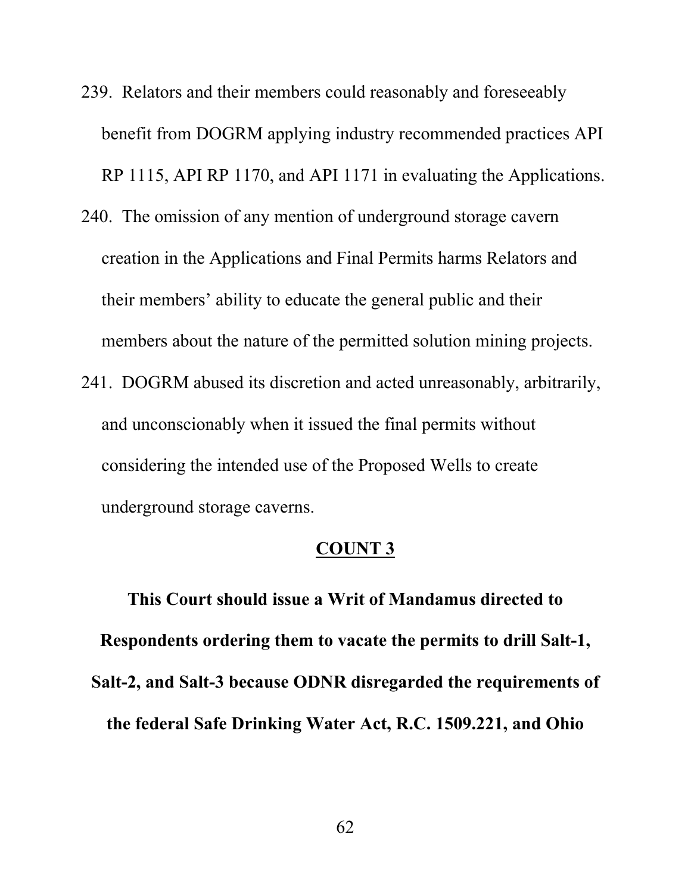239. Relators and their members could reasonably and foreseeably benefit from DOGRM applying industry recommended practices API RP 1115, API RP 1170, and API 1171 in evaluating the Applications.

240. The omission of any mention of underground storage cavern creation in the Applications and Final Permits harms Relators and their members' ability to educate the general public and their members about the nature of the permitted solution mining projects.

241. DOGRM abused its discretion and acted unreasonably, arbitrarily, and unconscionably when it issued the final permits without considering the intended use of the Proposed Wells to create underground storage caverns.

## COUNT 3

**This Court should issue a Writ of Mandamus directed to Respondents ordering them to vacate the permits to drill Salt-1, Salt-2, and Salt-3 because ODNR disregarded the requirements of the federal Safe Drinking Water Act, R.C. 1509.221, and Ohio**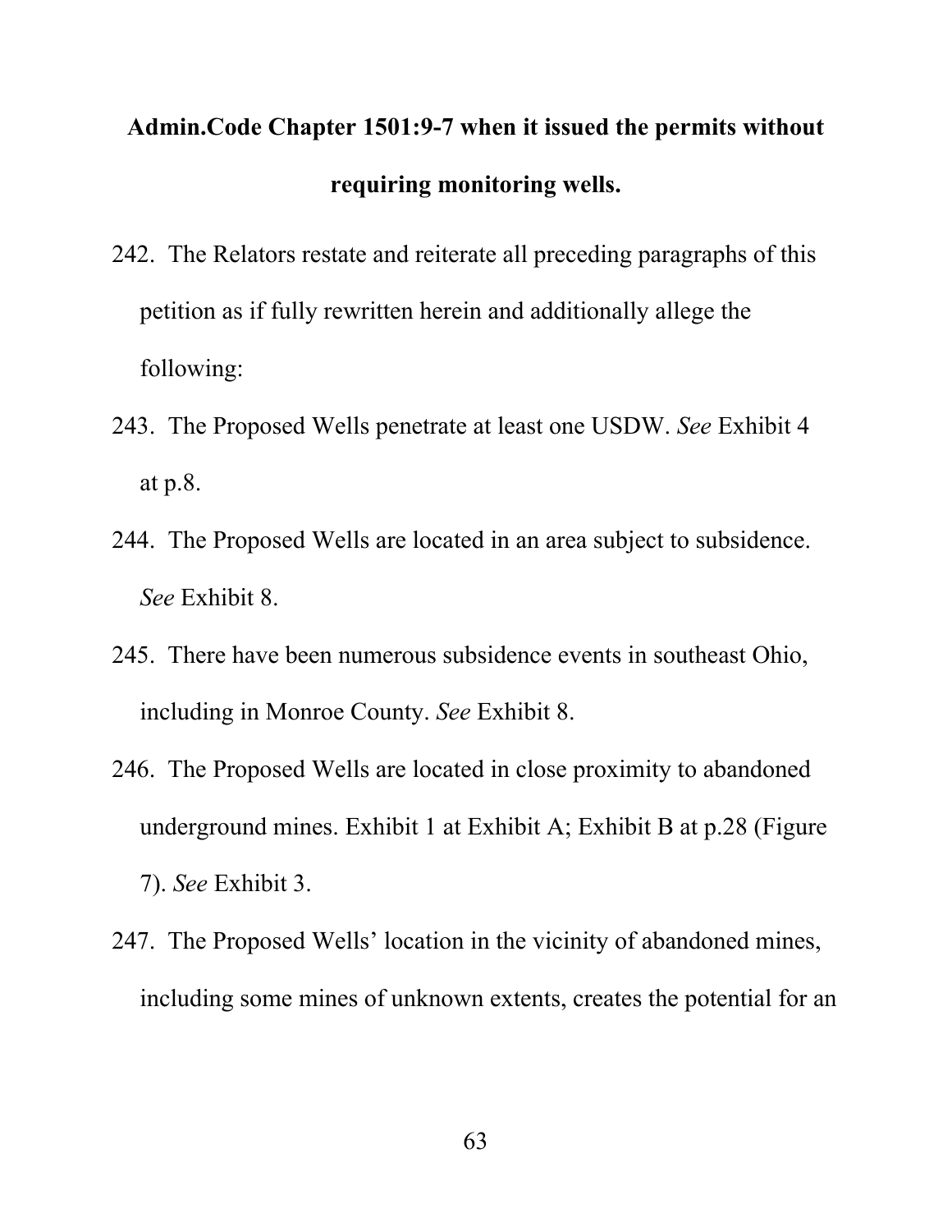**Admin.Code Chapter 1501:9-7 when it issued the permits without requiring monitoring wells.**

242. The Relators restate and reiterate all preceding paragraphs of this petition as if fully rewritten herein and additionally allege the following:

243. The Proposed Wells penetrate at least one USDW. *See* Exhibit 4 at p.8.

244. The Proposed Wells are located in an area subject to subsidence. *See* Exhibit 8.

245. There have been numerous subsidence events in southeast Ohio, including in Monroe County. *See* Exhibit 8.

246. The Proposed Wells are located in close proximity to abandoned underground mines. Exhibit 1 at Exhibit A; Exhibit B at p.28 (Figure 7). *See* Exhibit 3.

247. The Proposed Wells' location in the vicinity of abandoned mines, including some mines of unknown extents, creates the potential for an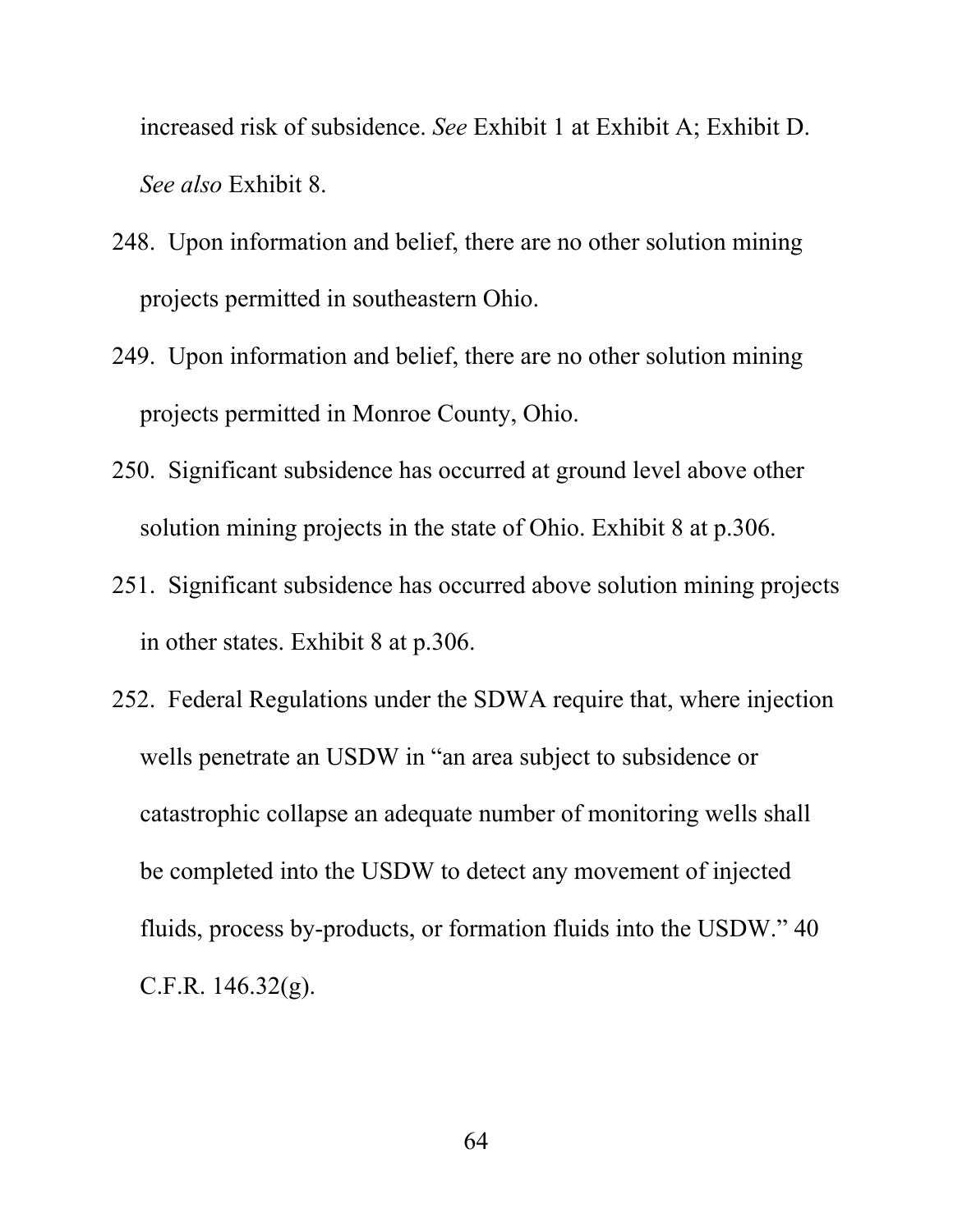increased risk of subsidence. *See* Exhibit 1 at Exhibit A; Exhibit D. *See also* Exhibit 8.

248. Upon information and belief, there are no other solution mining projects permitted in southeastern Ohio.

249. Upon information and belief, there are no other solution mining projects permitted in Monroe County, Ohio.

250. Significant subsidence has occurred at ground level above other solution mining projects in the state of Ohio. Exhibit 8 at p.306.

251. Significant subsidence has occurred above solution mining projects in other states. Exhibit 8 at p.306.

252. Federal Regulations under the SDWA require that, where injection wells penetrate an USDW in "an area subject to subsidence or catastrophic collapse an adequate number of monitoring wells shall be completed into the USDW to detect any movement of injected fluids, process by-products, or formation fluids into the USDW." 40 C.F.R. 146.32(g).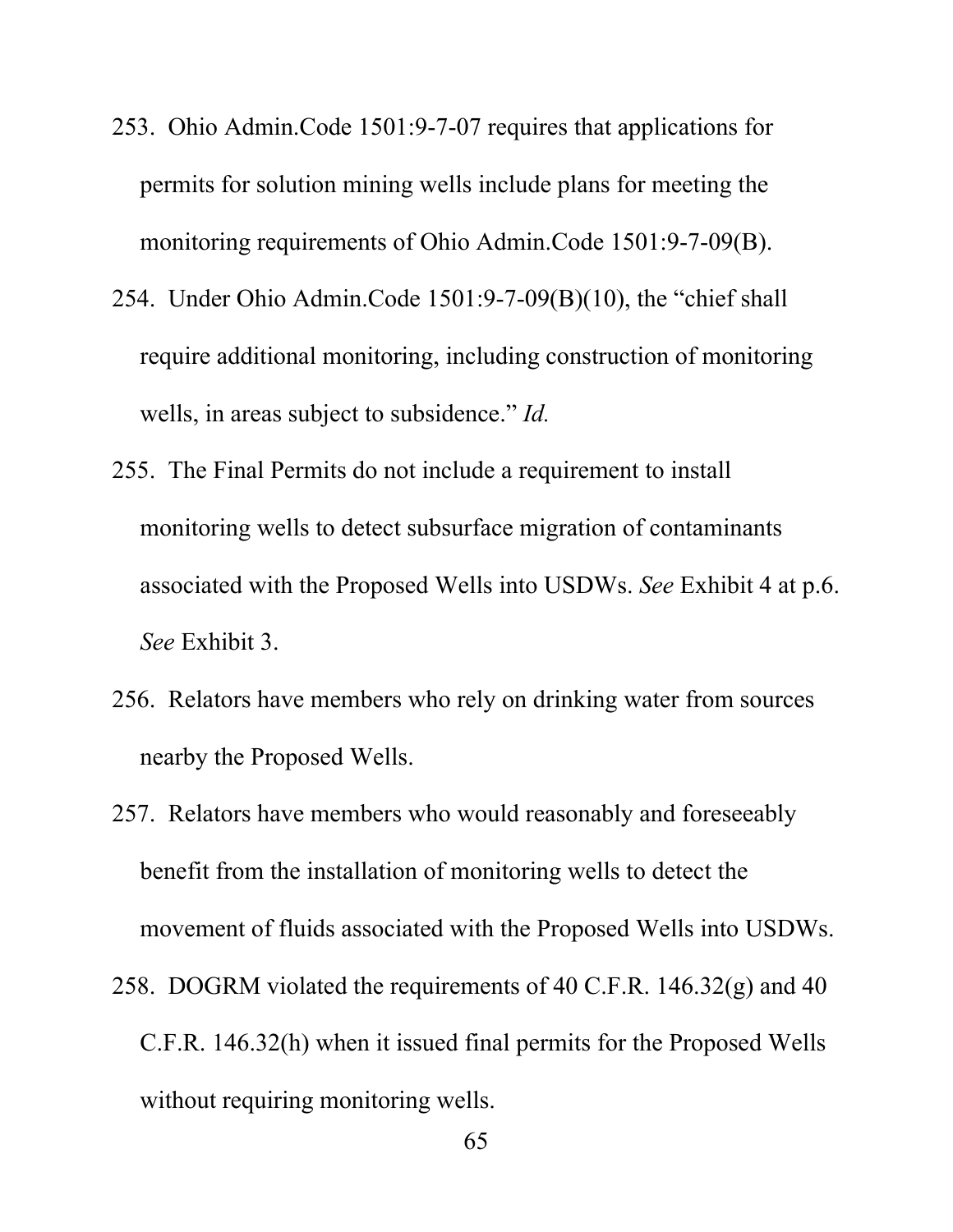253. Ohio Admin.Code 1501:9-7-07 requires that applications for permits for solution mining wells include plans for meeting the monitoring requirements of Ohio Admin.Code 1501:9-7-09(B).

254. Under Ohio Admin.Code 1501:9-7-09(B)(10), the "chief shall require additional monitoring, including construction of monitoring wells, in areas subject to subsidence." *Id.*

255. The Final Permits do not include a requirement to install monitoring wells to detect subsurface migration of contaminants associated with the Proposed Wells into USDWs. *See* Exhibit 4 at p.6. *See* Exhibit 3.

256. Relators have members who rely on drinking water from sources nearby the Proposed Wells.

257. Relators have members who would reasonably and foreseeably benefit from the installation of monitoring wells to detect the movement of fluids associated with the Proposed Wells into USDWs.

258. DOGRM violated the requirements of 40 C.F.R. 146.32(g) and 40 C.F.R. 146.32(h) when it issued final permits for the Proposed Wells without requiring monitoring wells.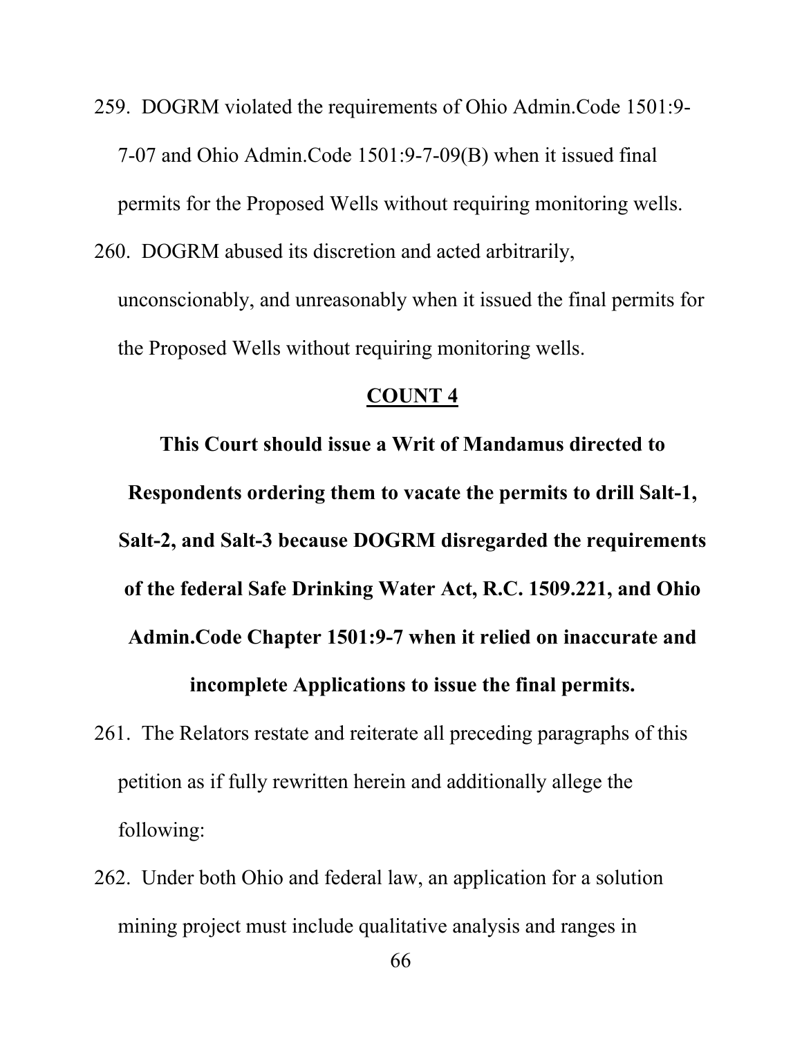259. DOGRM violated the requirements of Ohio Admin.Code 1501:9-7-07 and Ohio Admin.Code 1501:9-7-09(B) when it issued final permits for the Proposed Wells without requiring monitoring wells.

260. DOGRM abused its discretion and acted arbitrarily, unconscionably, and unreasonably when it issued the final permits for the Proposed Wells without requiring monitoring wells.

**COUNT 4**

**This Court should issue a Writ of Mandamus directed to Respondents ordering them to vacate the permits to drill Salt-1, Salt-2, and Salt-3 because DOGRM disregarded the requirements of the federal Safe Drinking Water Act, R.C. 1509.221, and Ohio Admin.Code Chapter 1501:9-7 when it relied on inaccurate and incomplete Applications to issue the final permits.**

261. The Relators restate and reiterate all preceding paragraphs of this petition as if fully rewritten herein and additionally allege the following:

262. Under both Ohio and federal law, an application for a solution mining project must include qualitative analysis and ranges in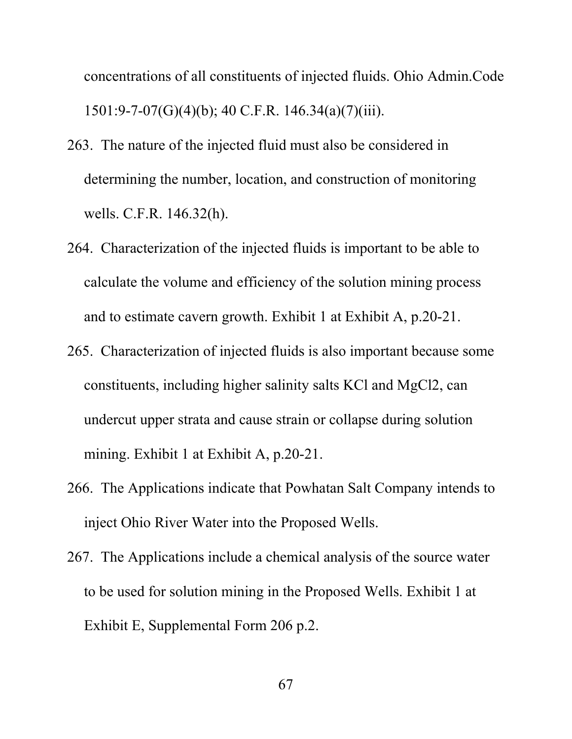concentrations of all constituents of injected fluids. Ohio Admin.Code 1501:9-7-07(G)(4)(b); 40 C.F.R. 146.34(a)(7)(iii).

263. The nature of the injected fluid must also be considered in determining the number, location, and construction of monitoring wells. C.F.R. 146.32(h).

264. Characterization of the injected fluids is important to be able to calculate the volume and efficiency of the solution mining process and to estimate cavern growth. Exhibit 1 at Exhibit A, p.20-21.

265. Characterization of injected fluids is also important because some constituents, including higher salinity salts $KCl$ and $MgCl_2$, can undercut upper strata and cause strain or collapse during solution mining. Exhibit 1 at Exhibit A, p.20-21.

266. The Applications indicate that Powhatan Salt Company intends to inject Ohio River Water into the Proposed Wells.

267. The Applications include a chemical analysis of the source water to be used for solution mining in the Proposed Wells. Exhibit 1 at Exhibit E, Supplemental Form 206 p.2.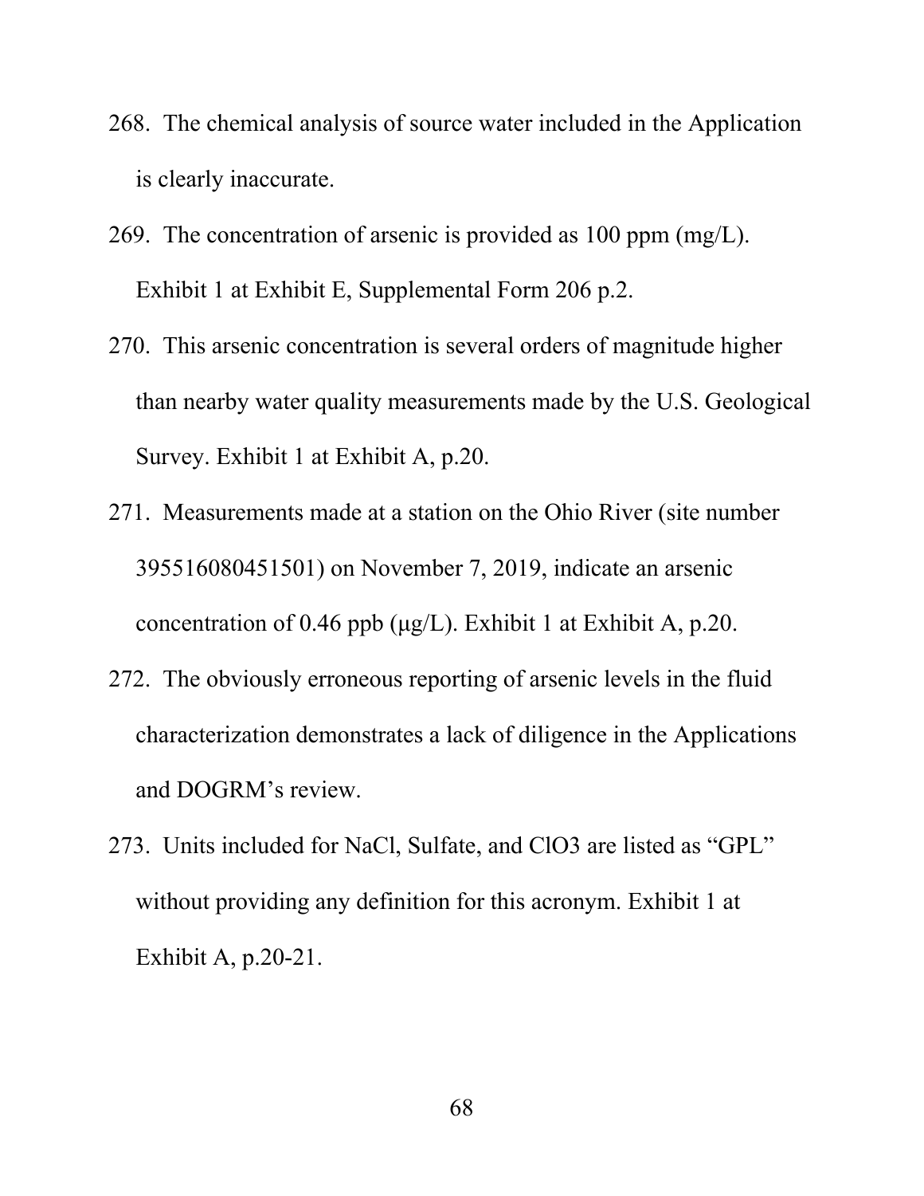268. The chemical analysis of source water included in the Application is clearly inaccurate.

269. The concentration of arsenic is provided as 100 ppm (mg/L). Exhibit 1 at Exhibit E, Supplemental Form 206 p.2.

270. This arsenic concentration is several orders of magnitude higher than nearby water quality measurements made by the U.S. Geological Survey. Exhibit 1 at Exhibit A, p.20.

271. Measurements made at a station on the Ohio River (site number 395516080451501) on November 7, 2019, indicate an arsenic concentration of 0.46 ppb (μg/L). Exhibit 1 at Exhibit A, p.20.

272. The obviously erroneous reporting of arsenic levels in the fluid characterization demonstrates a lack of diligence in the Applications and DOGRM's review.

273. Units included for NaCl, Sulfate, and $ClO_3$ are listed as "GPL" without providing any definition for this acronym. Exhibit 1 at Exhibit A, p.20-21.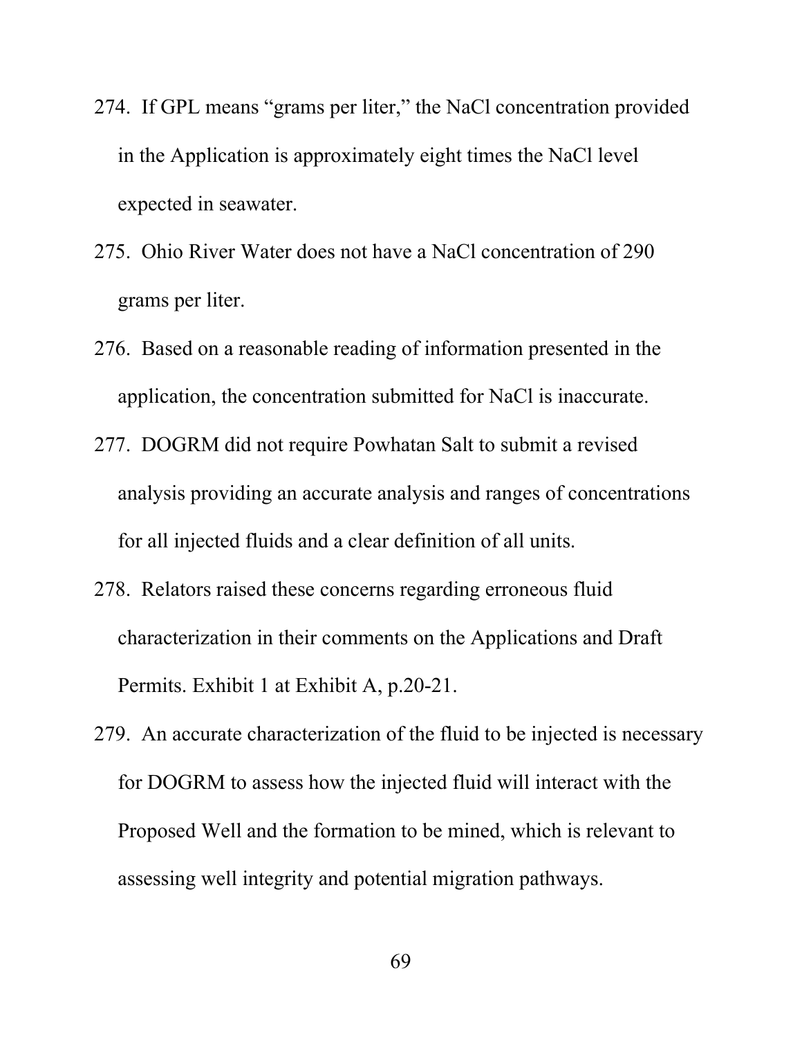274. If GPL means "grams per liter," the NaCl concentration provided in the Application is approximately eight times the NaCl level expected in seawater.

275. Ohio River Water does not have a NaCl concentration of 290 grams per liter.

276. Based on a reasonable reading of information presented in the application, the concentration submitted for NaCl is inaccurate.

277. DOGRM did not require Powhatan Salt to submit a revised analysis providing an accurate analysis and ranges of concentrations for all injected fluids and a clear definition of all units.

278. Relators raised these concerns regarding erroneous fluid characterization in their comments on the Applications and Draft Permits. Exhibit 1 at Exhibit A, p.20-21.

279. An accurate characterization of the fluid to be injected is necessary for DOGRM to assess how the injected fluid will interact with the Proposed Well and the formation to be mined, which is relevant to assessing well integrity and potential migration pathways.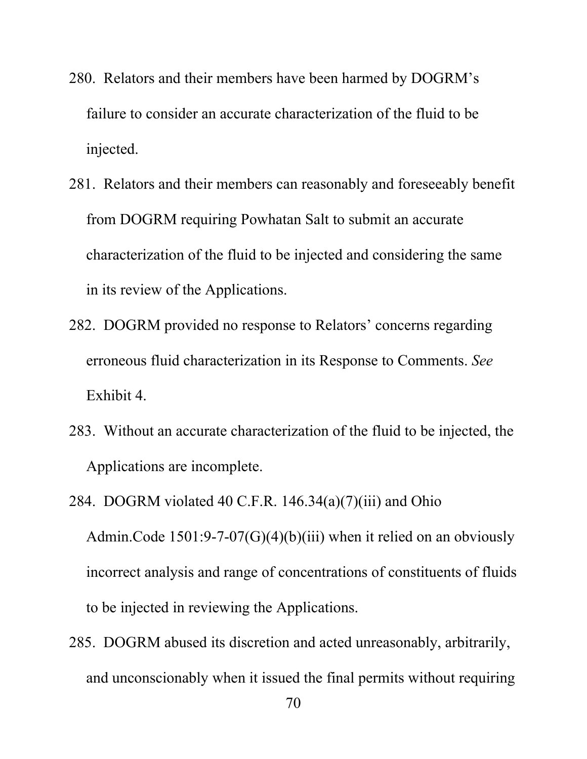280. Relators and their members have been harmed by DOGRM's failure to consider an accurate characterization of the fluid to be injected.

281. Relators and their members can reasonably and foreseeably benefit from DOGRM requiring Powhatan Salt to submit an accurate characterization of the fluid to be injected and considering the same in its review of the Applications.

282. DOGRM provided no response to Relators' concerns regarding erroneous fluid characterization in its Response to Comments. *See* Exhibit 4.

283. Without an accurate characterization of the fluid to be injected, the Applications are incomplete.

284. DOGRM violated 40 C.F.R. 146.34(a)(7)(iii) and Ohio Admin.Code 1501:9-7-07(G)(4)(b)(iii) when it relied on an obviously incorrect analysis and range of concentrations of constituents of fluids to be injected in reviewing the Applications.

285. DOGRM abused its discretion and acted unreasonably, arbitrarily, and unconscionably when it issued the final permits without requiring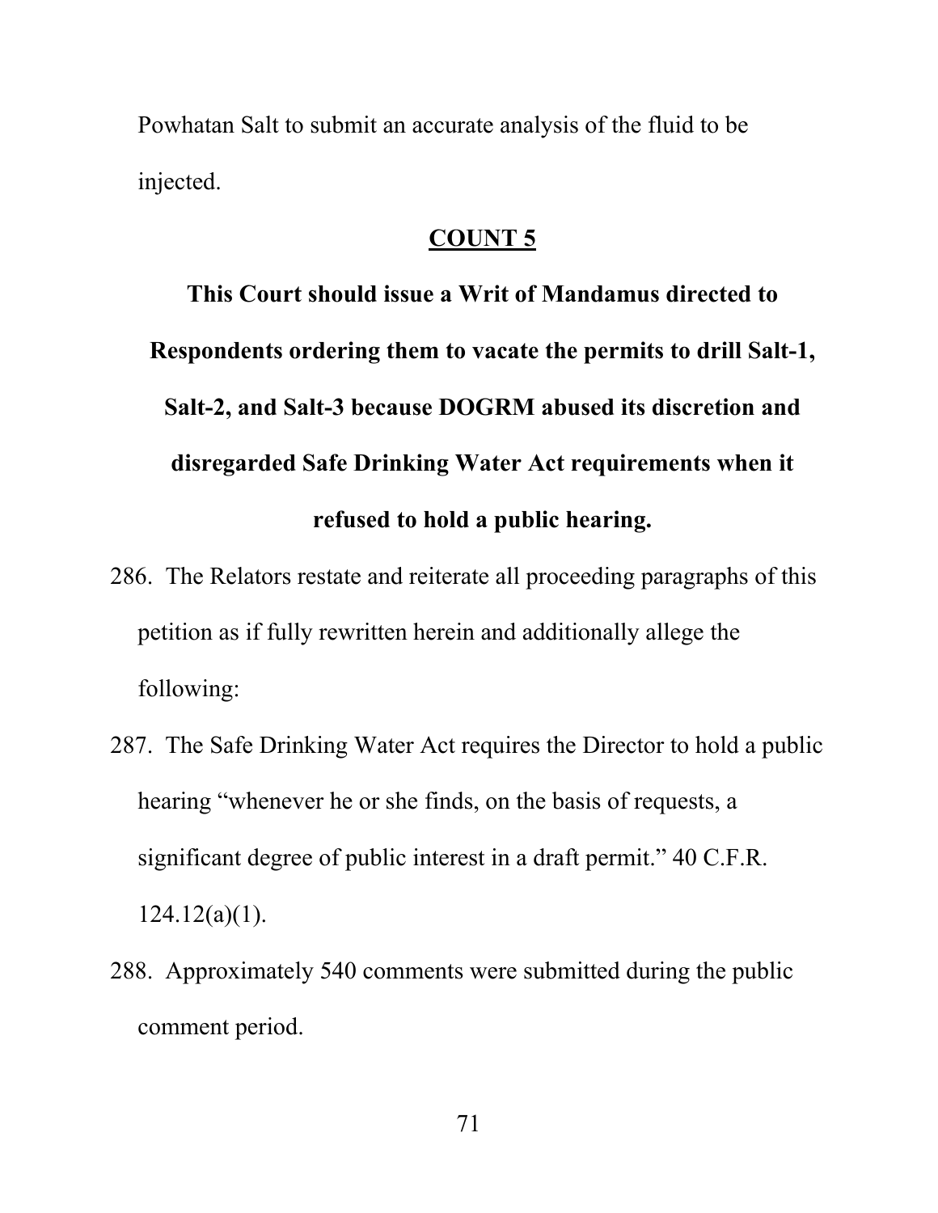Powhatan Salt to submit an accurate analysis of the fluid to be injected.

## COUNT 5

**This Court should issue a Writ of Mandamus directed to Respondents ordering them to vacate the permits to drill Salt-1, Salt-2, and Salt-3 because DOGRM abused its discretion and disregarded Safe Drinking Water Act requirements when it refused to hold a public hearing.**

286. The Relators restate and reiterate all proceeding paragraphs of this petition as if fully rewritten herein and additionally allege the following:

287. The Safe Drinking Water Act requires the Director to hold a public hearing "whenever he or she finds, on the basis of requests, a significant degree of public interest in a draft permit." 40 C.F.R. 124.12(a)(1).

288. Approximately 540 comments were submitted during the public comment period.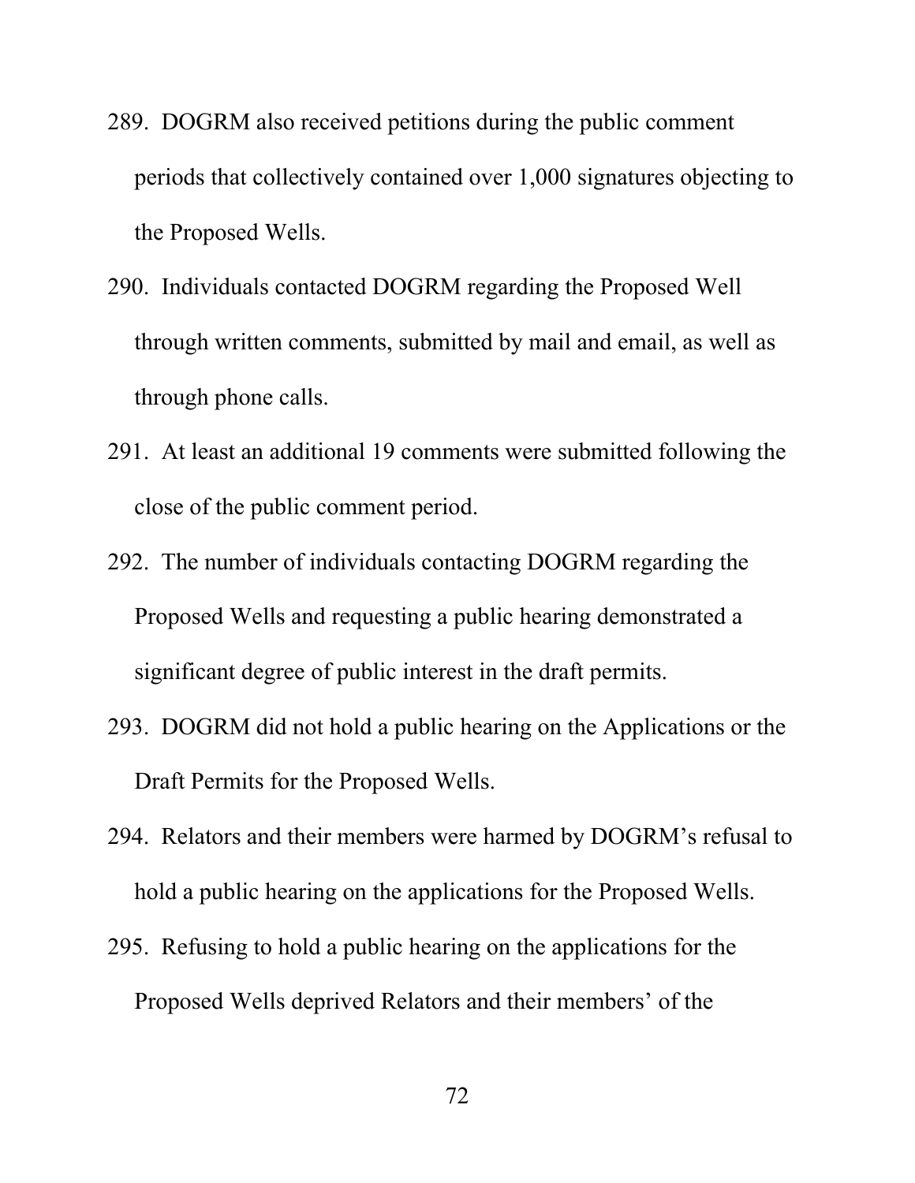289. DOGRM also received petitions during the public comment periods that collectively contained over 1,000 signatures objecting to the Proposed Wells.
290. Individuals contacted DOGRM regarding the Proposed Well through written comments, submitted by mail and email, as well as through phone calls.
291. At least an additional 19 comments were submitted following the close of the public comment period.
292. The number of individuals contacting DOGRM regarding the Proposed Wells and requesting a public hearing demonstrated a significant degree of public interest in the draft permits.
293. DOGRM did not hold a public hearing on the Applications or the Draft Permits for the Proposed Wells.
294. Relators and their members were harmed by DOGRM's refusal to hold a public hearing on the applications for the Proposed Wells.
295. Refusing to hold a public hearing on the applications for the Proposed Wells deprived Relators and their members' of the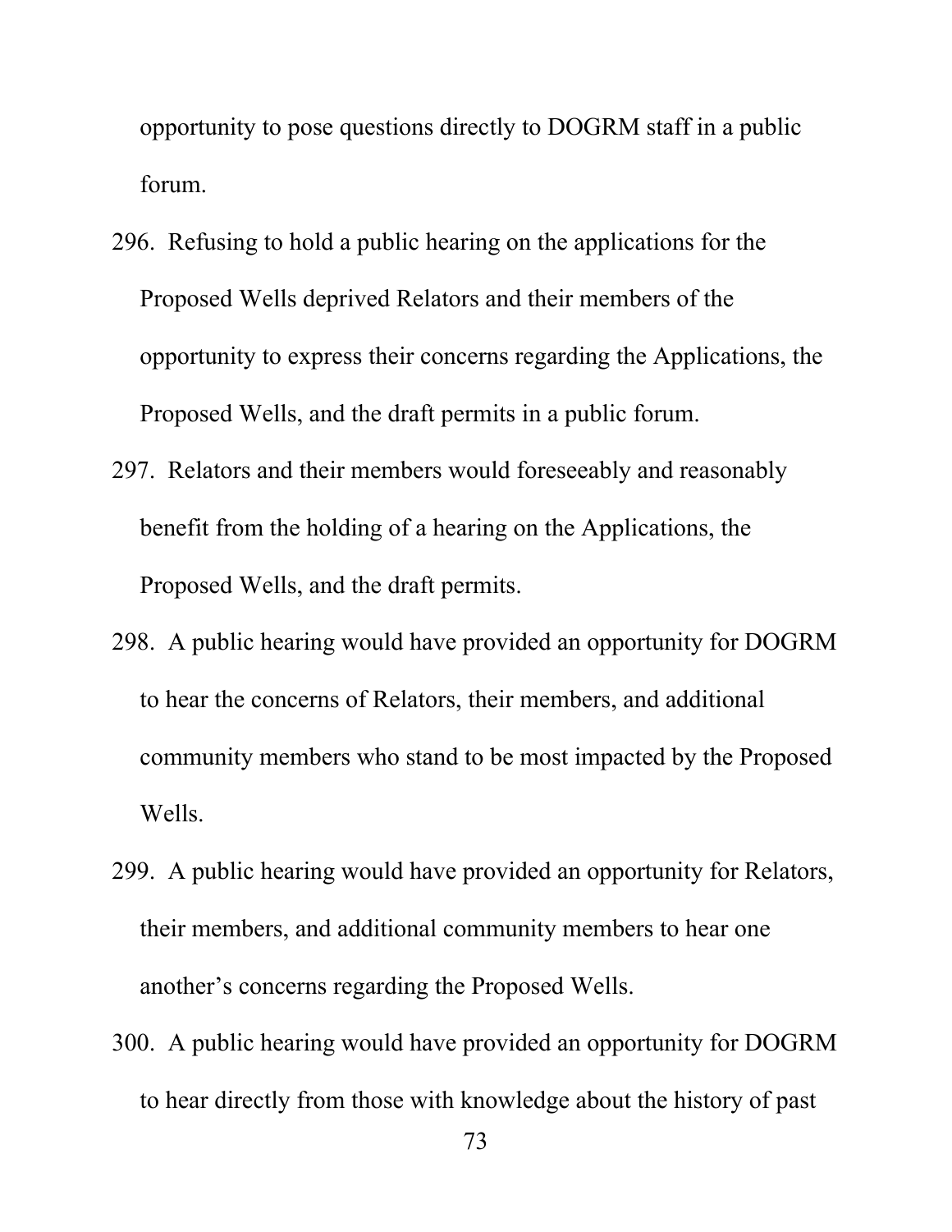opportunity to pose questions directly to DOGRM staff in a public forum.

296. Refusing to hold a public hearing on the applications for the Proposed Wells deprived Relators and their members of the opportunity to express their concerns regarding the Applications, the Proposed Wells, and the draft permits in a public forum.

297. Relators and their members would foreseeably and reasonably benefit from the holding of a hearing on the Applications, the Proposed Wells, and the draft permits.

298. A public hearing would have provided an opportunity for DOGRM to hear the concerns of Relators, their members, and additional community members who stand to be most impacted by the Proposed Wells.

299. A public hearing would have provided an opportunity for Relators, their members, and additional community members to hear one another's concerns regarding the Proposed Wells.

300. A public hearing would have provided an opportunity for DOGRM to hear directly from those with knowledge about the history of past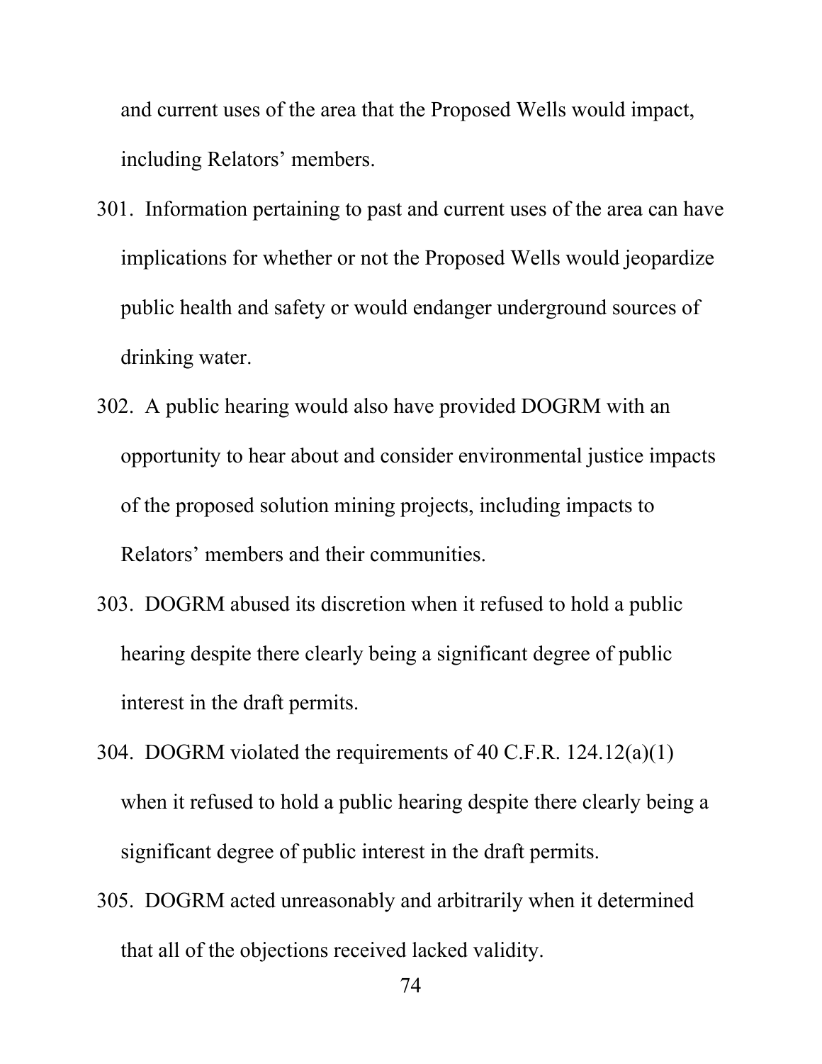and current uses of the area that the Proposed Wells would impact, including Relators' members.

301. Information pertaining to past and current uses of the area can have implications for whether or not the Proposed Wells would jeopardize public health and safety or would endanger underground sources of drinking water.

302. A public hearing would also have provided DOGRM with an opportunity to hear about and consider environmental justice impacts of the proposed solution mining projects, including impacts to Relators' members and their communities.

303. DOGRM abused its discretion when it refused to hold a public hearing despite there clearly being a significant degree of public interest in the draft permits.

304. DOGRM violated the requirements of 40 C.F.R. 124.12(a)(1) when it refused to hold a public hearing despite there clearly being a significant degree of public interest in the draft permits.

305. DOGRM acted unreasonably and arbitrarily when it determined that all of the objections received lacked validity.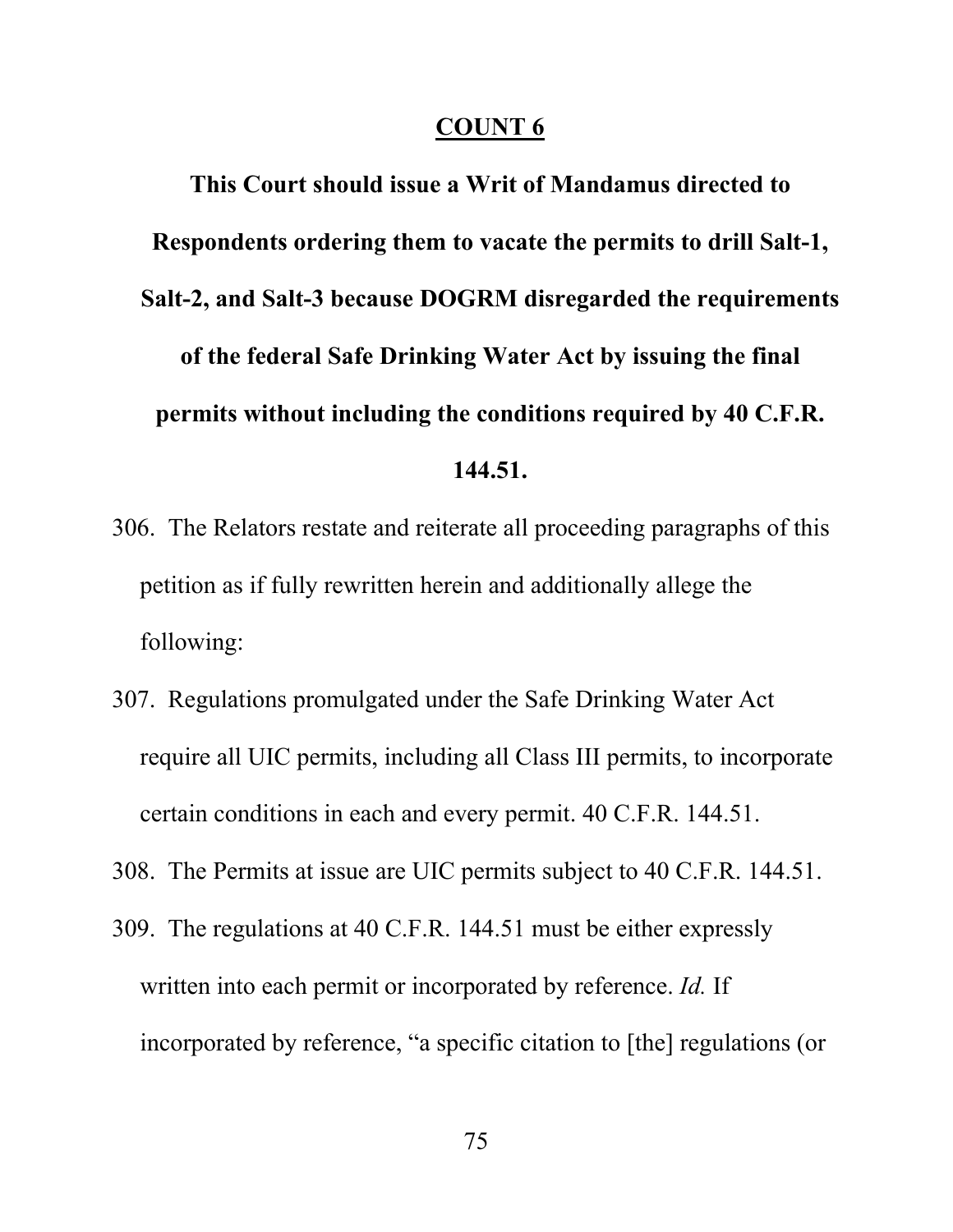## COUNT 6

**This Court should issue a Writ of Mandamus directed to Respondents ordering them to vacate the permits to drill Salt-1, Salt-2, and Salt-3 because DOGRM disregarded the requirements of the federal Safe Drinking Water Act by issuing the final permits without including the conditions required by 40 C.F.R. 144.51.**

306. The Relators restate and reiterate all proceeding paragraphs of this petition as if fully rewritten herein and additionally allege the following:

307. Regulations promulgated under the Safe Drinking Water Act require all UIC permits, including all Class III permits, to incorporate certain conditions in each and every permit. 40 C.F.R. 144.51.

308. The Permits at issue are UIC permits subject to 40 C.F.R. 144.51.

309. The regulations at 40 C.F.R. 144.51 must be either expressly written into each permit or incorporated by reference. *Id.* If incorporated by reference, "a specific citation to [the] regulations (or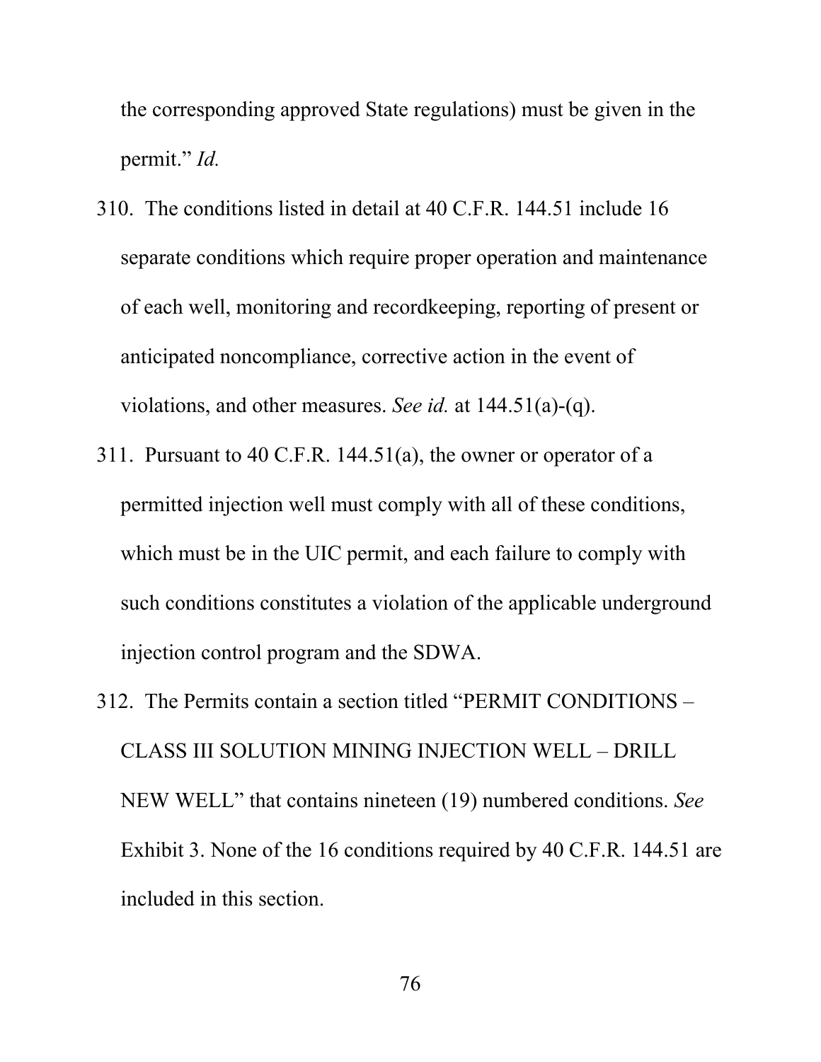the corresponding approved State regulations) must be given in the permit." *Id.*

310. The conditions listed in detail at 40 C.F.R. 144.51 include 16 separate conditions which require proper operation and maintenance of each well, monitoring and recordkeeping, reporting of present or anticipated noncompliance, corrective action in the event of violations, and other measures. *See id.* at 144.51(a)-(q).

311. Pursuant to 40 C.F.R. 144.51(a), the owner or operator of a permitted injection well must comply with all of these conditions, which must be in the UIC permit, and each failure to comply with such conditions constitutes a violation of the applicable underground injection control program and the SDWA.

312. The Permits contain a section titled "PERMIT CONDITIONS – CLASS III SOLUTION MINING INJECTION WELL – DRILL NEW WELL" that contains nineteen (19) numbered conditions. *See* Exhibit 3. None of the 16 conditions required by 40 C.F.R. 144.51 are included in this section.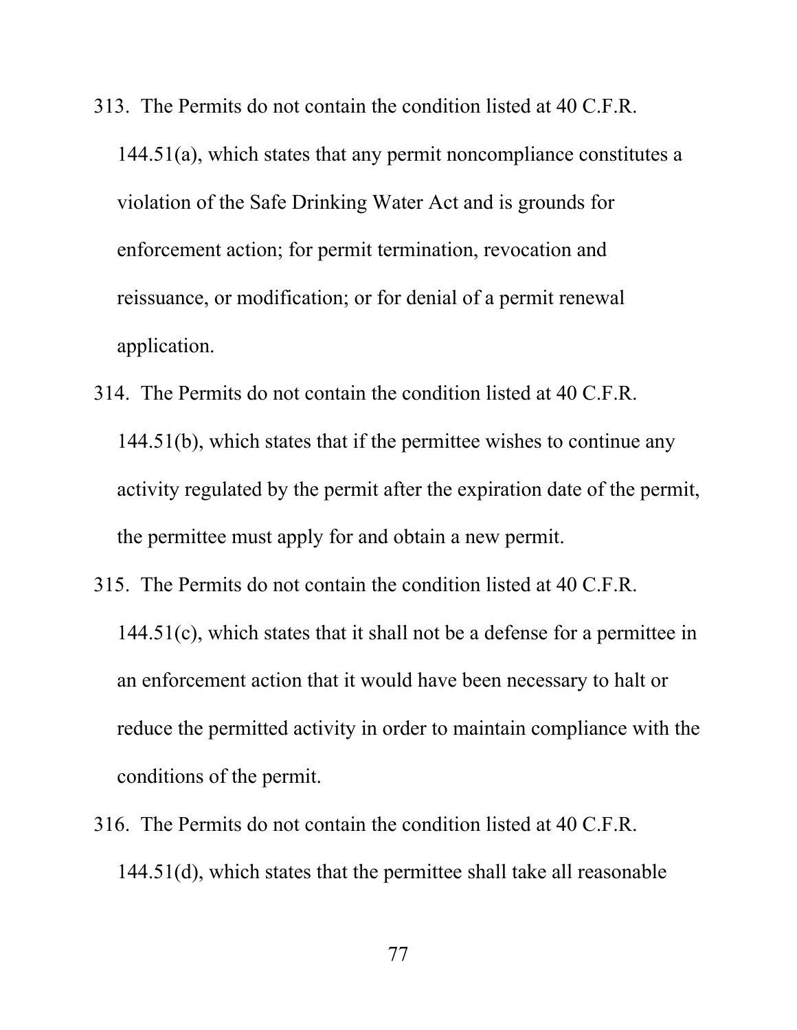313. The Permits do not contain the condition listed at 40 C.F.R. 144.51(a), which states that any permit noncompliance constitutes a violation of the Safe Drinking Water Act and is grounds for enforcement action; for permit termination, revocation and reissuance, or modification; or for denial of a permit renewal application.

314. The Permits do not contain the condition listed at 40 C.F.R. 144.51(b), which states that if the permittee wishes to continue any activity regulated by the permit after the expiration date of the permit, the permittee must apply for and obtain a new permit.

315. The Permits do not contain the condition listed at 40 C.F.R. 144.51(c), which states that it shall not be a defense for a permittee in an enforcement action that it would have been necessary to halt or reduce the permitted activity in order to maintain compliance with the conditions of the permit.

316. The Permits do not contain the condition listed at 40 C.F.R. 144.51(d), which states that the permittee shall take all reasonable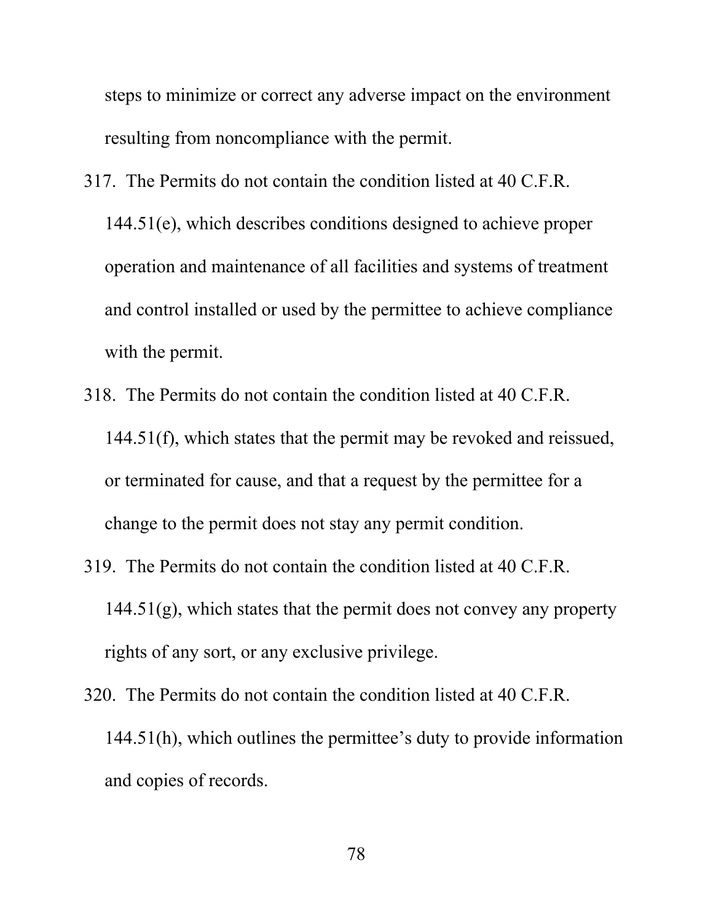steps to minimize or correct any adverse impact on the environment resulting from noncompliance with the permit.

317. The Permits do not contain the condition listed at 40 C.F.R. 144.51(e), which describes conditions designed to achieve proper operation and maintenance of all facilities and systems of treatment and control installed or used by the permittee to achieve compliance with the permit.

318. The Permits do not contain the condition listed at 40 C.F.R. 144.51(f), which states that the permit may be revoked and reissued, or terminated for cause, and that a request by the permittee for a change to the permit does not stay any permit condition.

319. The Permits do not contain the condition listed at 40 C.F.R. 144.51(g), which states that the permit does not convey any property rights of any sort, or any exclusive privilege.

320. The Permits do not contain the condition listed at 40 C.F.R. 144.51(h), which outlines the permittee's duty to provide information and copies of records.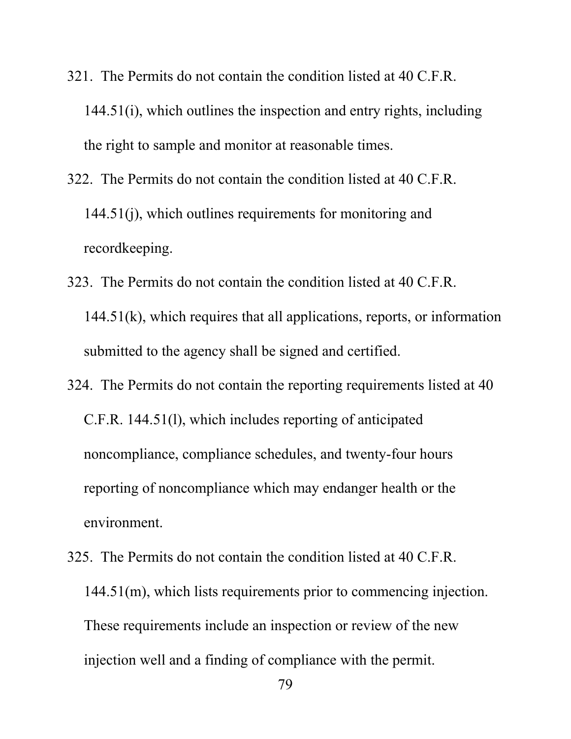321. The Permits do not contain the condition listed at 40 C.F.R. 144.51(i), which outlines the inspection and entry rights, including the right to sample and monitor at reasonable times.
322. The Permits do not contain the condition listed at 40 C.F.R. 144.51(j), which outlines requirements for monitoring and recordkeeping.
323. The Permits do not contain the condition listed at 40 C.F.R. 144.51(k), which requires that all applications, reports, or information submitted to the agency shall be signed and certified.
324. The Permits do not contain the reporting requirements listed at 40 C.F.R. 144.51(l), which includes reporting of anticipated noncompliance, compliance schedules, and twenty-four hours reporting of noncompliance which may endanger health or the environment.
325. The Permits do not contain the condition listed at 40 C.F.R. 144.51(m), which lists requirements prior to commencing injection. These requirements include an inspection or review of the new injection well and a finding of compliance with the permit.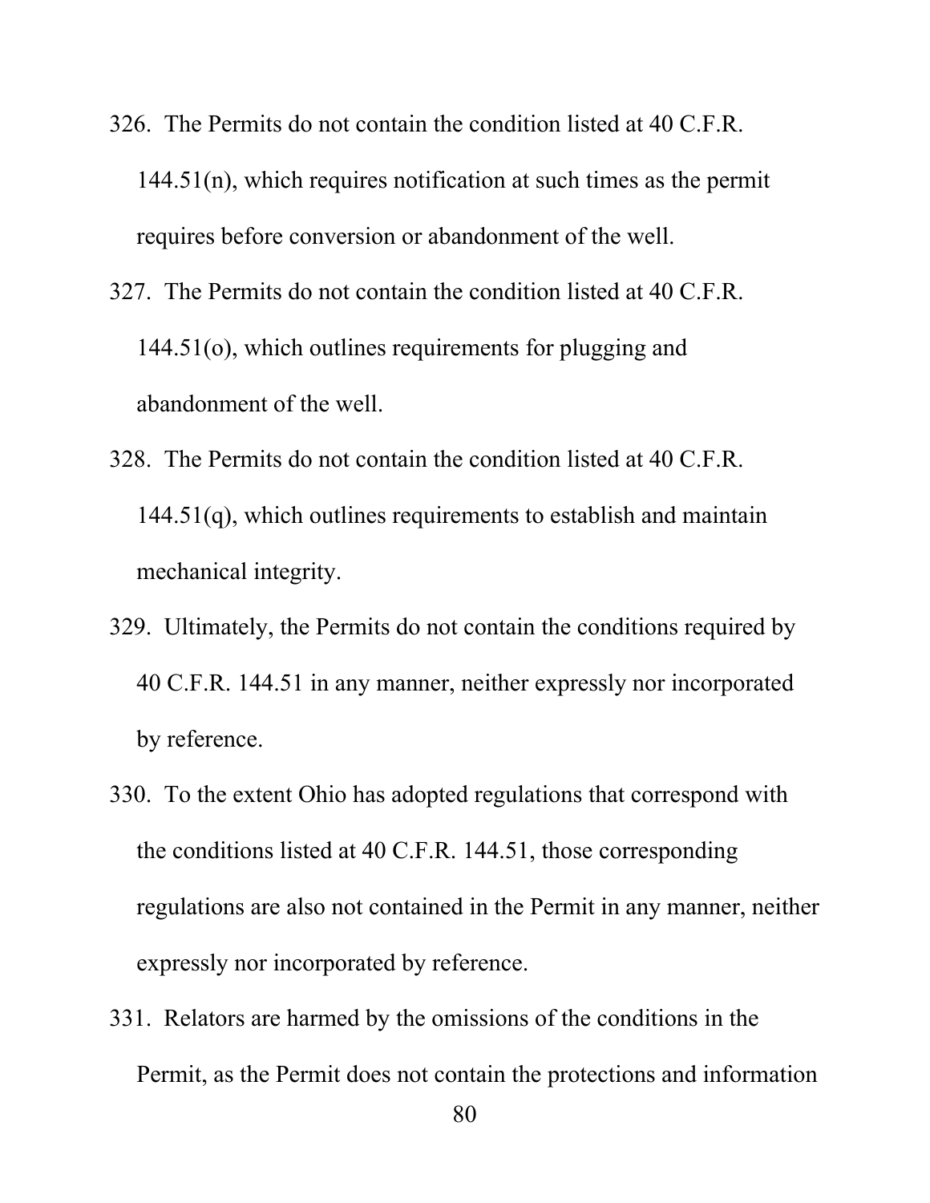326. The Permits do not contain the condition listed at 40 C.F.R. 144.51(n), which requires notification at such times as the permit requires before conversion or abandonment of the well.

327. The Permits do not contain the condition listed at 40 C.F.R. 144.51(o), which outlines requirements for plugging and abandonment of the well.

328. The Permits do not contain the condition listed at 40 C.F.R. 144.51(q), which outlines requirements to establish and maintain mechanical integrity.

329. Ultimately, the Permits do not contain the conditions required by 40 C.F.R. 144.51 in any manner, neither expressly nor incorporated by reference.

330. To the extent Ohio has adopted regulations that correspond with the conditions listed at 40 C.F.R. 144.51, those corresponding regulations are also not contained in the Permit in any manner, neither expressly nor incorporated by reference.

331. Relators are harmed by the omissions of the conditions in the Permit, as the Permit does not contain the protections and information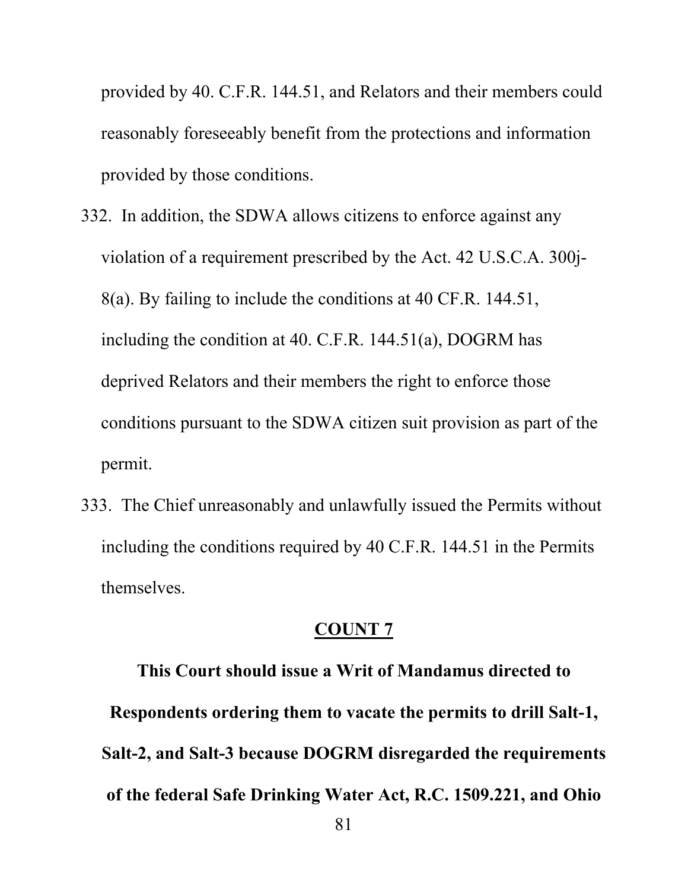provided by 40. C.F.R. 144.51, and Relators and their members could reasonably foreseeably benefit from the protections and information provided by those conditions.

332. In addition, the SDWA allows citizens to enforce against any violation of a requirement prescribed by the Act. 42 U.S.C.A. 300j-8(a). By failing to include the conditions at 40 CF.R. 144.51, including the condition at 40. C.F.R. 144.51(a), DOGRM has deprived Relators and their members the right to enforce those conditions pursuant to the SDWA citizen suit provision as part of the permit.

333. The Chief unreasonably and unlawfully issued the Permits without including the conditions required by 40 C.F.R. 144.51 in the Permits themselves.

## COUNT 7

**This Court should issue a Writ of Mandamus directed to Respondents ordering them to vacate the permits to drill Salt-1, Salt-2, and Salt-3 because DOGRM disregarded the requirements of the federal Safe Drinking Water Act, R.C. 1509.221, and Ohio**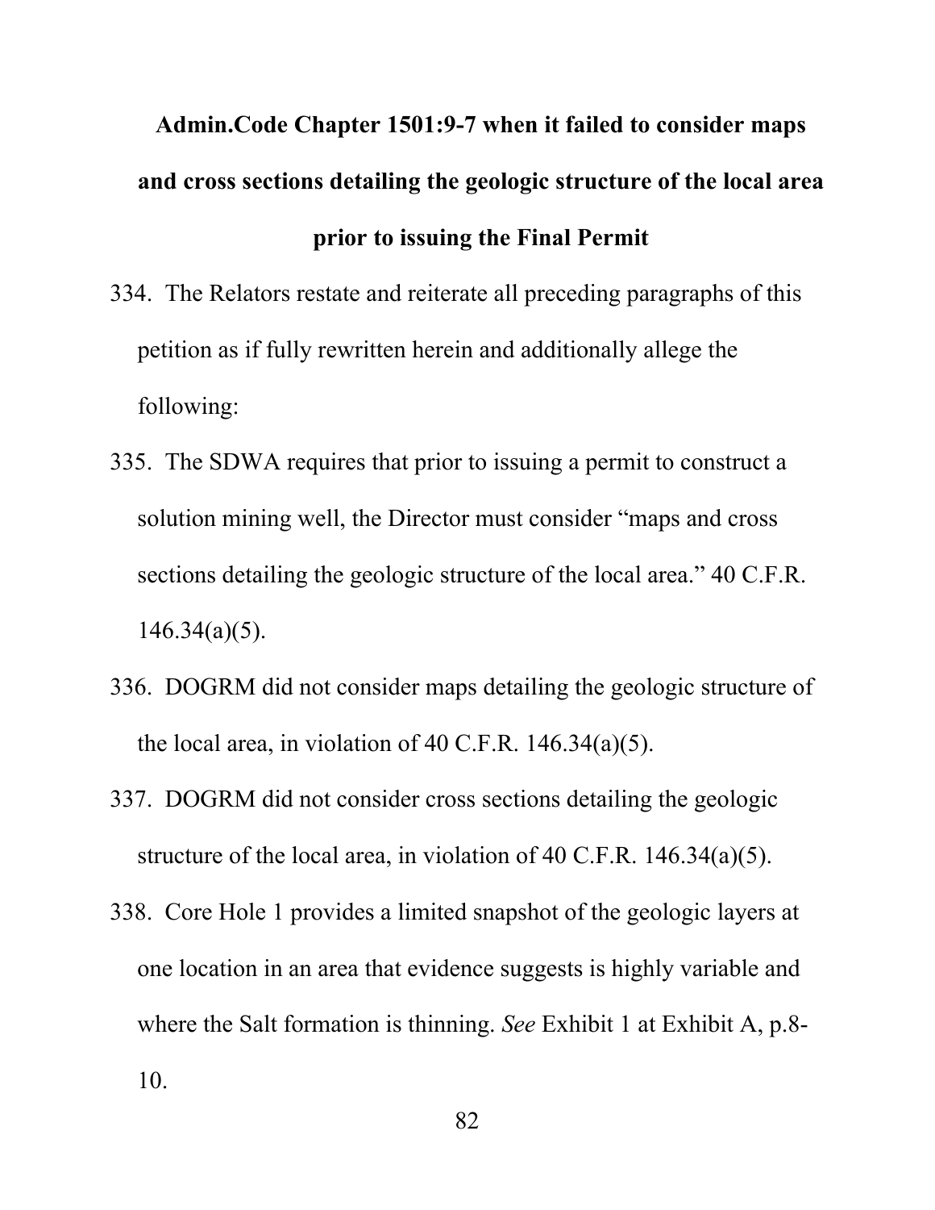**Admin.Code Chapter 1501:9-7 when it failed to consider maps and cross sections detailing the geologic structure of the local area prior to issuing the Final Permit**

334. The Relators restate and reiterate all preceding paragraphs of this petition as if fully rewritten herein and additionally allege the following:

335. The SDWA requires that prior to issuing a permit to construct a solution mining well, the Director must consider "maps and cross sections detailing the geologic structure of the local area." 40 C.F.R. 146.34(a)(5).

336. DOGRM did not consider maps detailing the geologic structure of the local area, in violation of 40 C.F.R. 146.34(a)(5).

337. DOGRM did not consider cross sections detailing the geologic structure of the local area, in violation of 40 C.F.R. 146.34(a)(5).

338. Core Hole 1 provides a limited snapshot of the geologic layers at one location in an area that evidence suggests is highly variable and where the Salt formation is thinning. *See* Exhibit 1 at Exhibit A, p.8-10.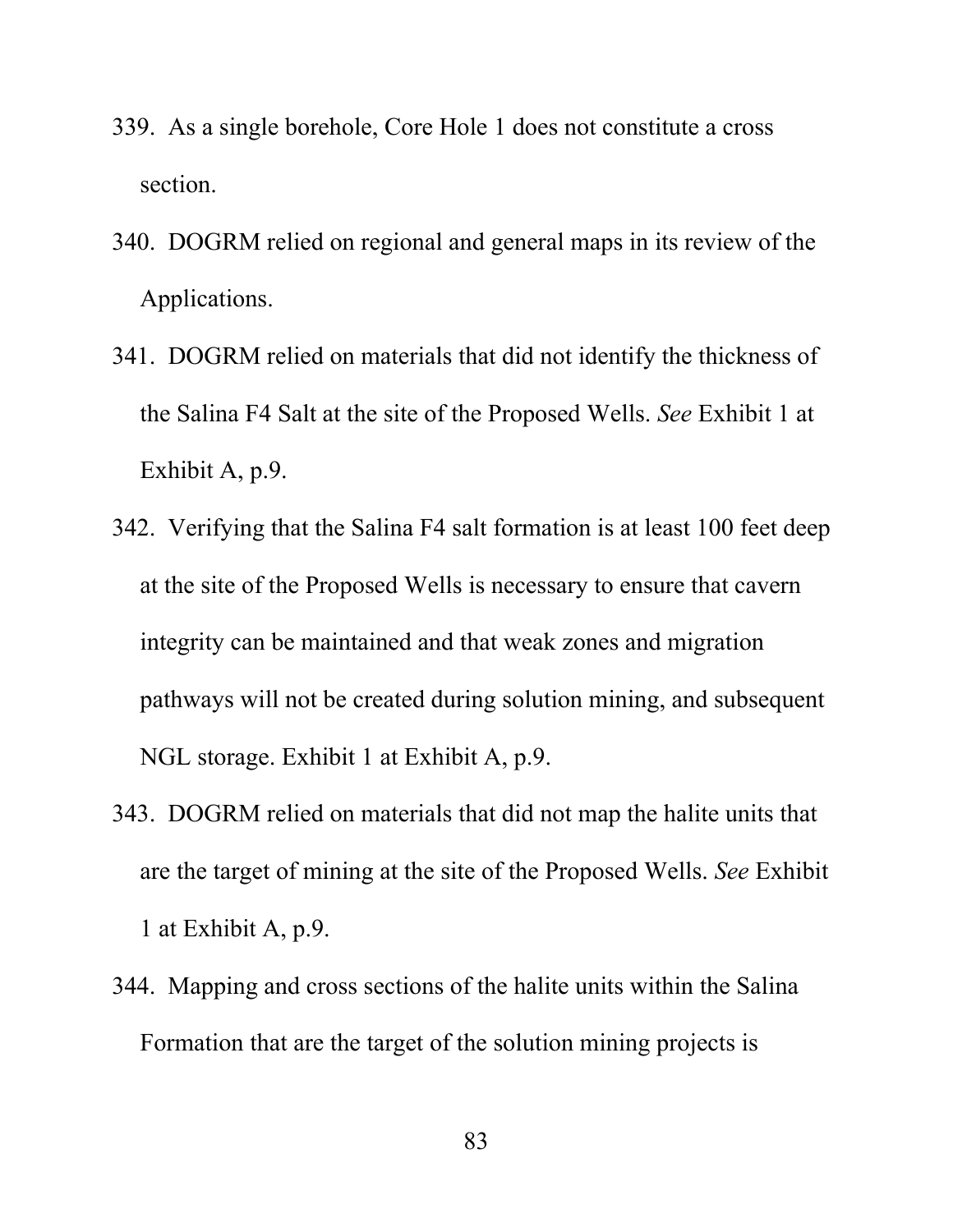339. As a single borehole, Core Hole 1 does not constitute a cross section.

340. DOGRM relied on regional and general maps in its review of the Applications.

341. DOGRM relied on materials that did not identify the thickness of the Salina F4 Salt at the site of the Proposed Wells. *See* Exhibit 1 at Exhibit A, p.9.

342. Verifying that the Salina F4 salt formation is at least 100 feet deep at the site of the Proposed Wells is necessary to ensure that cavern integrity can be maintained and that weak zones and migration pathways will not be created during solution mining, and subsequent NGL storage. Exhibit 1 at Exhibit A, p.9.

343. DOGRM relied on materials that did not map the halite units that are the target of mining at the site of the Proposed Wells. *See* Exhibit 1 at Exhibit A, p.9.

344. Mapping and cross sections of the halite units within the Salina Formation that are the target of the solution mining projects is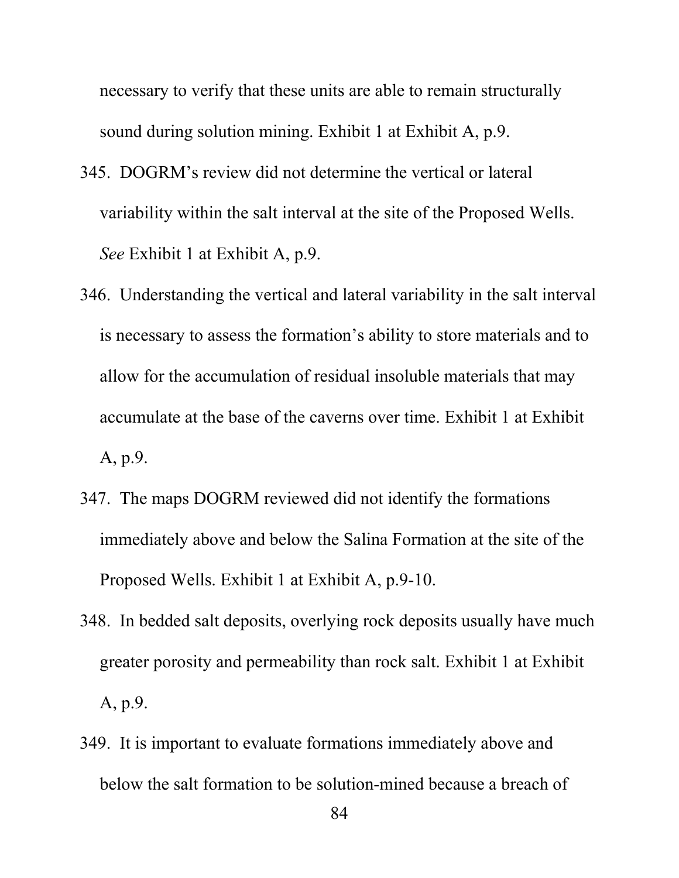necessary to verify that these units are able to remain structurally sound during solution mining. Exhibit 1 at Exhibit A, p.9.

345. DOGRM's review did not determine the vertical or lateral variability within the salt interval at the site of the Proposed Wells. *See* Exhibit 1 at Exhibit A, p.9.

346. Understanding the vertical and lateral variability in the salt interval is necessary to assess the formation's ability to store materials and to allow for the accumulation of residual insoluble materials that may accumulate at the base of the caverns over time. Exhibit 1 at Exhibit A, p.9.

347. The maps DOGRM reviewed did not identify the formations immediately above and below the Salina Formation at the site of the Proposed Wells. Exhibit 1 at Exhibit A, p.9-10.

348. In bedded salt deposits, overlying rock deposits usually have much greater porosity and permeability than rock salt. Exhibit 1 at Exhibit A, p.9.

349. It is important to evaluate formations immediately above and below the salt formation to be solution-mined because a breach of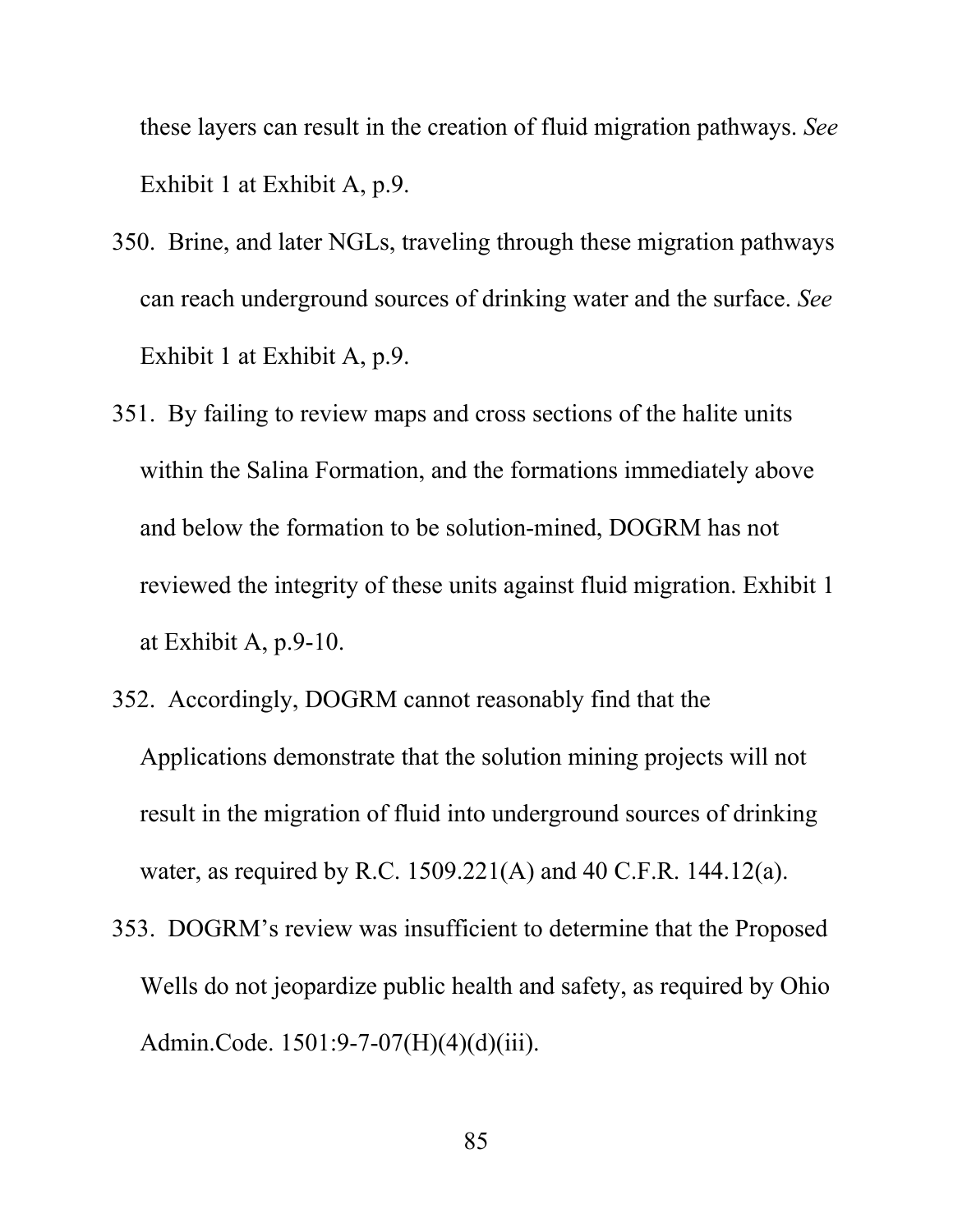these layers can result in the creation of fluid migration pathways. *See* Exhibit 1 at Exhibit A, p.9.

350. Brine, and later NGLs, traveling through these migration pathways can reach underground sources of drinking water and the surface. *See* Exhibit 1 at Exhibit A, p.9.

351. By failing to review maps and cross sections of the halite units within the Salina Formation, and the formations immediately above and below the formation to be solution-mined, DOGRM has not reviewed the integrity of these units against fluid migration. Exhibit 1 at Exhibit A, p.9-10.

352. Accordingly, DOGRM cannot reasonably find that the Applications demonstrate that the solution mining projects will not result in the migration of fluid into underground sources of drinking water, as required by R.C. 1509.221(A) and 40 C.F.R. 144.12(a).

353. DOGRM's review was insufficient to determine that the Proposed Wells do not jeopardize public health and safety, as required by Ohio Admin.Code. 1501:9-7-07(H)(4)(d)(iii).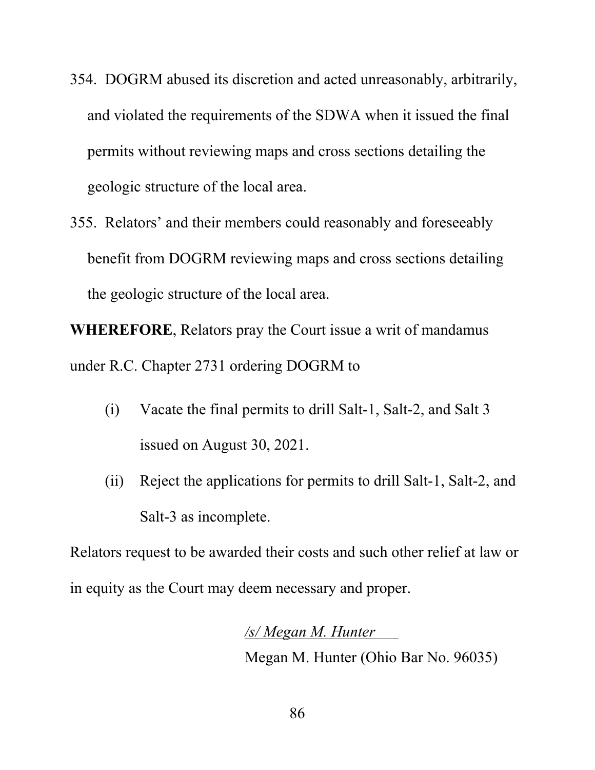354. DOGRM abused its discretion and acted unreasonably, arbitrarily, and violated the requirements of the SDWA when it issued the final permits without reviewing maps and cross sections detailing the geologic structure of the local area.

355. Relators' and their members could reasonably and foreseeably benefit from DOGRM reviewing maps and cross sections detailing the geologic structure of the local area.

**WHEREFORE**, Relators pray the Court issue a writ of mandamus under R.C. Chapter 2731 ordering DOGRM to

(i) Vacate the final permits to drill Salt-1, Salt-2, and Salt 3 issued on August 30, 2021.

(ii) Reject the applications for permits to drill Salt-1, Salt-2, and Salt-3 as incomplete.

Relators request to be awarded their costs and such other relief at law or in equity as the Court may deem necessary and proper.

*/s/ Megan M. Hunter*

Megan M. Hunter (Ohio Bar No. 96035)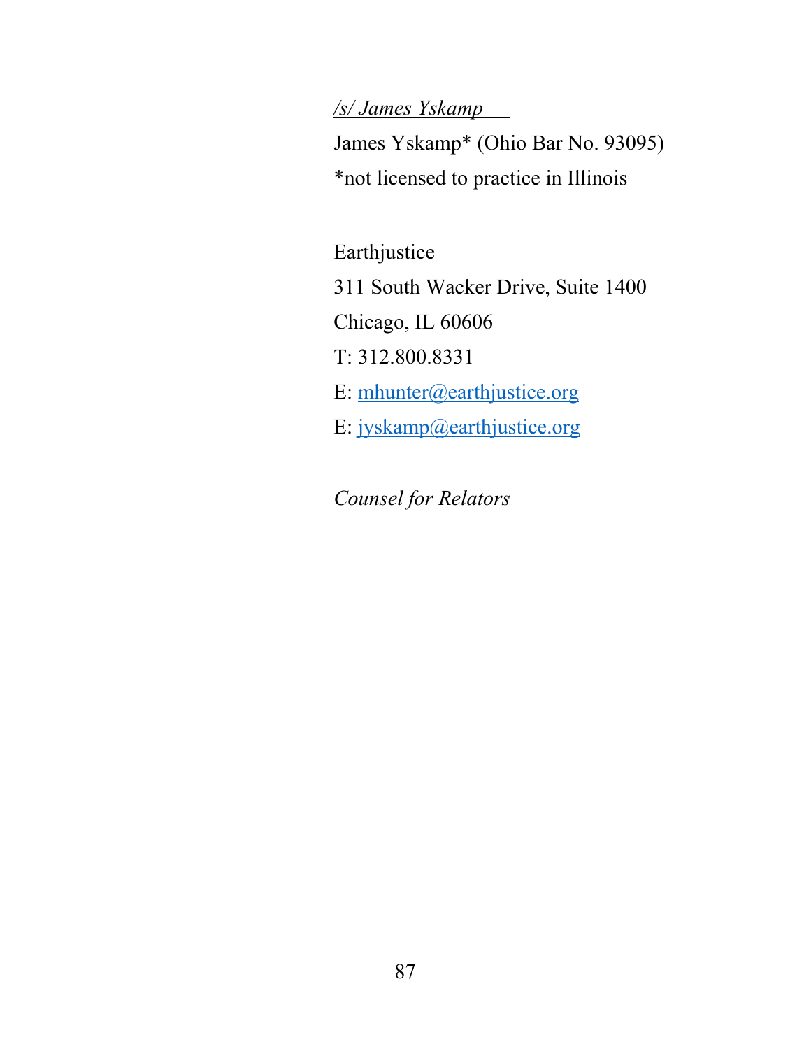*/s/ James Yskamp*

James Yskamp* (Ohio Bar No. 93095)

*not licensed to practice in Illinois

Earthjustice

311 South Wacker Drive, Suite 1400

Chicago, IL 60606

T: 312.800.8331

E: mhunter@earthjustice.org

E: jyskamp@earthjustice.org

*Counsel for Relators*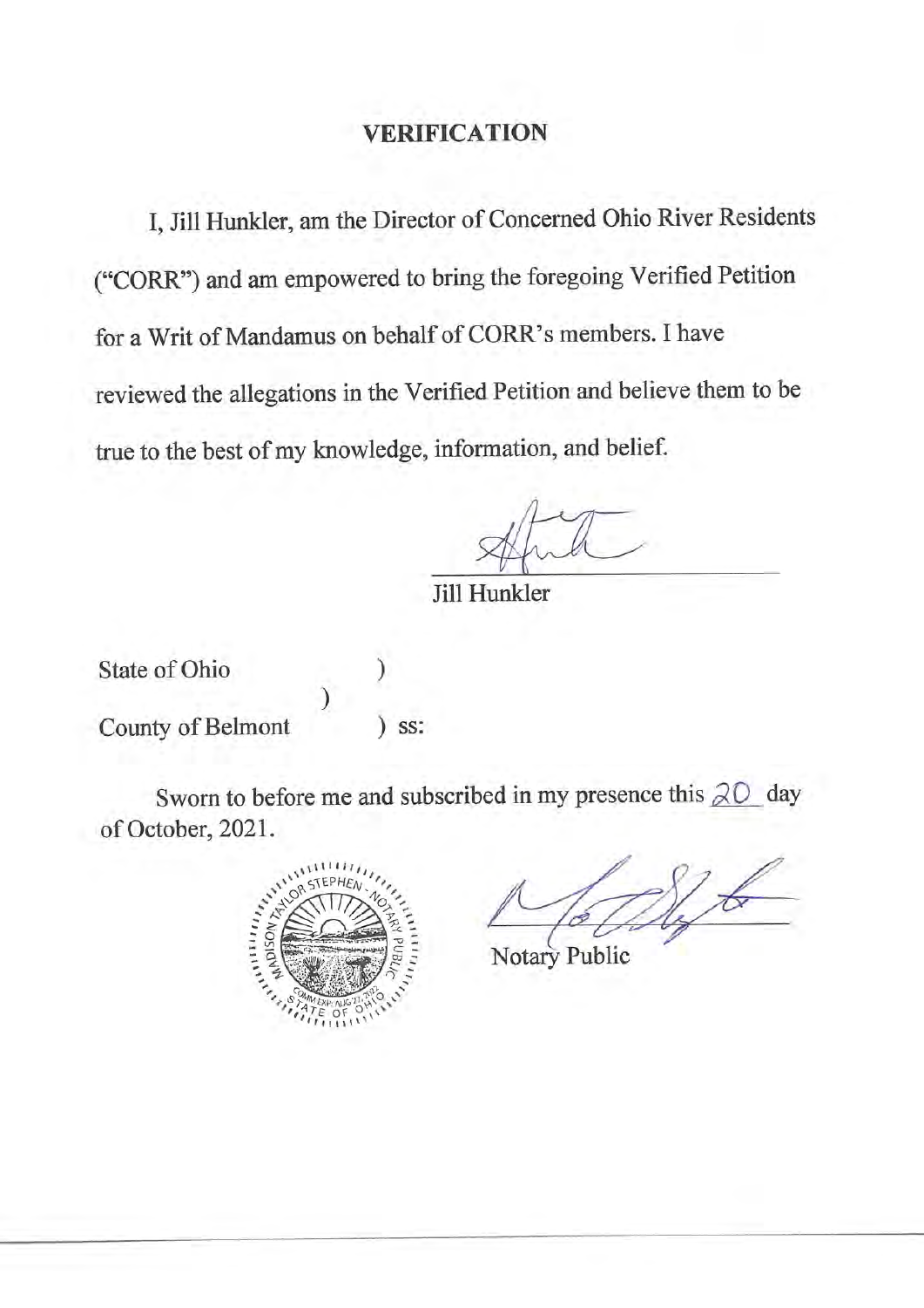## VERIFICATION

I, Jill Hunkler, am the Director of Concerned Ohio River Residents ("CORR") and am empowered to bring the foregoing Verified Petition for a Writ of Mandamus on behalf of CORR's members. I have reviewed the allegations in the Verified Petition and believe them to be true to the best of my knowledge, information, and belief.

Jill Hunkler

State of Ohio )
)
County of Belmont ) ss:

Sworn to before me and subscribed in my presence this 20 day of October, 2021.

MADISON TAYLOR STEPHEN NOTARY PUBLIC STATE OF OHIO COMM EXP. AUG 27, 2022

Notary Public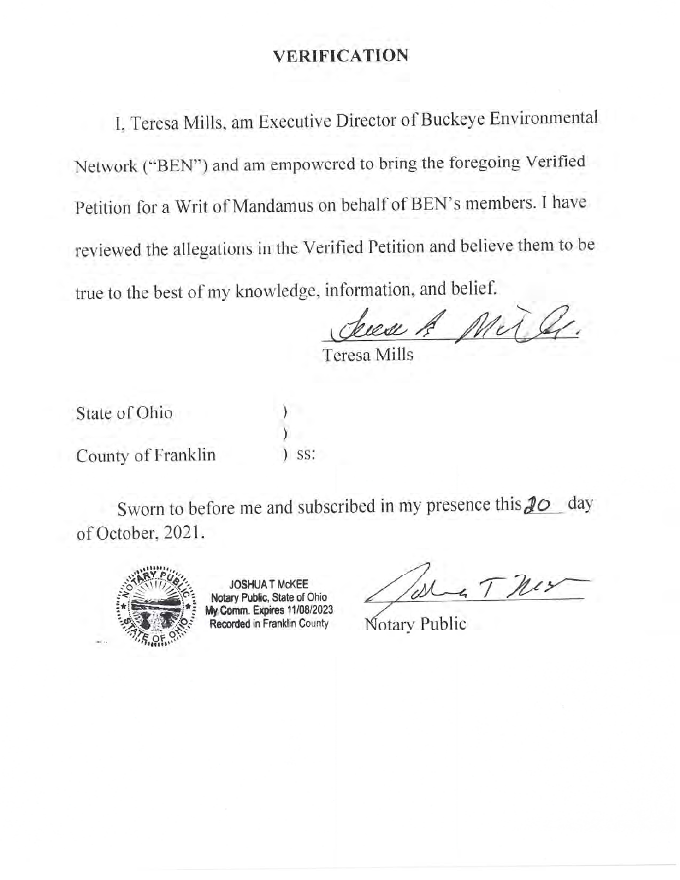# VERIFICATION

I, Teresa Mills, am Executive Director of Buckeye Environmental Network ("BEN") and am empowered to bring the foregoing Verified Petition for a Writ of Mandamus on behalf of BEN's members. I have reviewed the allegations in the Verified Petition and believe them to be true to the best of my knowledge, information, and belief.

Teresa Mills

State of Ohio )
)
County of Franklin ) ss:

Sworn to before me and subscribed in my presence this 20 day of October, 2021.

JOSHUA T McKEE
Notary Public, State of Ohio
My Comm. Expires 11/08/2023
Recorded in Franklin County

Notary Public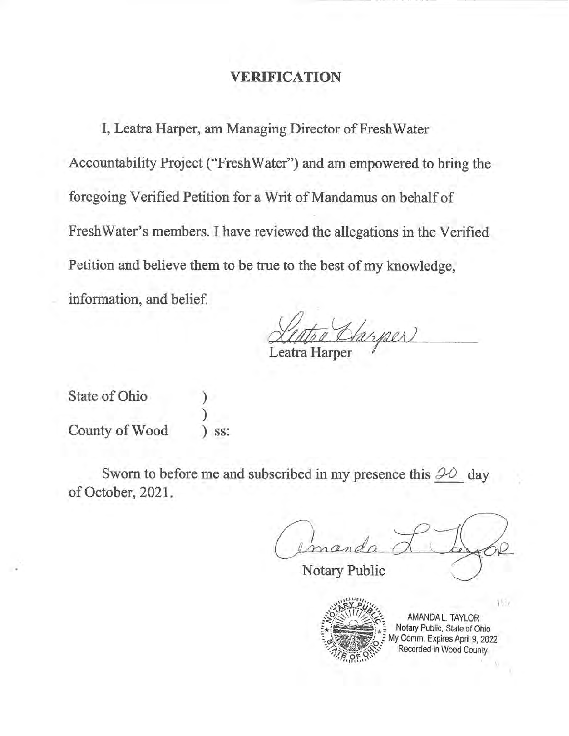# VERIFICATION

I, Leatra Harper, am Managing Director of FreshWater Accountability Project ("FreshWater") and am empowered to bring the foregoing Verified Petition for a Writ of Mandamus on behalf of FreshWater's members. I have reviewed the allegations in the Verified Petition and believe them to be true to the best of my knowledge, information, and belief.

Leatra Harper

Leatra Harper

State of Ohio )
)
County of Wood ) ss:

Sworn to before me and subscribed in my presence this 20 day of October, 2021.

Amanda L. Taylor

Notary Public

AMANDA L. TAYLOR
Notary Public, State of Ohio
My Comm. Expires April 9, 2022
Recorded in Wood County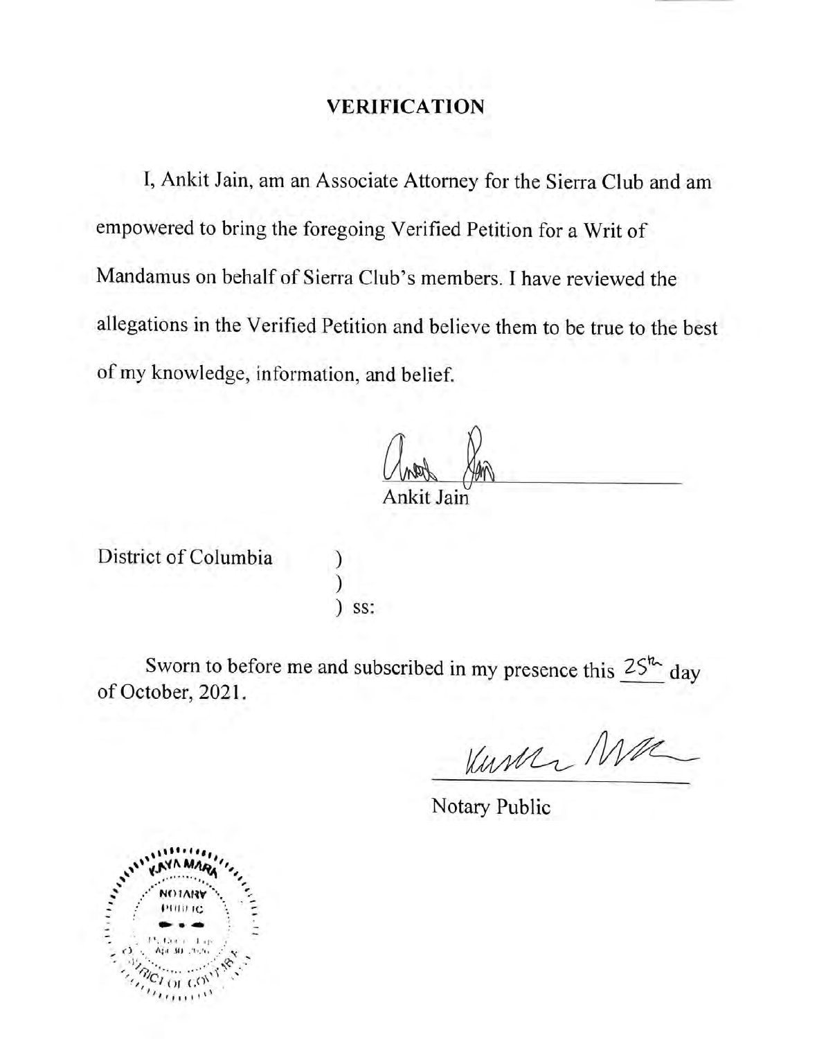# VERIFICATION

I, Ankit Jain, am an Associate Attorney for the Sierra Club and am empowered to bring the foregoing Verified Petition for a Writ of Mandamus on behalf of Sierra Club's members. I have reviewed the allegations in the Verified Petition and believe them to be true to the best of my knowledge, information, and belief.

Ankit Jain

District of Columbia )
)
) ss:

Sworn to before me and subscribed in my presence this 25th day of October, 2021.

Notary Public

KAYA MARK
NOTARY
PUBLIC
DISTRICT OF COLUMBIA